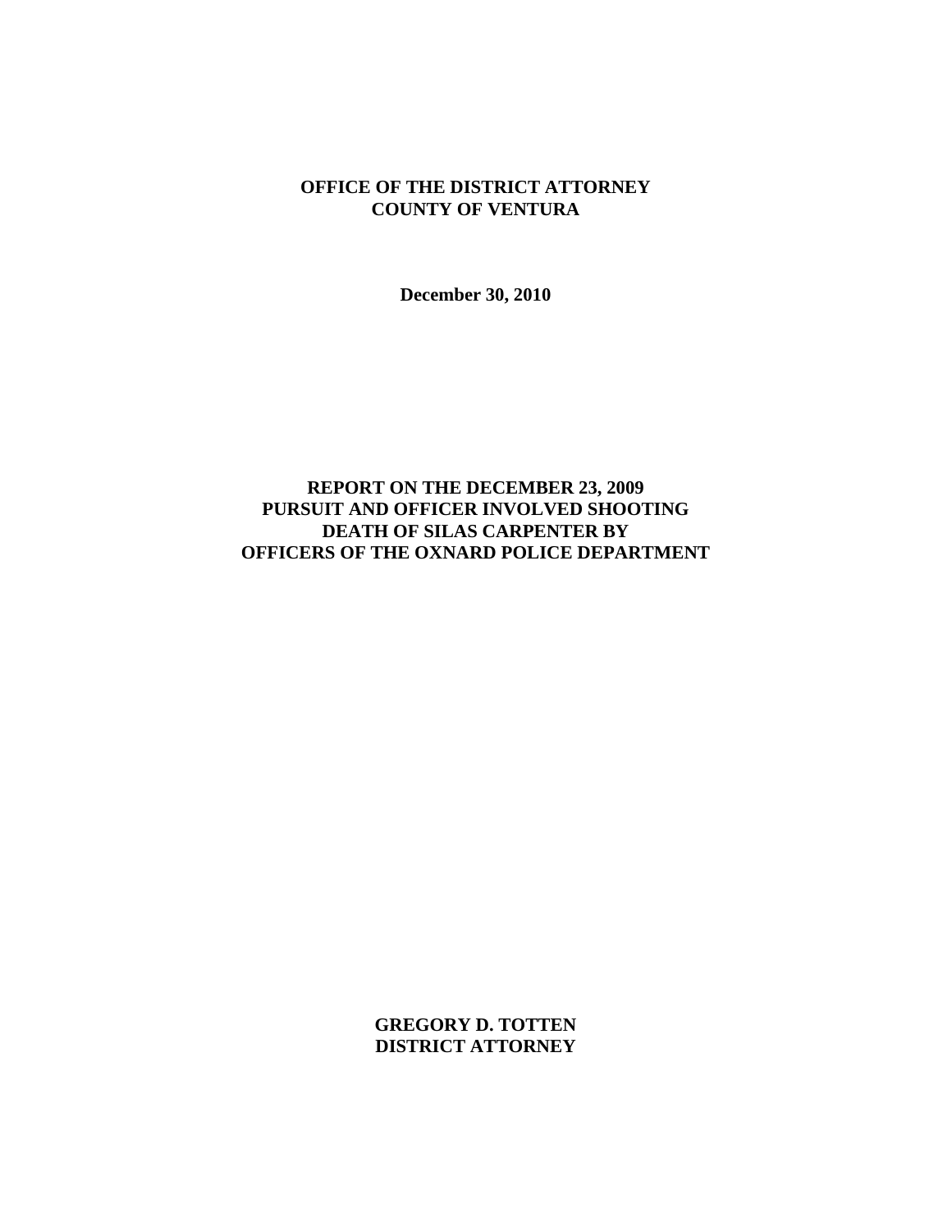**OFFICE OF THE DISTRICT ATTORNEY**
**COUNTY OF VENTURA**

**December 30, 2010**

# REPORT ON THE DECEMBER 23, 2009 PURSUIT AND OFFICER INVOLVED SHOOTING DEATH OF SILAS CARPENTER BY OFFICERS OF THE OXNARD POLICE DEPARTMENT

**GREGORY D. TOTTEN**
**DISTRICT ATTORNEY**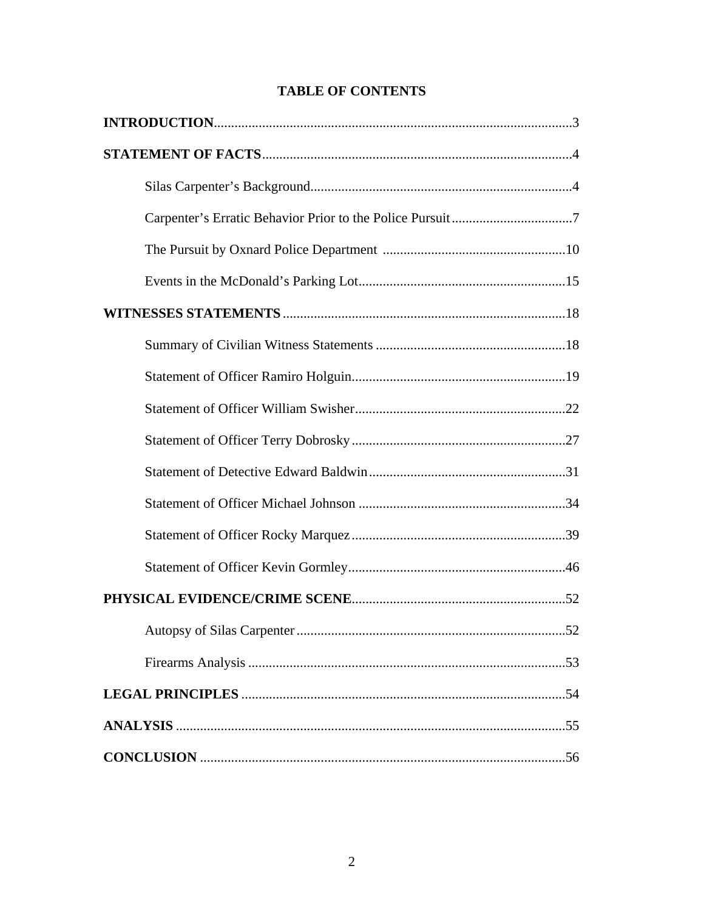# TABLE OF CONTENTS

**INTRODUCTION**........................................................................................................3

**STATEMENT OF FACTS**..........................................................................................4

Silas Carpenter's Background............................................................................4

Carpenter's Erratic Behavior Prior to the Police Pursuit...................................7

The Pursuit by Oxnard Police Department .....................................................10

Events in the McDonald's Parking Lot............................................................15

**WITNESSES STATEMENTS**..................................................................................18

Summary of Civilian Witness Statements ........................................................18

Statement of Officer Ramiro Holguin..............................................................19

Statement of Officer William Swisher.............................................................22

Statement of Officer Terry Dobrosky..............................................................27

Statement of Detective Edward Baldwin.........................................................31

Statement of Officer Michael Johnson ............................................................34

Statement of Officer Rocky Marquez..............................................................39

Statement of Officer Kevin Gormley...............................................................46

**PHYSICAL EVIDENCE/CRIME SCENE**..............................................................52

Autopsy of Silas Carpenter..............................................................................52

Firearms Analysis ............................................................................................53

**LEGAL PRINCIPLES** ..............................................................................................54

**ANALYSIS** .................................................................................................................55

**CONCLUSION** ..........................................................................................................56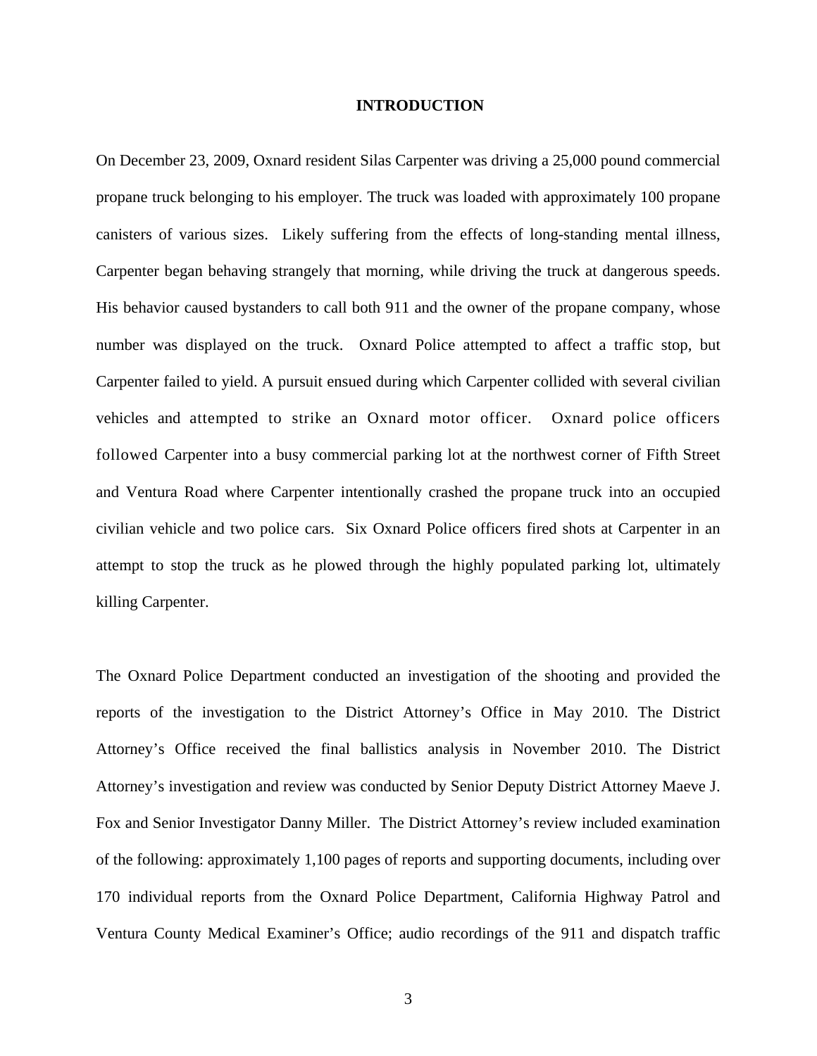# INTRODUCTION

On December 23, 2009, Oxnard resident Silas Carpenter was driving a 25,000 pound commercial propane truck belonging to his employer. The truck was loaded with approximately 100 propane canisters of various sizes. Likely suffering from the effects of long-standing mental illness, Carpenter began behaving strangely that morning, while driving the truck at dangerous speeds. His behavior caused bystanders to call both 911 and the owner of the propane company, whose number was displayed on the truck. Oxnard Police attempted to affect a traffic stop, but Carpenter failed to yield. A pursuit ensued during which Carpenter collided with several civilian vehicles and attempted to strike an Oxnard motor officer. Oxnard police officers followed Carpenter into a busy commercial parking lot at the northwest corner of Fifth Street and Ventura Road where Carpenter intentionally crashed the propane truck into an occupied civilian vehicle and two police cars. Six Oxnard Police officers fired shots at Carpenter in an attempt to stop the truck as he plowed through the highly populated parking lot, ultimately killing Carpenter.

The Oxnard Police Department conducted an investigation of the shooting and provided the reports of the investigation to the District Attorney's Office in May 2010. The District Attorney's Office received the final ballistics analysis in November 2010. The District Attorney's investigation and review was conducted by Senior Deputy District Attorney Maeve J. Fox and Senior Investigator Danny Miller. The District Attorney's review included examination of the following: approximately 1,100 pages of reports and supporting documents, including over 170 individual reports from the Oxnard Police Department, California Highway Patrol and Ventura County Medical Examiner's Office; audio recordings of the 911 and dispatch traffic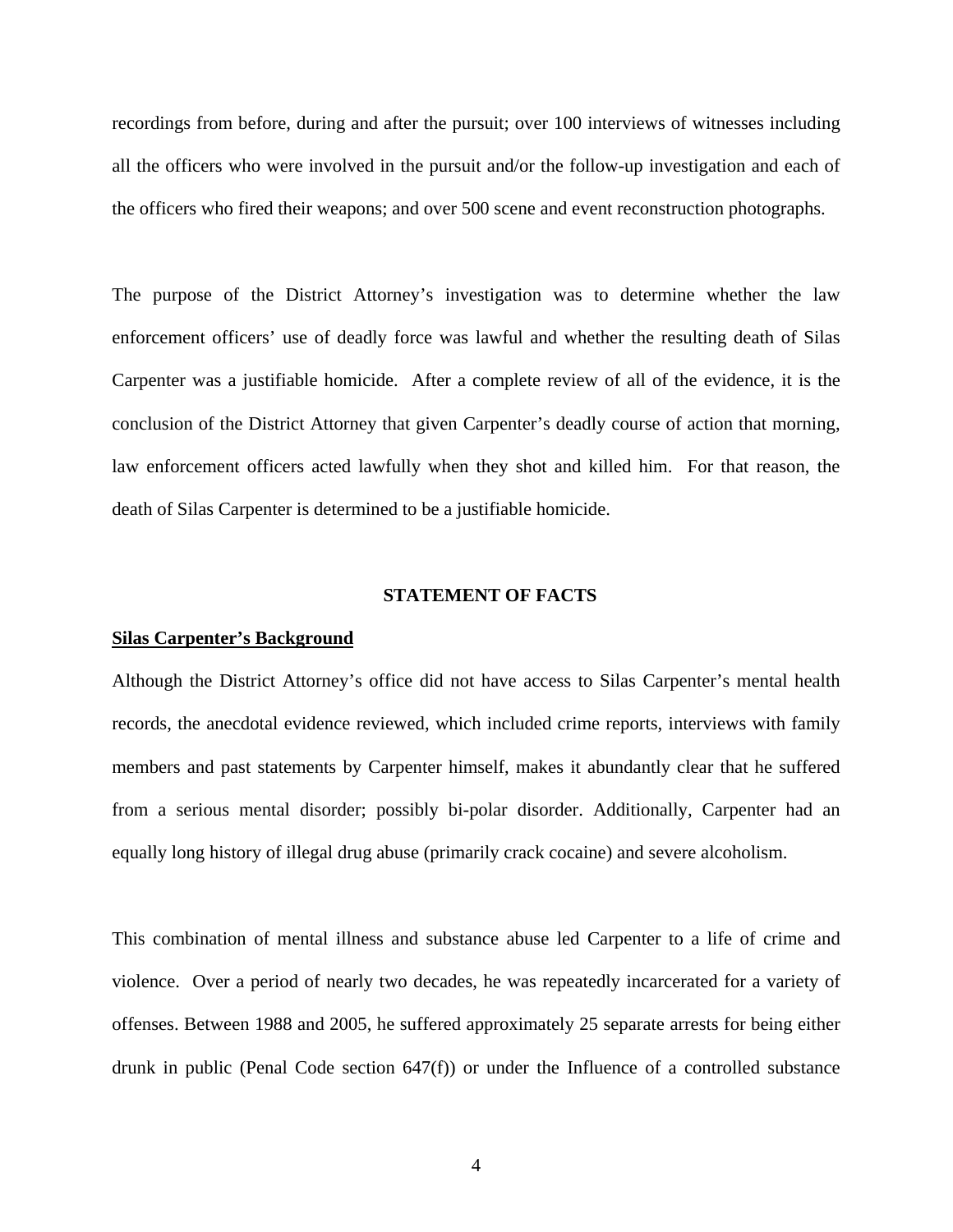recordings from before, during and after the pursuit; over 100 interviews of witnesses including all the officers who were involved in the pursuit and/or the follow-up investigation and each of the officers who fired their weapons; and over 500 scene and event reconstruction photographs.

The purpose of the District Attorney's investigation was to determine whether the law enforcement officers' use of deadly force was lawful and whether the resulting death of Silas Carpenter was a justifiable homicide. After a complete review of all of the evidence, it is the conclusion of the District Attorney that given Carpenter's deadly course of action that morning, law enforcement officers acted lawfully when they shot and killed him. For that reason, the death of Silas Carpenter is determined to be a justifiable homicide.

## STATEMENT OF FACTS

### Silas Carpenter's Background

Although the District Attorney's office did not have access to Silas Carpenter's mental health records, the anecdotal evidence reviewed, which included crime reports, interviews with family members and past statements by Carpenter himself, makes it abundantly clear that he suffered from a serious mental disorder; possibly bi-polar disorder. Additionally, Carpenter had an equally long history of illegal drug abuse (primarily crack cocaine) and severe alcoholism.

This combination of mental illness and substance abuse led Carpenter to a life of crime and violence. Over a period of nearly two decades, he was repeatedly incarcerated for a variety of offenses. Between 1988 and 2005, he suffered approximately 25 separate arrests for being either drunk in public (Penal Code section 647(f)) or under the Influence of a controlled substance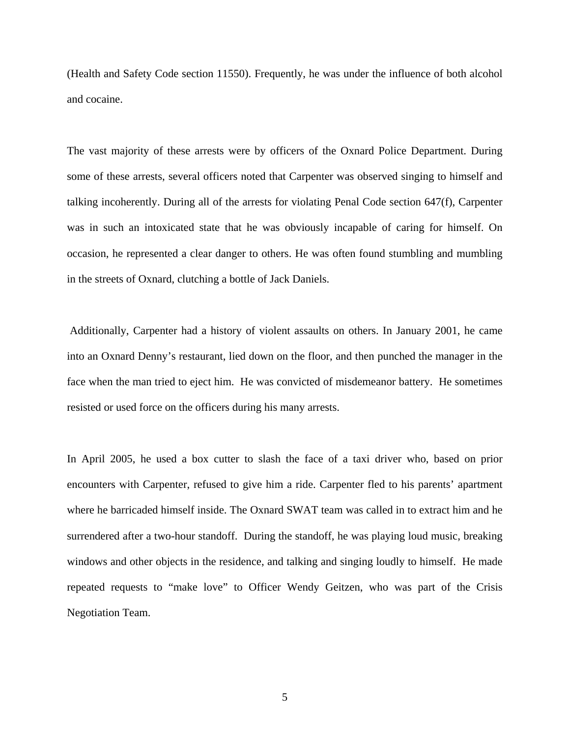(Health and Safety Code section 11550). Frequently, he was under the influence of both alcohol and cocaine.

The vast majority of these arrests were by officers of the Oxnard Police Department. During some of these arrests, several officers noted that Carpenter was observed singing to himself and talking incoherently. During all of the arrests for violating Penal Code section 647(f), Carpenter was in such an intoxicated state that he was obviously incapable of caring for himself. On occasion, he represented a clear danger to others. He was often found stumbling and mumbling in the streets of Oxnard, clutching a bottle of Jack Daniels.

Additionally, Carpenter had a history of violent assaults on others. In January 2001, he came into an Oxnard Denny's restaurant, lied down on the floor, and then punched the manager in the face when the man tried to eject him. He was convicted of misdemeanor battery. He sometimes resisted or used force on the officers during his many arrests.

In April 2005, he used a box cutter to slash the face of a taxi driver who, based on prior encounters with Carpenter, refused to give him a ride. Carpenter fled to his parents' apartment where he barricaded himself inside. The Oxnard SWAT team was called in to extract him and he surrendered after a two-hour standoff. During the standoff, he was playing loud music, breaking windows and other objects in the residence, and talking and singing loudly to himself. He made repeated requests to "make love" to Officer Wendy Geitzen, who was part of the Crisis Negotiation Team.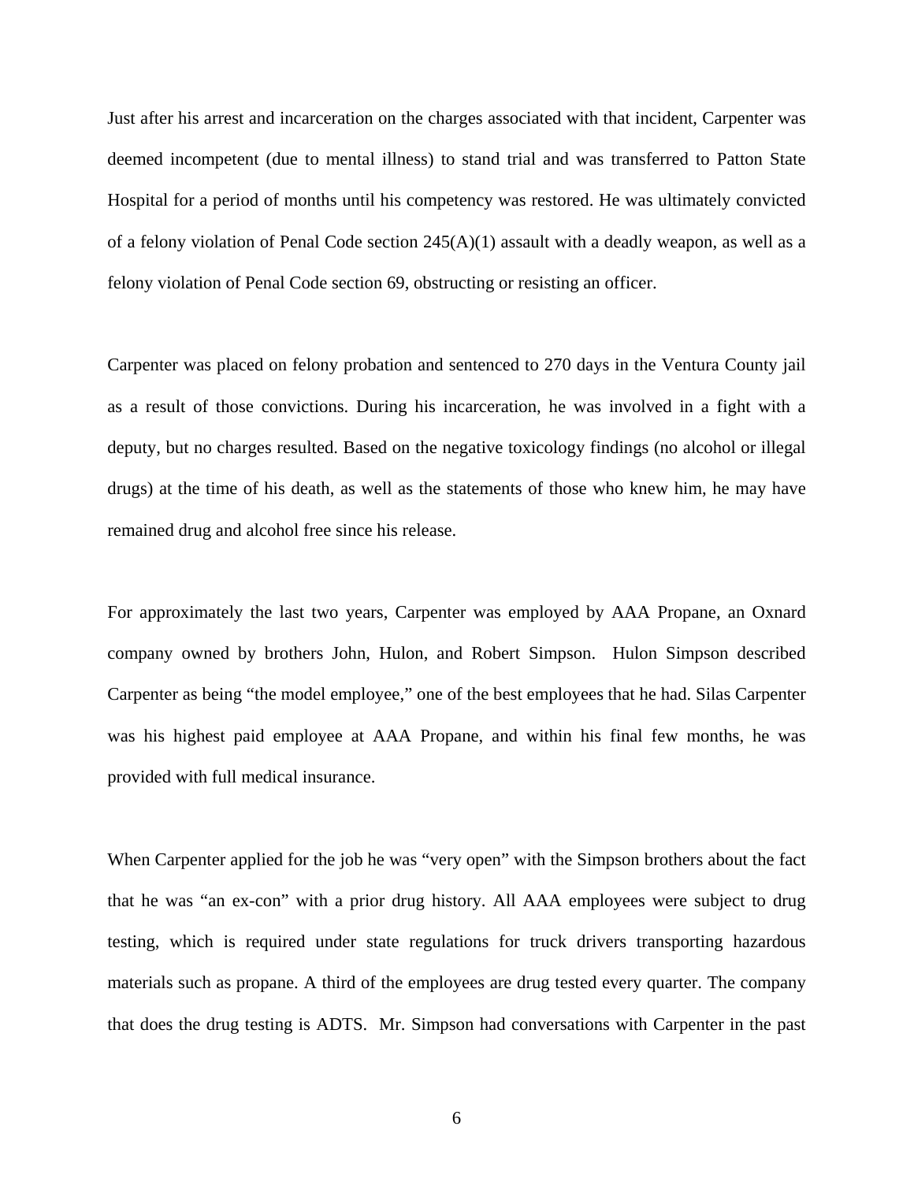Just after his arrest and incarceration on the charges associated with that incident, Carpenter was deemed incompetent (due to mental illness) to stand trial and was transferred to Patton State Hospital for a period of months until his competency was restored. He was ultimately convicted of a felony violation of Penal Code section 245(A)(1) assault with a deadly weapon, as well as a felony violation of Penal Code section 69, obstructing or resisting an officer.

Carpenter was placed on felony probation and sentenced to 270 days in the Ventura County jail as a result of those convictions. During his incarceration, he was involved in a fight with a deputy, but no charges resulted. Based on the negative toxicology findings (no alcohol or illegal drugs) at the time of his death, as well as the statements of those who knew him, he may have remained drug and alcohol free since his release.

For approximately the last two years, Carpenter was employed by AAA Propane, an Oxnard company owned by brothers John, Hulon, and Robert Simpson. Hulon Simpson described Carpenter as being "the model employee," one of the best employees that he had. Silas Carpenter was his highest paid employee at AAA Propane, and within his final few months, he was provided with full medical insurance.

When Carpenter applied for the job he was "very open" with the Simpson brothers about the fact that he was "an ex-con" with a prior drug history. All AAA employees were subject to drug testing, which is required under state regulations for truck drivers transporting hazardous materials such as propane. A third of the employees are drug tested every quarter. The company that does the drug testing is ADTS. Mr. Simpson had conversations with Carpenter in the past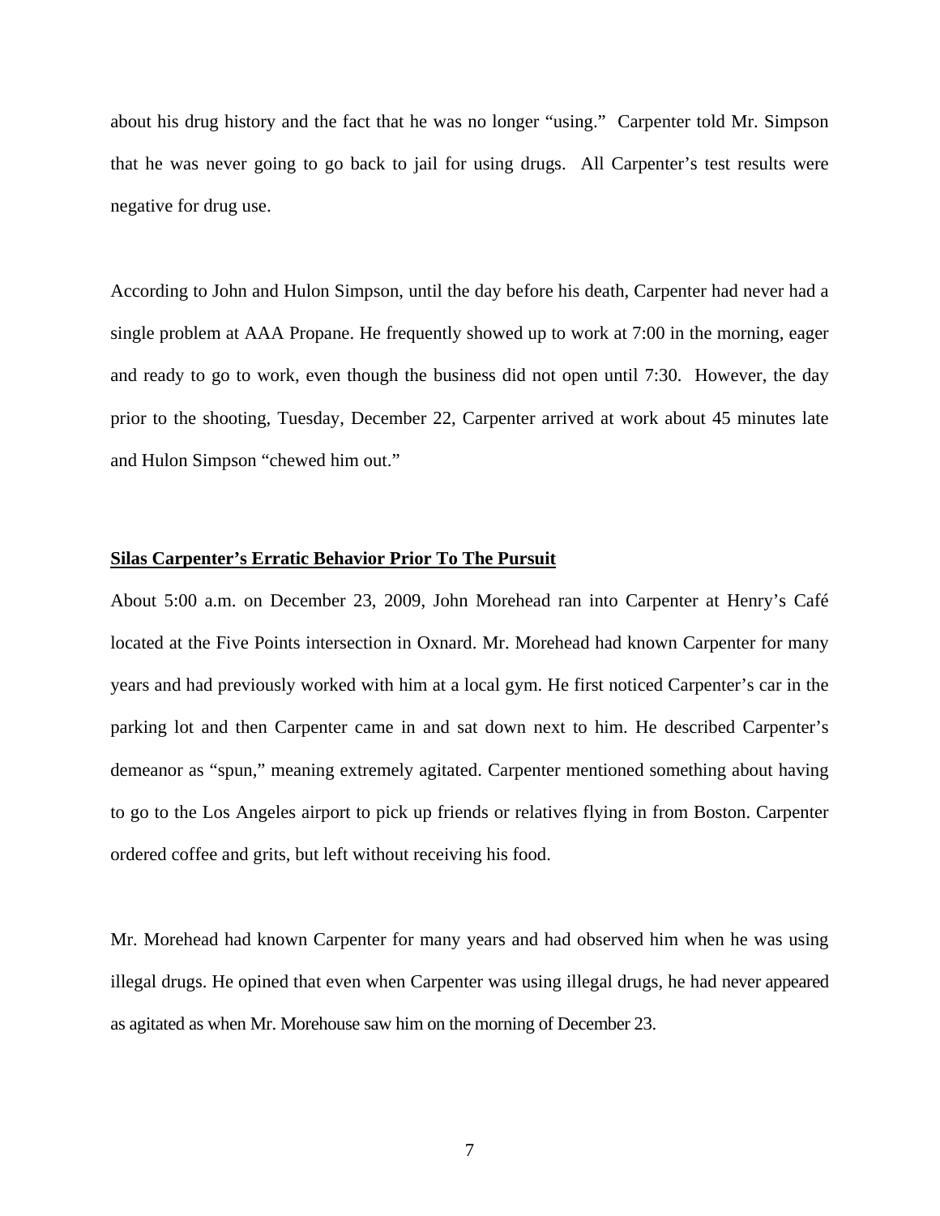about his drug history and the fact that he was no longer "using." Carpenter told Mr. Simpson that he was never going to go back to jail for using drugs. All Carpenter's test results were negative for drug use.

According to John and Hulon Simpson, until the day before his death, Carpenter had never had a single problem at AAA Propane. He frequently showed up to work at 7:00 in the morning, eager and ready to go to work, even though the business did not open until 7:30. However, the day prior to the shooting, Tuesday, December 22, Carpenter arrived at work about 45 minutes late and Hulon Simpson "chewed him out."

**Silas Carpenter's Erratic Behavior Prior To The Pursuit**

About 5:00 a.m. on December 23, 2009, John Morehead ran into Carpenter at Henry's Café located at the Five Points intersection in Oxnard. Mr. Morehead had known Carpenter for many years and had previously worked with him at a local gym. He first noticed Carpenter's car in the parking lot and then Carpenter came in and sat down next to him. He described Carpenter's demeanor as "spun," meaning extremely agitated. Carpenter mentioned something about having to go to the Los Angeles airport to pick up friends or relatives flying in from Boston. Carpenter ordered coffee and grits, but left without receiving his food.

Mr. Morehead had known Carpenter for many years and had observed him when he was using illegal drugs. He opined that even when Carpenter was using illegal drugs, he had never appeared as agitated as when Mr. Morehouse saw him on the morning of December 23.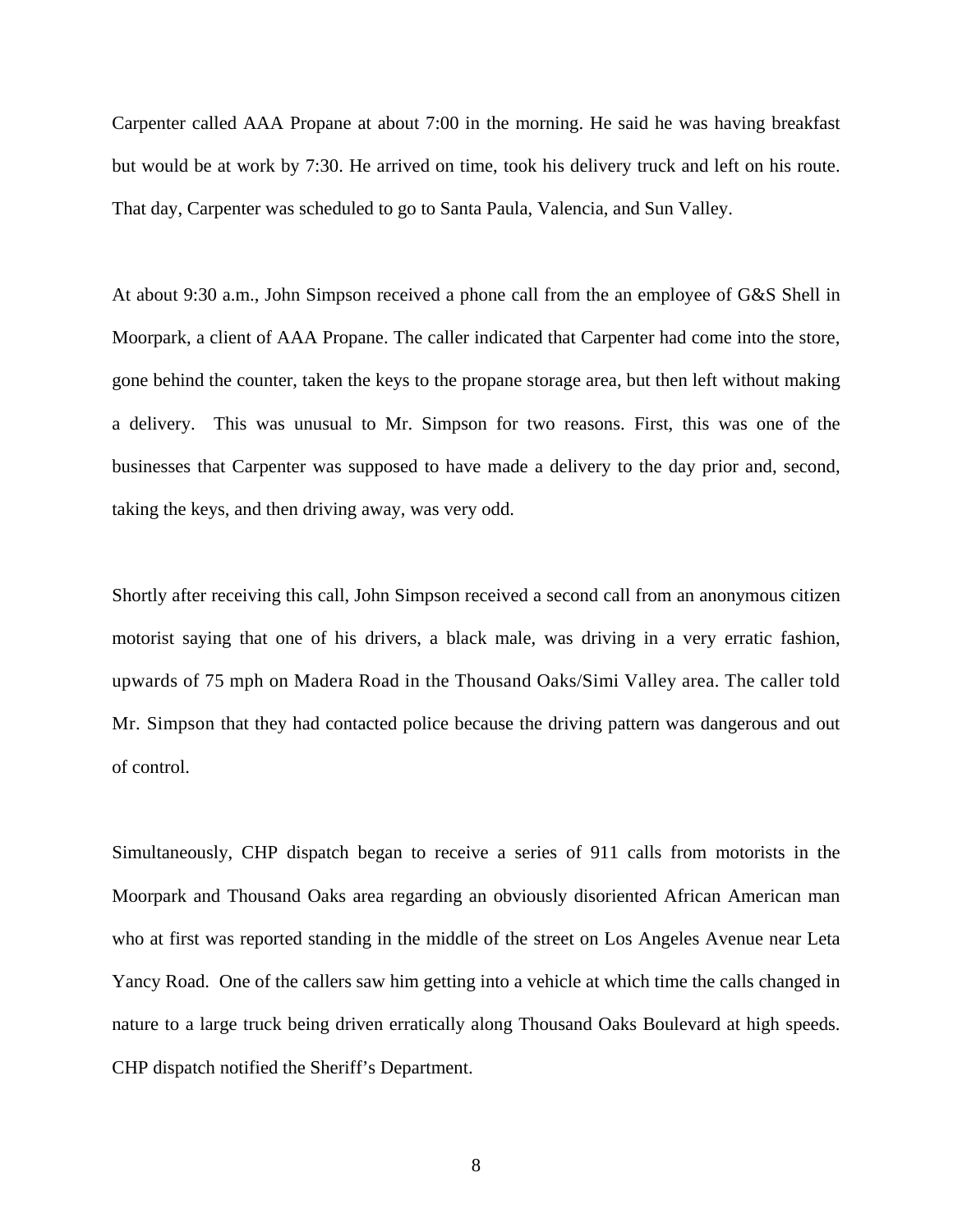Carpenter called AAA Propane at about 7:00 in the morning. He said he was having breakfast but would be at work by 7:30. He arrived on time, took his delivery truck and left on his route. That day, Carpenter was scheduled to go to Santa Paula, Valencia, and Sun Valley.

At about 9:30 a.m., John Simpson received a phone call from the an employee of G&S Shell in Moorpark, a client of AAA Propane. The caller indicated that Carpenter had come into the store, gone behind the counter, taken the keys to the propane storage area, but then left without making a delivery. This was unusual to Mr. Simpson for two reasons. First, this was one of the businesses that Carpenter was supposed to have made a delivery to the day prior and, second, taking the keys, and then driving away, was very odd.

Shortly after receiving this call, John Simpson received a second call from an anonymous citizen motorist saying that one of his drivers, a black male, was driving in a very erratic fashion, upwards of 75 mph on Madera Road in the Thousand Oaks/Simi Valley area. The caller told Mr. Simpson that they had contacted police because the driving pattern was dangerous and out of control.

Simultaneously, CHP dispatch began to receive a series of 911 calls from motorists in the Moorpark and Thousand Oaks area regarding an obviously disoriented African American man who at first was reported standing in the middle of the street on Los Angeles Avenue near Leta Yancy Road. One of the callers saw him getting into a vehicle at which time the calls changed in nature to a large truck being driven erratically along Thousand Oaks Boulevard at high speeds. CHP dispatch notified the Sheriff's Department.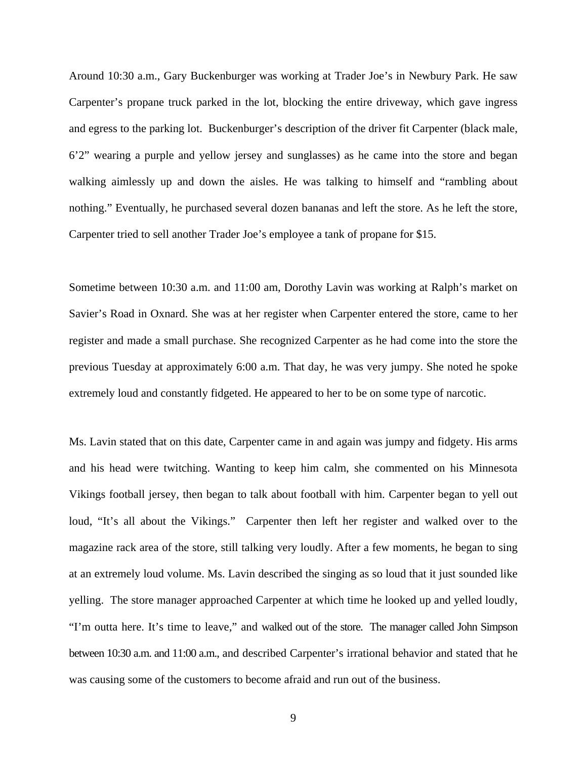Around 10:30 a.m., Gary Buckenburger was working at Trader Joe's in Newbury Park. He saw Carpenter's propane truck parked in the lot, blocking the entire driveway, which gave ingress and egress to the parking lot. Buckenburger's description of the driver fit Carpenter (black male, 6'2" wearing a purple and yellow jersey and sunglasses) as he came into the store and began walking aimlessly up and down the aisles. He was talking to himself and "rambling about nothing." Eventually, he purchased several dozen bananas and left the store. As he left the store, Carpenter tried to sell another Trader Joe's employee a tank of propane for $15.

Sometime between 10:30 a.m. and 11:00 am, Dorothy Lavin was working at Ralph's market on Savier's Road in Oxnard. She was at her register when Carpenter entered the store, came to her register and made a small purchase. She recognized Carpenter as he had come into the store the previous Tuesday at approximately 6:00 a.m. That day, he was very jumpy. She noted he spoke extremely loud and constantly fidgeted. He appeared to her to be on some type of narcotic.

Ms. Lavin stated that on this date, Carpenter came in and again was jumpy and fidgety. His arms and his head were twitching. Wanting to keep him calm, she commented on his Minnesota Vikings football jersey, then began to talk about football with him. Carpenter began to yell out loud, "It's all about the Vikings." Carpenter then left her register and walked over to the magazine rack area of the store, still talking very loudly. After a few moments, he began to sing at an extremely loud volume. Ms. Lavin described the singing as so loud that it just sounded like yelling. The store manager approached Carpenter at which time he looked up and yelled loudly, "I'm outta here. It's time to leave," and walked out of the store. The manager called John Simpson between 10:30 a.m. and 11:00 a.m., and described Carpenter's irrational behavior and stated that he was causing some of the customers to become afraid and run out of the business.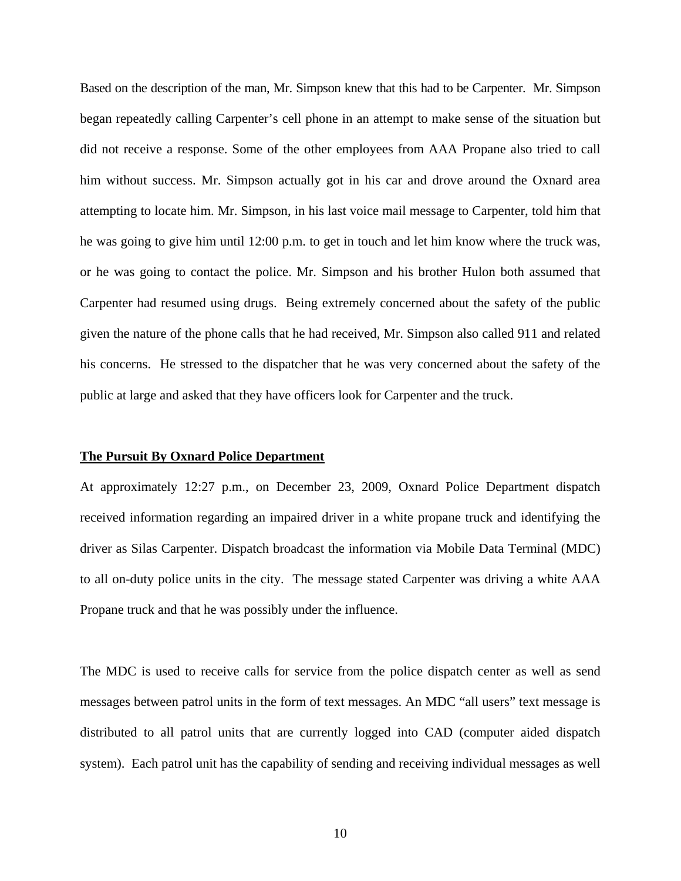Based on the description of the man, Mr. Simpson knew that this had to be Carpenter. Mr. Simpson began repeatedly calling Carpenter's cell phone in an attempt to make sense of the situation but did not receive a response. Some of the other employees from AAA Propane also tried to call him without success. Mr. Simpson actually got in his car and drove around the Oxnard area attempting to locate him. Mr. Simpson, in his last voice mail message to Carpenter, told him that he was going to give him until 12:00 p.m. to get in touch and let him know where the truck was, or he was going to contact the police. Mr. Simpson and his brother Hulon both assumed that Carpenter had resumed using drugs. Being extremely concerned about the safety of the public given the nature of the phone calls that he had received, Mr. Simpson also called 911 and related his concerns. He stressed to the dispatcher that he was very concerned about the safety of the public at large and asked that they have officers look for Carpenter and the truck.

**The Pursuit By Oxnard Police Department**

At approximately 12:27 p.m., on December 23, 2009, Oxnard Police Department dispatch received information regarding an impaired driver in a white propane truck and identifying the driver as Silas Carpenter. Dispatch broadcast the information via Mobile Data Terminal (MDC) to all on-duty police units in the city. The message stated Carpenter was driving a white AAA Propane truck and that he was possibly under the influence.

The MDC is used to receive calls for service from the police dispatch center as well as send messages between patrol units in the form of text messages. An MDC "all users" text message is distributed to all patrol units that are currently logged into CAD (computer aided dispatch system). Each patrol unit has the capability of sending and receiving individual messages as well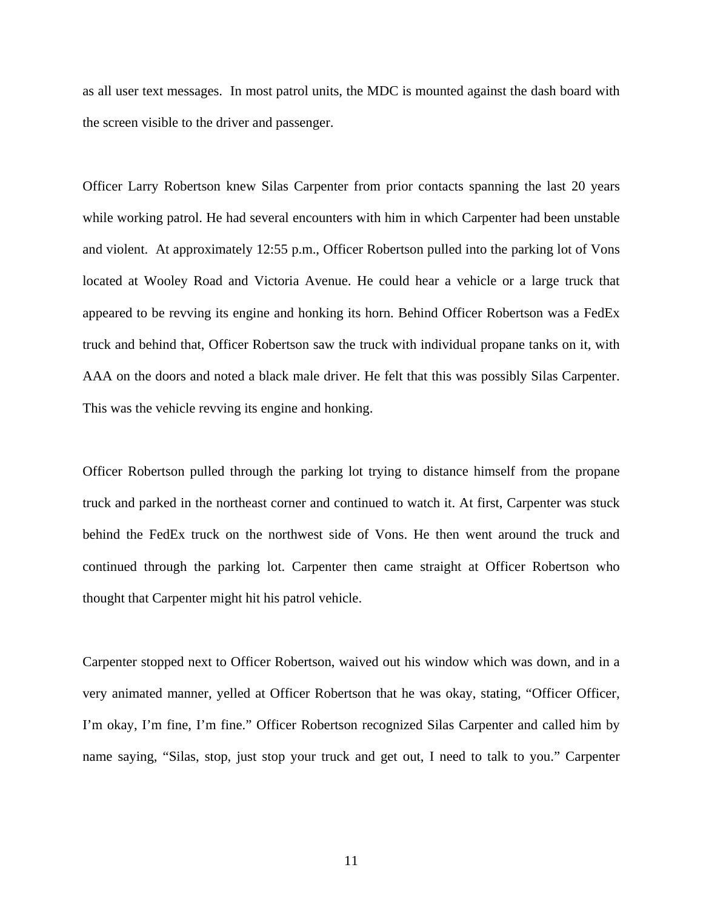as all user text messages. In most patrol units, the MDC is mounted against the dash board with the screen visible to the driver and passenger.

Officer Larry Robertson knew Silas Carpenter from prior contacts spanning the last 20 years while working patrol. He had several encounters with him in which Carpenter had been unstable and violent. At approximately 12:55 p.m., Officer Robertson pulled into the parking lot of Vons located at Wooley Road and Victoria Avenue. He could hear a vehicle or a large truck that appeared to be revving its engine and honking its horn. Behind Officer Robertson was a FedEx truck and behind that, Officer Robertson saw the truck with individual propane tanks on it, with AAA on the doors and noted a black male driver. He felt that this was possibly Silas Carpenter. This was the vehicle revving its engine and honking.

Officer Robertson pulled through the parking lot trying to distance himself from the propane truck and parked in the northeast corner and continued to watch it. At first, Carpenter was stuck behind the FedEx truck on the northwest side of Vons. He then went around the truck and continued through the parking lot. Carpenter then came straight at Officer Robertson who thought that Carpenter might hit his patrol vehicle.

Carpenter stopped next to Officer Robertson, waived out his window which was down, and in a very animated manner, yelled at Officer Robertson that he was okay, stating, "Officer Officer, I'm okay, I'm fine, I'm fine." Officer Robertson recognized Silas Carpenter and called him by name saying, "Silas, stop, just stop your truck and get out, I need to talk to you." Carpenter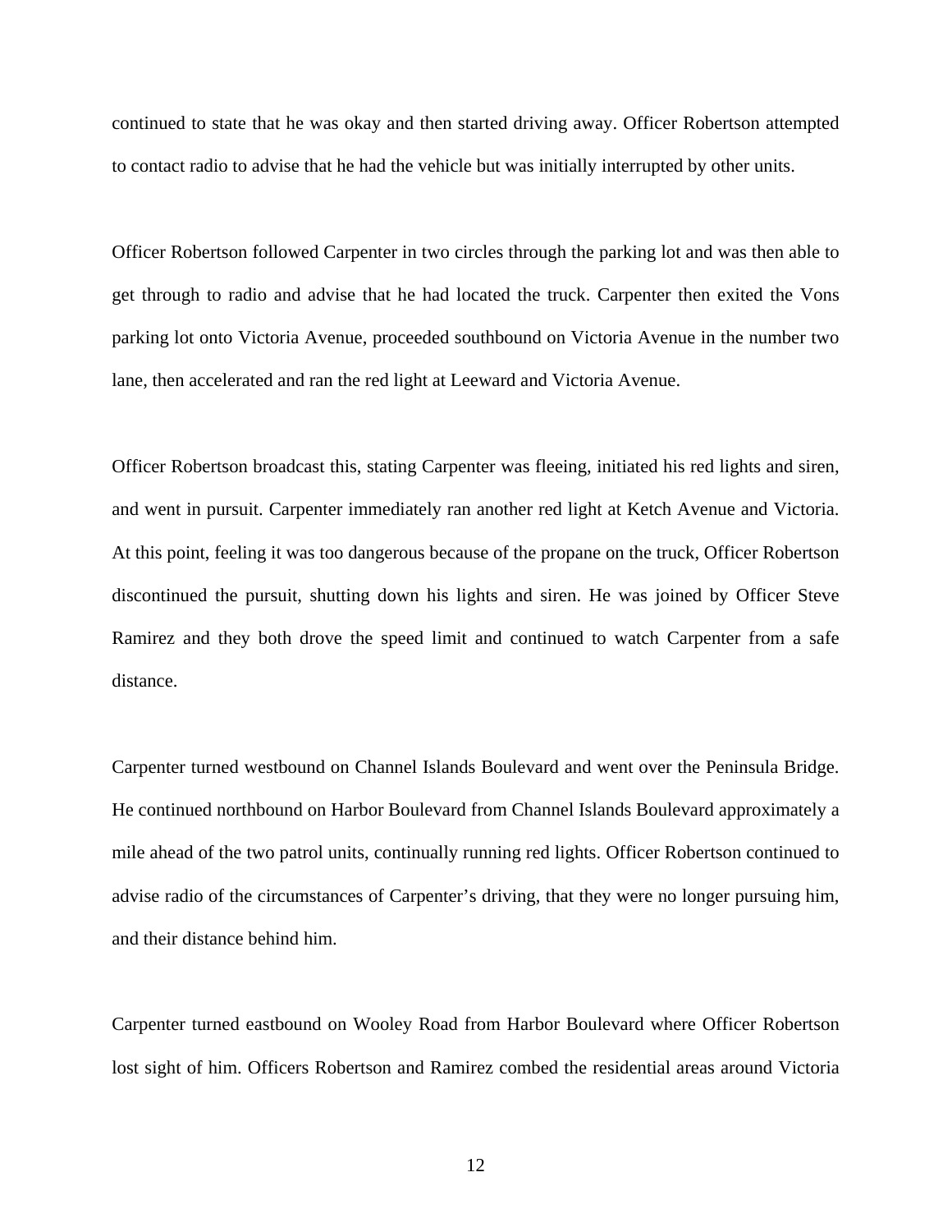continued to state that he was okay and then started driving away. Officer Robertson attempted to contact radio to advise that he had the vehicle but was initially interrupted by other units.

Officer Robertson followed Carpenter in two circles through the parking lot and was then able to get through to radio and advise that he had located the truck. Carpenter then exited the Vons parking lot onto Victoria Avenue, proceeded southbound on Victoria Avenue in the number two lane, then accelerated and ran the red light at Leeward and Victoria Avenue.

Officer Robertson broadcast this, stating Carpenter was fleeing, initiated his red lights and siren, and went in pursuit. Carpenter immediately ran another red light at Ketch Avenue and Victoria. At this point, feeling it was too dangerous because of the propane on the truck, Officer Robertson discontinued the pursuit, shutting down his lights and siren. He was joined by Officer Steve Ramirez and they both drove the speed limit and continued to watch Carpenter from a safe distance.

Carpenter turned westbound on Channel Islands Boulevard and went over the Peninsula Bridge. He continued northbound on Harbor Boulevard from Channel Islands Boulevard approximately a mile ahead of the two patrol units, continually running red lights. Officer Robertson continued to advise radio of the circumstances of Carpenter's driving, that they were no longer pursuing him, and their distance behind him.

Carpenter turned eastbound on Wooley Road from Harbor Boulevard where Officer Robertson lost sight of him. Officers Robertson and Ramirez combed the residential areas around Victoria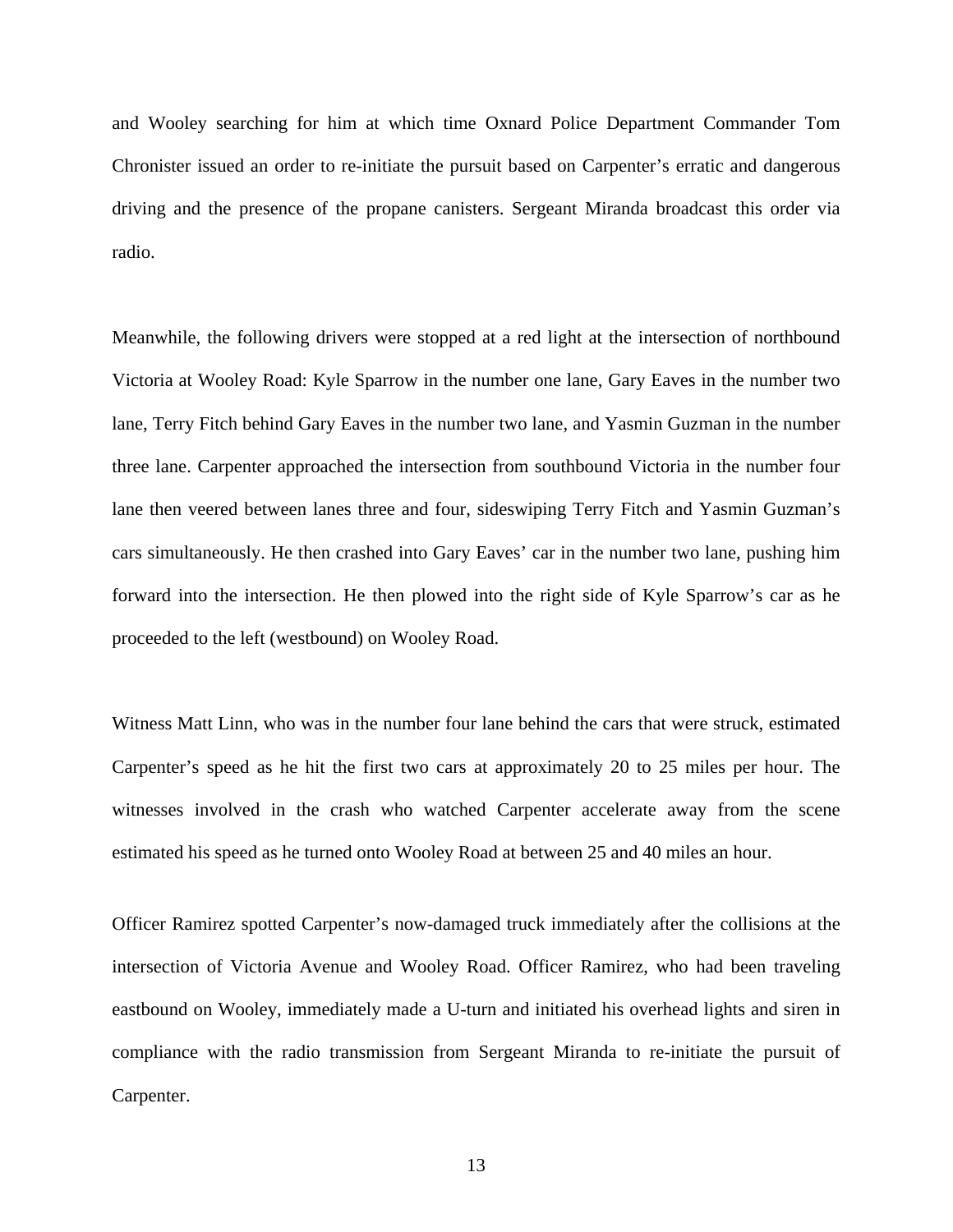and Wooley searching for him at which time Oxnard Police Department Commander Tom Chronister issued an order to re-initiate the pursuit based on Carpenter's erratic and dangerous driving and the presence of the propane canisters. Sergeant Miranda broadcast this order via radio.

Meanwhile, the following drivers were stopped at a red light at the intersection of northbound Victoria at Wooley Road: Kyle Sparrow in the number one lane, Gary Eaves in the number two lane, Terry Fitch behind Gary Eaves in the number two lane, and Yasmin Guzman in the number three lane. Carpenter approached the intersection from southbound Victoria in the number four lane then veered between lanes three and four, sideswiping Terry Fitch and Yasmin Guzman's cars simultaneously. He then crashed into Gary Eaves' car in the number two lane, pushing him forward into the intersection. He then plowed into the right side of Kyle Sparrow's car as he proceeded to the left (westbound) on Wooley Road.

Witness Matt Linn, who was in the number four lane behind the cars that were struck, estimated Carpenter's speed as he hit the first two cars at approximately 20 to 25 miles per hour. The witnesses involved in the crash who watched Carpenter accelerate away from the scene estimated his speed as he turned onto Wooley Road at between 25 and 40 miles an hour.

Officer Ramirez spotted Carpenter's now-damaged truck immediately after the collisions at the intersection of Victoria Avenue and Wooley Road. Officer Ramirez, who had been traveling eastbound on Wooley, immediately made a U-turn and initiated his overhead lights and siren in compliance with the radio transmission from Sergeant Miranda to re-initiate the pursuit of Carpenter.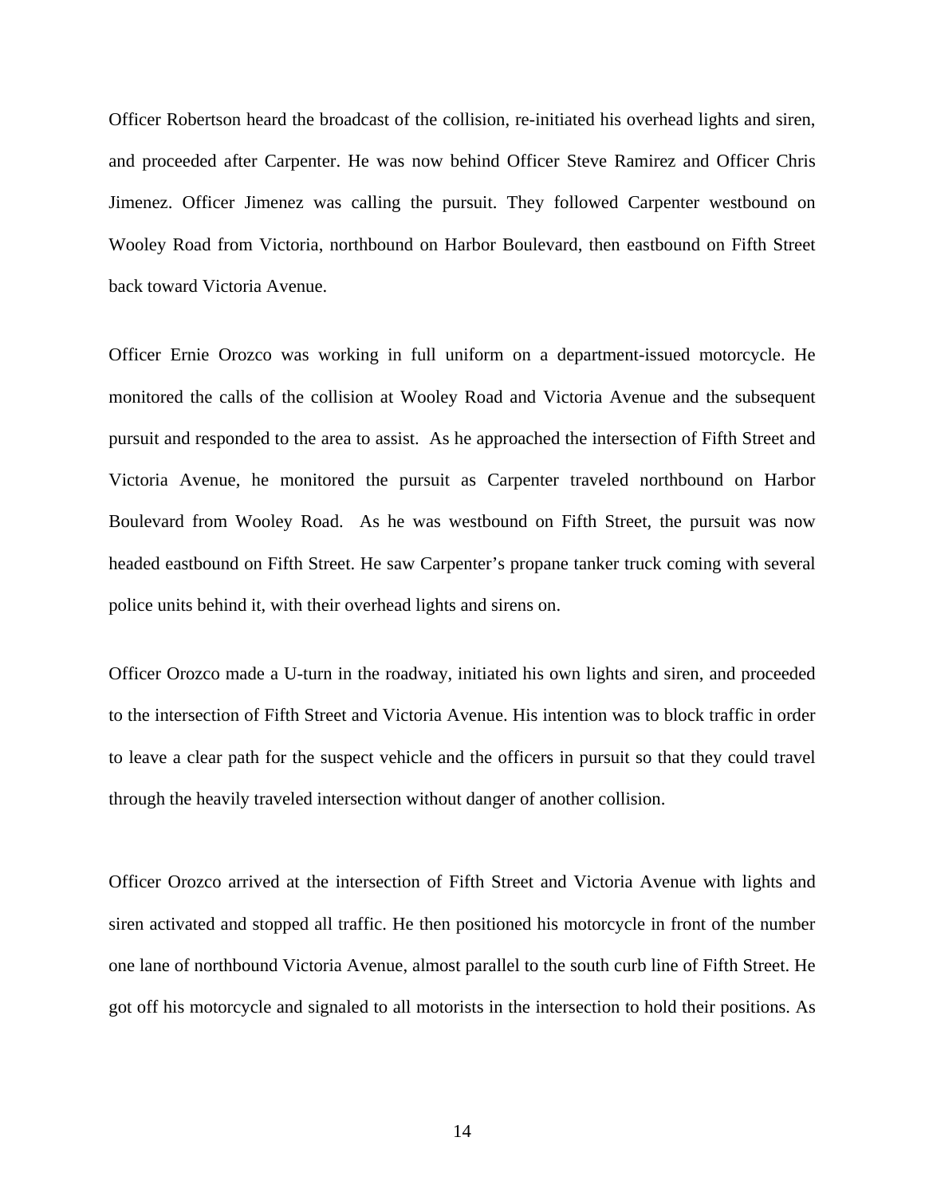Officer Robertson heard the broadcast of the collision, re-initiated his overhead lights and siren, and proceeded after Carpenter. He was now behind Officer Steve Ramirez and Officer Chris Jimenez. Officer Jimenez was calling the pursuit. They followed Carpenter westbound on Wooley Road from Victoria, northbound on Harbor Boulevard, then eastbound on Fifth Street back toward Victoria Avenue.

Officer Ernie Orozco was working in full uniform on a department-issued motorcycle. He monitored the calls of the collision at Wooley Road and Victoria Avenue and the subsequent pursuit and responded to the area to assist. As he approached the intersection of Fifth Street and Victoria Avenue, he monitored the pursuit as Carpenter traveled northbound on Harbor Boulevard from Wooley Road. As he was westbound on Fifth Street, the pursuit was now headed eastbound on Fifth Street. He saw Carpenter's propane tanker truck coming with several police units behind it, with their overhead lights and sirens on.

Officer Orozco made a U-turn in the roadway, initiated his own lights and siren, and proceeded to the intersection of Fifth Street and Victoria Avenue. His intention was to block traffic in order to leave a clear path for the suspect vehicle and the officers in pursuit so that they could travel through the heavily traveled intersection without danger of another collision.

Officer Orozco arrived at the intersection of Fifth Street and Victoria Avenue with lights and siren activated and stopped all traffic. He then positioned his motorcycle in front of the number one lane of northbound Victoria Avenue, almost parallel to the south curb line of Fifth Street. He got off his motorcycle and signaled to all motorists in the intersection to hold their positions. As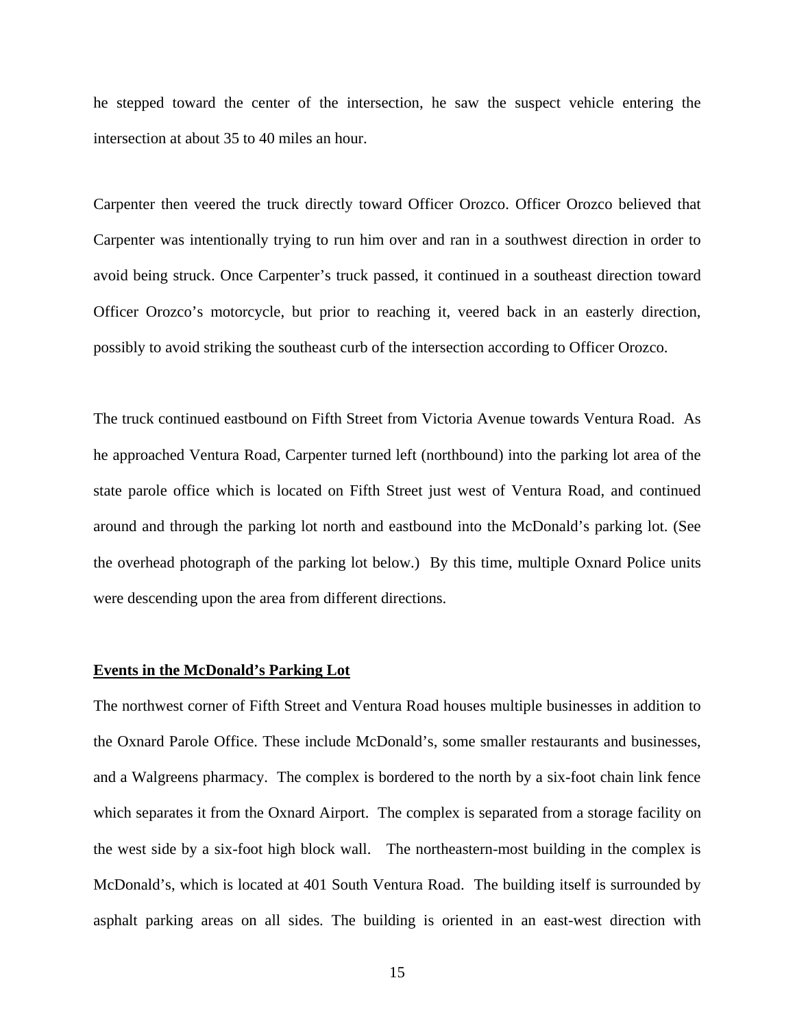he stepped toward the center of the intersection, he saw the suspect vehicle entering the intersection at about 35 to 40 miles an hour.

Carpenter then veered the truck directly toward Officer Orozco. Officer Orozco believed that Carpenter was intentionally trying to run him over and ran in a southwest direction in order to avoid being struck. Once Carpenter's truck passed, it continued in a southeast direction toward Officer Orozco's motorcycle, but prior to reaching it, veered back in an easterly direction, possibly to avoid striking the southeast curb of the intersection according to Officer Orozco.

The truck continued eastbound on Fifth Street from Victoria Avenue towards Ventura Road. As he approached Ventura Road, Carpenter turned left (northbound) into the parking lot area of the state parole office which is located on Fifth Street just west of Ventura Road, and continued around and through the parking lot north and eastbound into the McDonald's parking lot. (See the overhead photograph of the parking lot below.) By this time, multiple Oxnard Police units were descending upon the area from different directions.

**Events in the McDonald's Parking Lot**

The northwest corner of Fifth Street and Ventura Road houses multiple businesses in addition to the Oxnard Parole Office. These include McDonald's, some smaller restaurants and businesses, and a Walgreens pharmacy. The complex is bordered to the north by a six-foot chain link fence which separates it from the Oxnard Airport. The complex is separated from a storage facility on the west side by a six-foot high block wall. The northeastern-most building in the complex is McDonald's, which is located at 401 South Ventura Road. The building itself is surrounded by asphalt parking areas on all sides. The building is oriented in an east-west direction with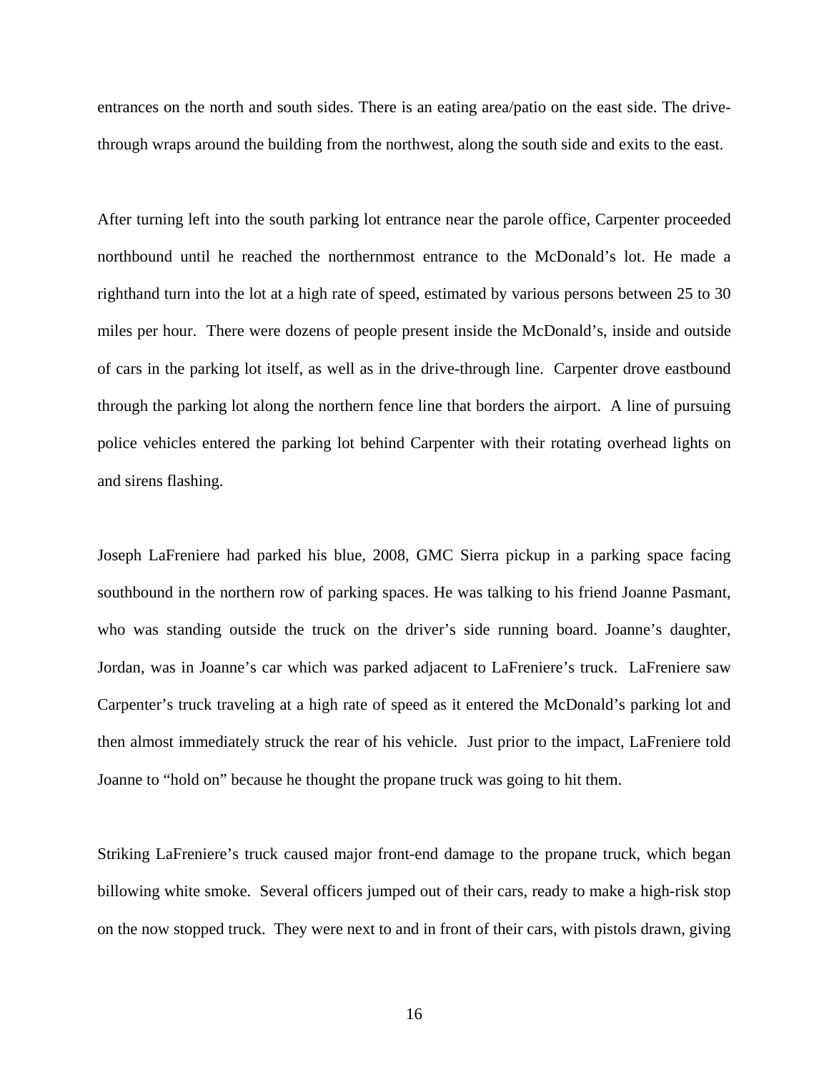entrances on the north and south sides. There is an eating area/patio on the east side. The drive-through wraps around the building from the northwest, along the south side and exits to the east.

After turning left into the south parking lot entrance near the parole office, Carpenter proceeded northbound until he reached the northernmost entrance to the McDonald's lot. He made a righthand turn into the lot at a high rate of speed, estimated by various persons between 25 to 30 miles per hour. There were dozens of people present inside the McDonald's, inside and outside of cars in the parking lot itself, as well as in the drive-through line. Carpenter drove eastbound through the parking lot along the northern fence line that borders the airport. A line of pursuing police vehicles entered the parking lot behind Carpenter with their rotating overhead lights on and sirens flashing.

Joseph LaFreniere had parked his blue, 2008, GMC Sierra pickup in a parking space facing southbound in the northern row of parking spaces. He was talking to his friend Joanne Pasmant, who was standing outside the truck on the driver's side running board. Joanne's daughter, Jordan, was in Joanne's car which was parked adjacent to LaFreniere's truck. LaFreniere saw Carpenter's truck traveling at a high rate of speed as it entered the McDonald's parking lot and then almost immediately struck the rear of his vehicle. Just prior to the impact, LaFreniere told Joanne to "hold on" because he thought the propane truck was going to hit them.

Striking LaFreniere's truck caused major front-end damage to the propane truck, which began billowing white smoke. Several officers jumped out of their cars, ready to make a high-risk stop on the now stopped truck. They were next to and in front of their cars, with pistols drawn, giving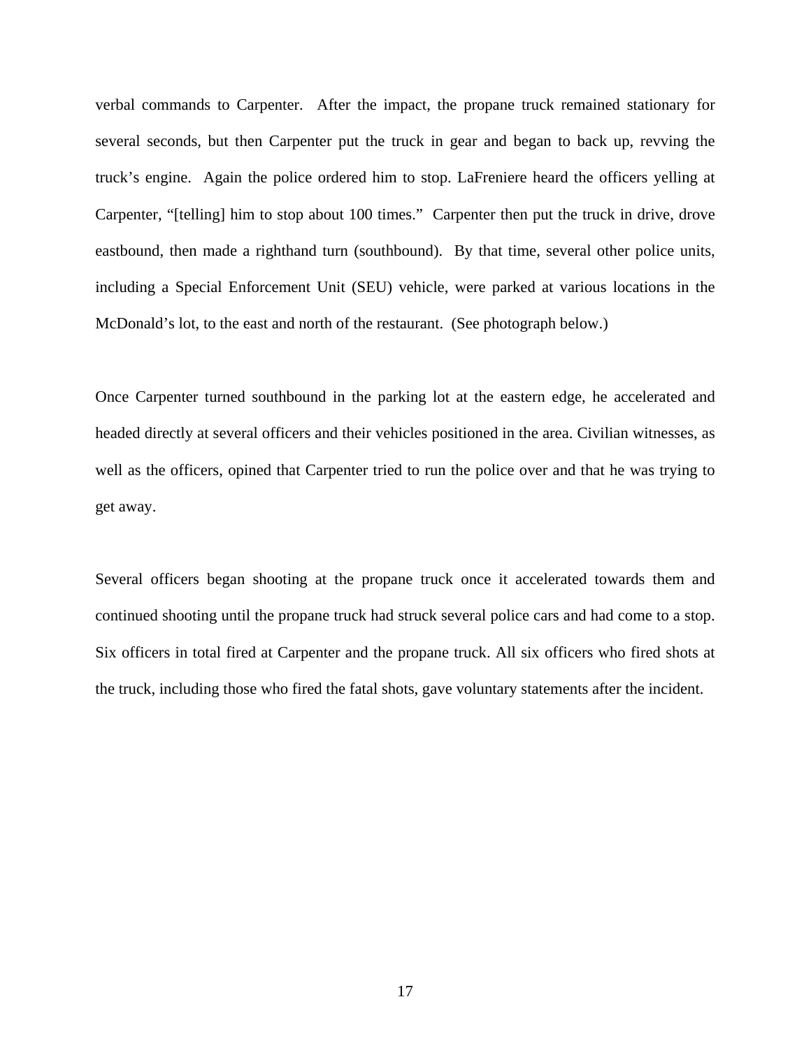verbal commands to Carpenter. After the impact, the propane truck remained stationary for several seconds, but then Carpenter put the truck in gear and began to back up, revving the truck's engine. Again the police ordered him to stop. LaFreniere heard the officers yelling at Carpenter, "[telling] him to stop about 100 times." Carpenter then put the truck in drive, drove eastbound, then made a righthand turn (southbound). By that time, several other police units, including a Special Enforcement Unit (SEU) vehicle, were parked at various locations in the McDonald's lot, to the east and north of the restaurant. (See photograph below.)

Once Carpenter turned southbound in the parking lot at the eastern edge, he accelerated and headed directly at several officers and their vehicles positioned in the area. Civilian witnesses, as well as the officers, opined that Carpenter tried to run the police over and that he was trying to get away.

Several officers began shooting at the propane truck once it accelerated towards them and continued shooting until the propane truck had struck several police cars and had come to a stop. Six officers in total fired at Carpenter and the propane truck. All six officers who fired shots at the truck, including those who fired the fatal shots, gave voluntary statements after the incident.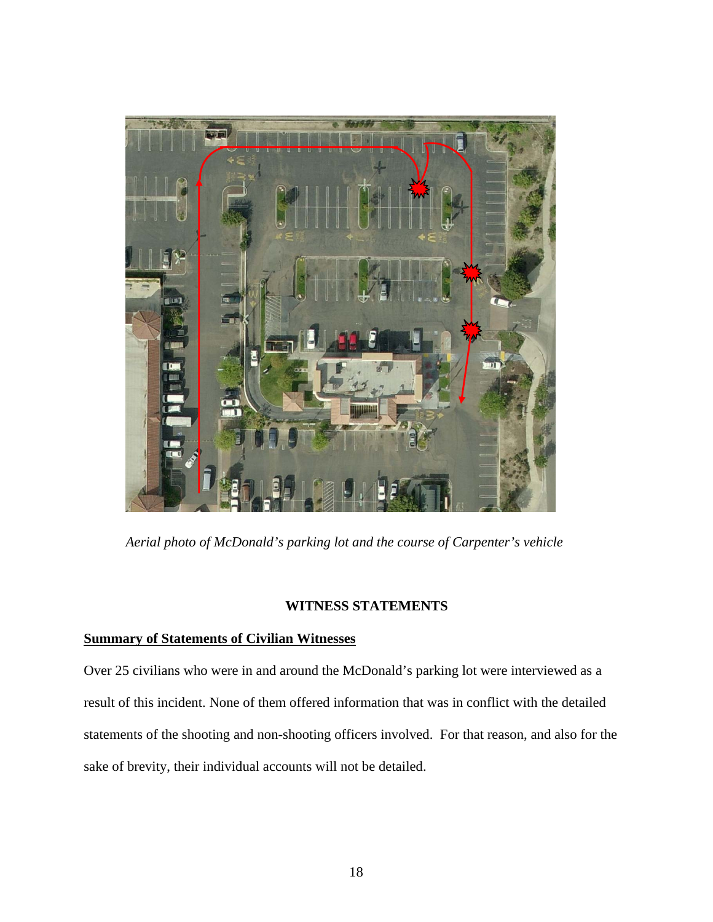*Aerial photo of McDonald's parking lot and the course of Carpenter's vehicle*

## WITNESS STATEMENTS

**Summary of Statements of Civilian Witnesses**

Over 25 civilians who were in and around the McDonald's parking lot were interviewed as a result of this incident. None of them offered information that was in conflict with the detailed statements of the shooting and non-shooting officers involved. For that reason, and also for the sake of brevity, their individual accounts will not be detailed.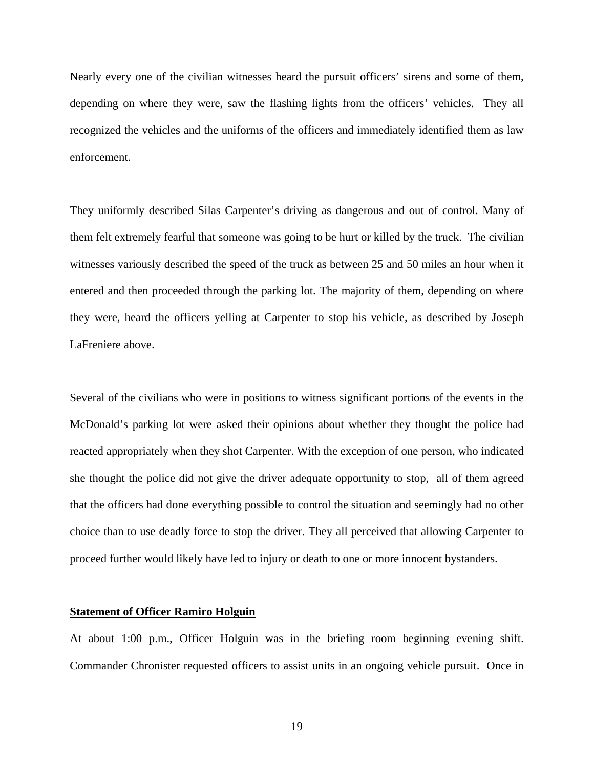Nearly every one of the civilian witnesses heard the pursuit officers' sirens and some of them, depending on where they were, saw the flashing lights from the officers' vehicles. They all recognized the vehicles and the uniforms of the officers and immediately identified them as law enforcement.

They uniformly described Silas Carpenter's driving as dangerous and out of control. Many of them felt extremely fearful that someone was going to be hurt or killed by the truck. The civilian witnesses variously described the speed of the truck as between 25 and 50 miles an hour when it entered and then proceeded through the parking lot. The majority of them, depending on where they were, heard the officers yelling at Carpenter to stop his vehicle, as described by Joseph LaFreniere above.

Several of the civilians who were in positions to witness significant portions of the events in the McDonald's parking lot were asked their opinions about whether they thought the police had reacted appropriately when they shot Carpenter. With the exception of one person, who indicated she thought the police did not give the driver adequate opportunity to stop, all of them agreed that the officers had done everything possible to control the situation and seemingly had no other choice than to use deadly force to stop the driver. They all perceived that allowing Carpenter to proceed further would likely have led to injury or death to one or more innocent bystanders.

**Statement of Officer Ramiro Holguin**

At about 1:00 p.m., Officer Holguin was in the briefing room beginning evening shift. Commander Chronister requested officers to assist units in an ongoing vehicle pursuit. Once in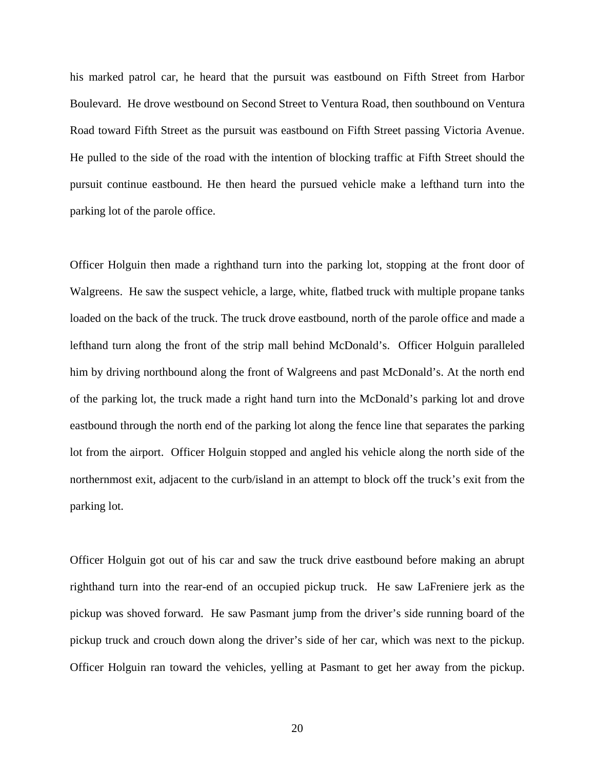his marked patrol car, he heard that the pursuit was eastbound on Fifth Street from Harbor Boulevard. He drove westbound on Second Street to Ventura Road, then southbound on Ventura Road toward Fifth Street as the pursuit was eastbound on Fifth Street passing Victoria Avenue. He pulled to the side of the road with the intention of blocking traffic at Fifth Street should the pursuit continue eastbound. He then heard the pursued vehicle make a lefthand turn into the parking lot of the parole office.

Officer Holguin then made a righthand turn into the parking lot, stopping at the front door of Walgreens. He saw the suspect vehicle, a large, white, flatbed truck with multiple propane tanks loaded on the back of the truck. The truck drove eastbound, north of the parole office and made a lefthand turn along the front of the strip mall behind McDonald's. Officer Holguin paralleled him by driving northbound along the front of Walgreens and past McDonald's. At the north end of the parking lot, the truck made a right hand turn into the McDonald's parking lot and drove eastbound through the north end of the parking lot along the fence line that separates the parking lot from the airport. Officer Holguin stopped and angled his vehicle along the north side of the northernmost exit, adjacent to the curb/island in an attempt to block off the truck's exit from the parking lot.

Officer Holguin got out of his car and saw the truck drive eastbound before making an abrupt righthand turn into the rear-end of an occupied pickup truck. He saw LaFreniere jerk as the pickup was shoved forward. He saw Pasmant jump from the driver's side running board of the pickup truck and crouch down along the driver's side of her car, which was next to the pickup. Officer Holguin ran toward the vehicles, yelling at Pasmant to get her away from the pickup.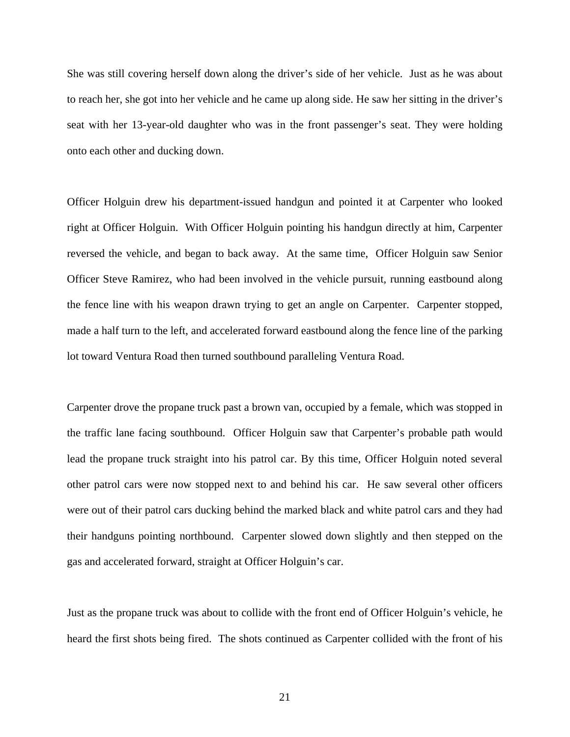She was still covering herself down along the driver's side of her vehicle. Just as he was about to reach her, she got into her vehicle and he came up along side. He saw her sitting in the driver's seat with her 13-year-old daughter who was in the front passenger's seat. They were holding onto each other and ducking down.

Officer Holguin drew his department-issued handgun and pointed it at Carpenter who looked right at Officer Holguin. With Officer Holguin pointing his handgun directly at him, Carpenter reversed the vehicle, and began to back away. At the same time, Officer Holguin saw Senior Officer Steve Ramirez, who had been involved in the vehicle pursuit, running eastbound along the fence line with his weapon drawn trying to get an angle on Carpenter. Carpenter stopped, made a half turn to the left, and accelerated forward eastbound along the fence line of the parking lot toward Ventura Road then turned southbound paralleling Ventura Road.

Carpenter drove the propane truck past a brown van, occupied by a female, which was stopped in the traffic lane facing southbound. Officer Holguin saw that Carpenter's probable path would lead the propane truck straight into his patrol car. By this time, Officer Holguin noted several other patrol cars were now stopped next to and behind his car. He saw several other officers were out of their patrol cars ducking behind the marked black and white patrol cars and they had their handguns pointing northbound. Carpenter slowed down slightly and then stepped on the gas and accelerated forward, straight at Officer Holguin's car.

Just as the propane truck was about to collide with the front end of Officer Holguin's vehicle, he heard the first shots being fired. The shots continued as Carpenter collided with the front of his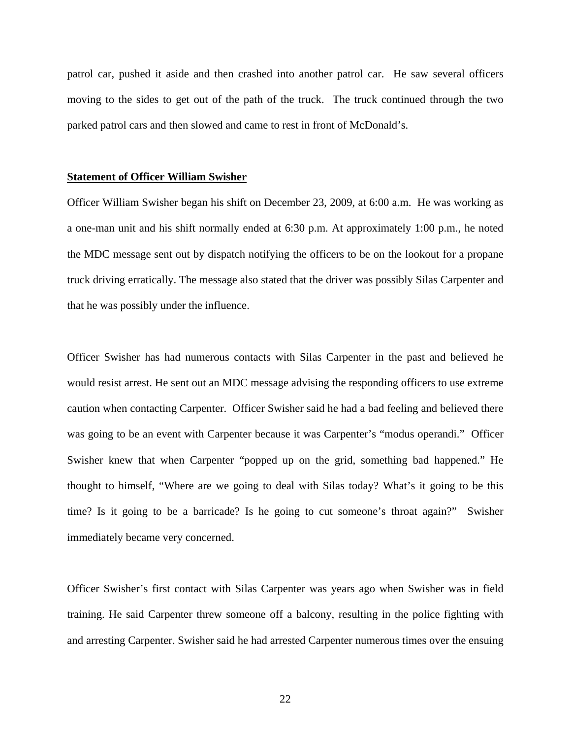patrol car, pushed it aside and then crashed into another patrol car. He saw several officers moving to the sides to get out of the path of the truck. The truck continued through the two parked patrol cars and then slowed and came to rest in front of McDonald's.

**Statement of Officer William Swisher**

Officer William Swisher began his shift on December 23, 2009, at 6:00 a.m. He was working as a one-man unit and his shift normally ended at 6:30 p.m. At approximately 1:00 p.m., he noted the MDC message sent out by dispatch notifying the officers to be on the lookout for a propane truck driving erratically. The message also stated that the driver was possibly Silas Carpenter and that he was possibly under the influence.

Officer Swisher has had numerous contacts with Silas Carpenter in the past and believed he would resist arrest. He sent out an MDC message advising the responding officers to use extreme caution when contacting Carpenter. Officer Swisher said he had a bad feeling and believed there was going to be an event with Carpenter because it was Carpenter's "modus operandi." Officer Swisher knew that when Carpenter "popped up on the grid, something bad happened." He thought to himself, "Where are we going to deal with Silas today? What's it going to be this time? Is it going to be a barricade? Is he going to cut someone's throat again?" Swisher immediately became very concerned.

Officer Swisher's first contact with Silas Carpenter was years ago when Swisher was in field training. He said Carpenter threw someone off a balcony, resulting in the police fighting with and arresting Carpenter. Swisher said he had arrested Carpenter numerous times over the ensuing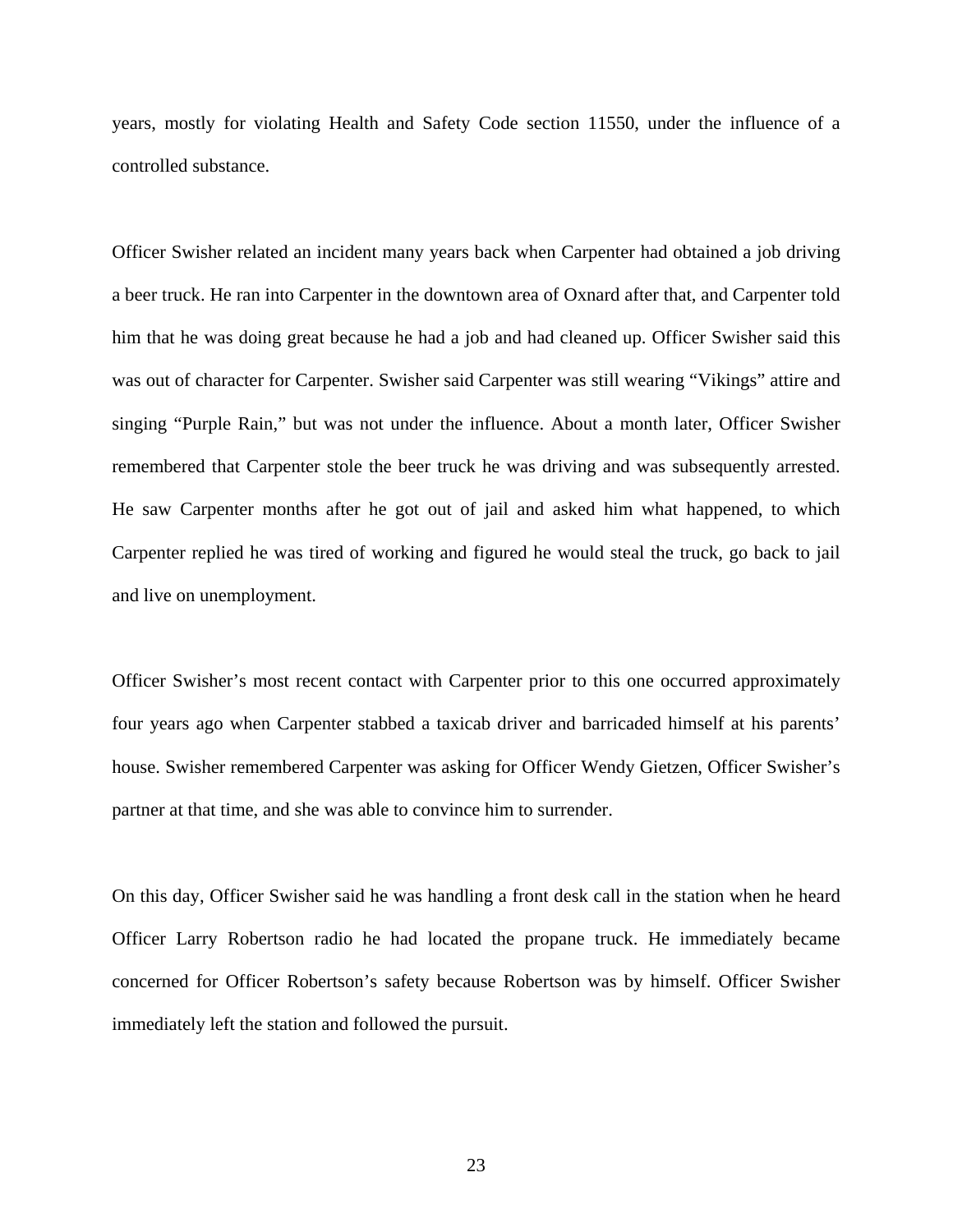years, mostly for violating Health and Safety Code section 11550, under the influence of a controlled substance.

Officer Swisher related an incident many years back when Carpenter had obtained a job driving a beer truck. He ran into Carpenter in the downtown area of Oxnard after that, and Carpenter told him that he was doing great because he had a job and had cleaned up. Officer Swisher said this was out of character for Carpenter. Swisher said Carpenter was still wearing "Vikings" attire and singing "Purple Rain," but was not under the influence. About a month later, Officer Swisher remembered that Carpenter stole the beer truck he was driving and was subsequently arrested. He saw Carpenter months after he got out of jail and asked him what happened, to which Carpenter replied he was tired of working and figured he would steal the truck, go back to jail and live on unemployment.

Officer Swisher's most recent contact with Carpenter prior to this one occurred approximately four years ago when Carpenter stabbed a taxicab driver and barricaded himself at his parents' house. Swisher remembered Carpenter was asking for Officer Wendy Gietzen, Officer Swisher's partner at that time, and she was able to convince him to surrender.

On this day, Officer Swisher said he was handling a front desk call in the station when he heard Officer Larry Robertson radio he had located the propane truck. He immediately became concerned for Officer Robertson's safety because Robertson was by himself. Officer Swisher immediately left the station and followed the pursuit.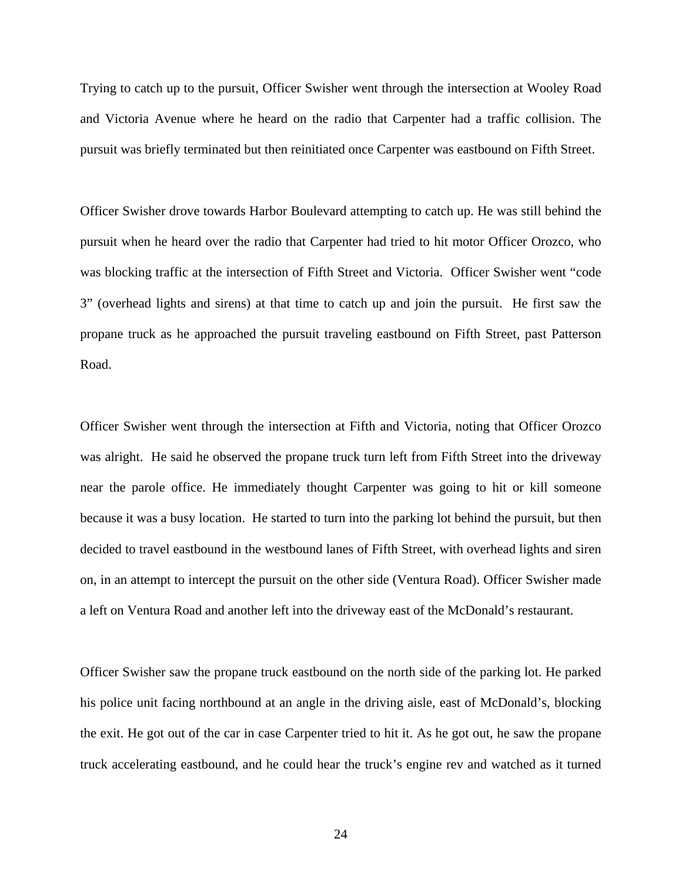Trying to catch up to the pursuit, Officer Swisher went through the intersection at Wooley Road and Victoria Avenue where he heard on the radio that Carpenter had a traffic collision. The pursuit was briefly terminated but then reinitiated once Carpenter was eastbound on Fifth Street.

Officer Swisher drove towards Harbor Boulevard attempting to catch up. He was still behind the pursuit when he heard over the radio that Carpenter had tried to hit motor Officer Orozco, who was blocking traffic at the intersection of Fifth Street and Victoria. Officer Swisher went "code 3" (overhead lights and sirens) at that time to catch up and join the pursuit. He first saw the propane truck as he approached the pursuit traveling eastbound on Fifth Street, past Patterson Road.

Officer Swisher went through the intersection at Fifth and Victoria, noting that Officer Orozco was alright. He said he observed the propane truck turn left from Fifth Street into the driveway near the parole office. He immediately thought Carpenter was going to hit or kill someone because it was a busy location. He started to turn into the parking lot behind the pursuit, but then decided to travel eastbound in the westbound lanes of Fifth Street, with overhead lights and siren on, in an attempt to intercept the pursuit on the other side (Ventura Road). Officer Swisher made a left on Ventura Road and another left into the driveway east of the McDonald's restaurant.

Officer Swisher saw the propane truck eastbound on the north side of the parking lot. He parked his police unit facing northbound at an angle in the driving aisle, east of McDonald's, blocking the exit. He got out of the car in case Carpenter tried to hit it. As he got out, he saw the propane truck accelerating eastbound, and he could hear the truck's engine rev and watched as it turned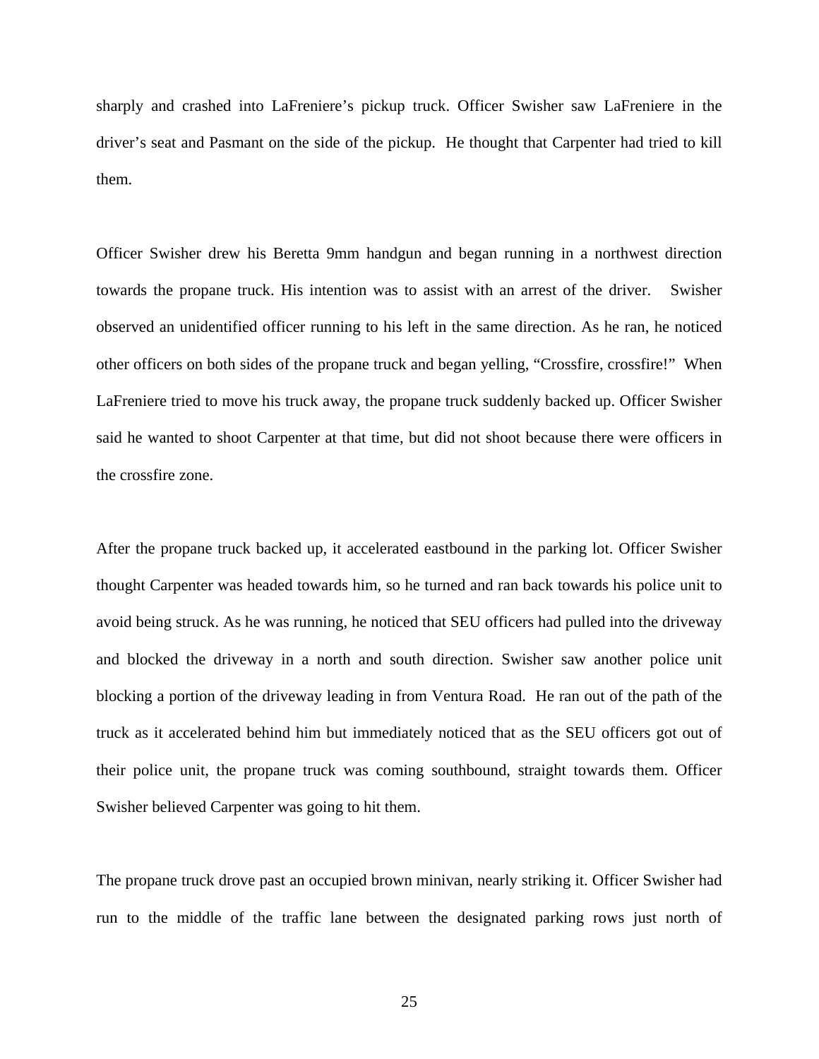sharply and crashed into LaFreniere's pickup truck. Officer Swisher saw LaFreniere in the driver's seat and Pasmant on the side of the pickup. He thought that Carpenter had tried to kill them.

Officer Swisher drew his Beretta 9mm handgun and began running in a northwest direction towards the propane truck. His intention was to assist with an arrest of the driver. Swisher observed an unidentified officer running to his left in the same direction. As he ran, he noticed other officers on both sides of the propane truck and began yelling, "Crossfire, crossfire!" When LaFreniere tried to move his truck away, the propane truck suddenly backed up. Officer Swisher said he wanted to shoot Carpenter at that time, but did not shoot because there were officers in the crossfire zone.

After the propane truck backed up, it accelerated eastbound in the parking lot. Officer Swisher thought Carpenter was headed towards him, so he turned and ran back towards his police unit to avoid being struck. As he was running, he noticed that SEU officers had pulled into the driveway and blocked the driveway in a north and south direction. Swisher saw another police unit blocking a portion of the driveway leading in from Ventura Road. He ran out of the path of the truck as it accelerated behind him but immediately noticed that as the SEU officers got out of their police unit, the propane truck was coming southbound, straight towards them. Officer Swisher believed Carpenter was going to hit them.

The propane truck drove past an occupied brown minivan, nearly striking it. Officer Swisher had run to the middle of the traffic lane between the designated parking rows just north of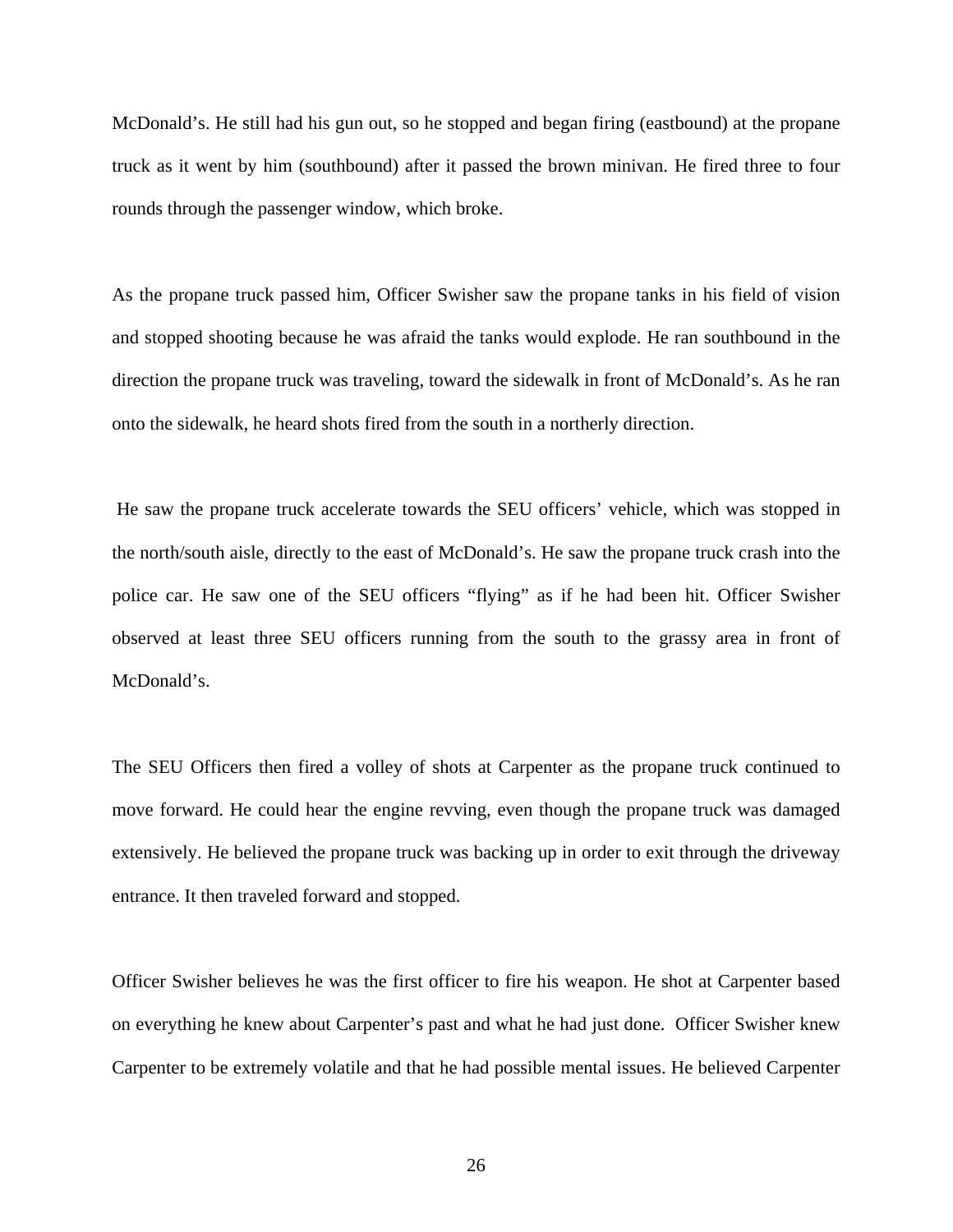McDonald's. He still had his gun out, so he stopped and began firing (eastbound) at the propane truck as it went by him (southbound) after it passed the brown minivan. He fired three to four rounds through the passenger window, which broke.

As the propane truck passed him, Officer Swisher saw the propane tanks in his field of vision and stopped shooting because he was afraid the tanks would explode. He ran southbound in the direction the propane truck was traveling, toward the sidewalk in front of McDonald's. As he ran onto the sidewalk, he heard shots fired from the south in a northerly direction.

He saw the propane truck accelerate towards the SEU officers' vehicle, which was stopped in the north/south aisle, directly to the east of McDonald's. He saw the propane truck crash into the police car. He saw one of the SEU officers "flying" as if he had been hit. Officer Swisher observed at least three SEU officers running from the south to the grassy area in front of McDonald's.

The SEU Officers then fired a volley of shots at Carpenter as the propane truck continued to move forward. He could hear the engine revving, even though the propane truck was damaged extensively. He believed the propane truck was backing up in order to exit through the driveway entrance. It then traveled forward and stopped.

Officer Swisher believes he was the first officer to fire his weapon. He shot at Carpenter based on everything he knew about Carpenter's past and what he had just done. Officer Swisher knew Carpenter to be extremely volatile and that he had possible mental issues. He believed Carpenter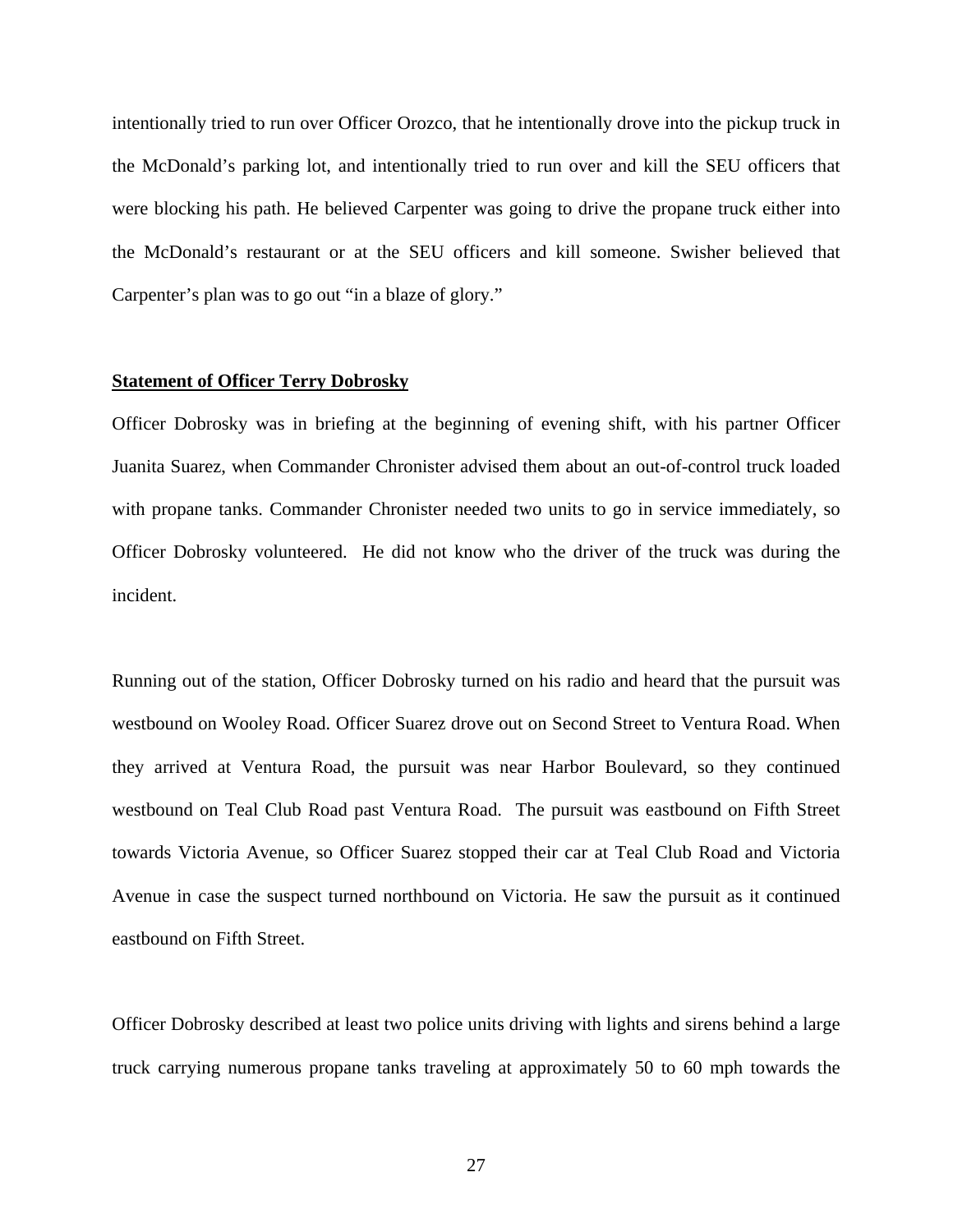intentionally tried to run over Officer Orozco, that he intentionally drove into the pickup truck in the McDonald's parking lot, and intentionally tried to run over and kill the SEU officers that were blocking his path. He believed Carpenter was going to drive the propane truck either into the McDonald's restaurant or at the SEU officers and kill someone. Swisher believed that Carpenter's plan was to go out "in a blaze of glory."

**Statement of Officer Terry Dobrosky**

Officer Dobrosky was in briefing at the beginning of evening shift, with his partner Officer Juanita Suarez, when Commander Chronister advised them about an out-of-control truck loaded with propane tanks. Commander Chronister needed two units to go in service immediately, so Officer Dobrosky volunteered. He did not know who the driver of the truck was during the incident.

Running out of the station, Officer Dobrosky turned on his radio and heard that the pursuit was westbound on Wooley Road. Officer Suarez drove out on Second Street to Ventura Road. When they arrived at Ventura Road, the pursuit was near Harbor Boulevard, so they continued westbound on Teal Club Road past Ventura Road. The pursuit was eastbound on Fifth Street towards Victoria Avenue, so Officer Suarez stopped their car at Teal Club Road and Victoria Avenue in case the suspect turned northbound on Victoria. He saw the pursuit as it continued eastbound on Fifth Street.

Officer Dobrosky described at least two police units driving with lights and sirens behind a large truck carrying numerous propane tanks traveling at approximately 50 to 60 mph towards the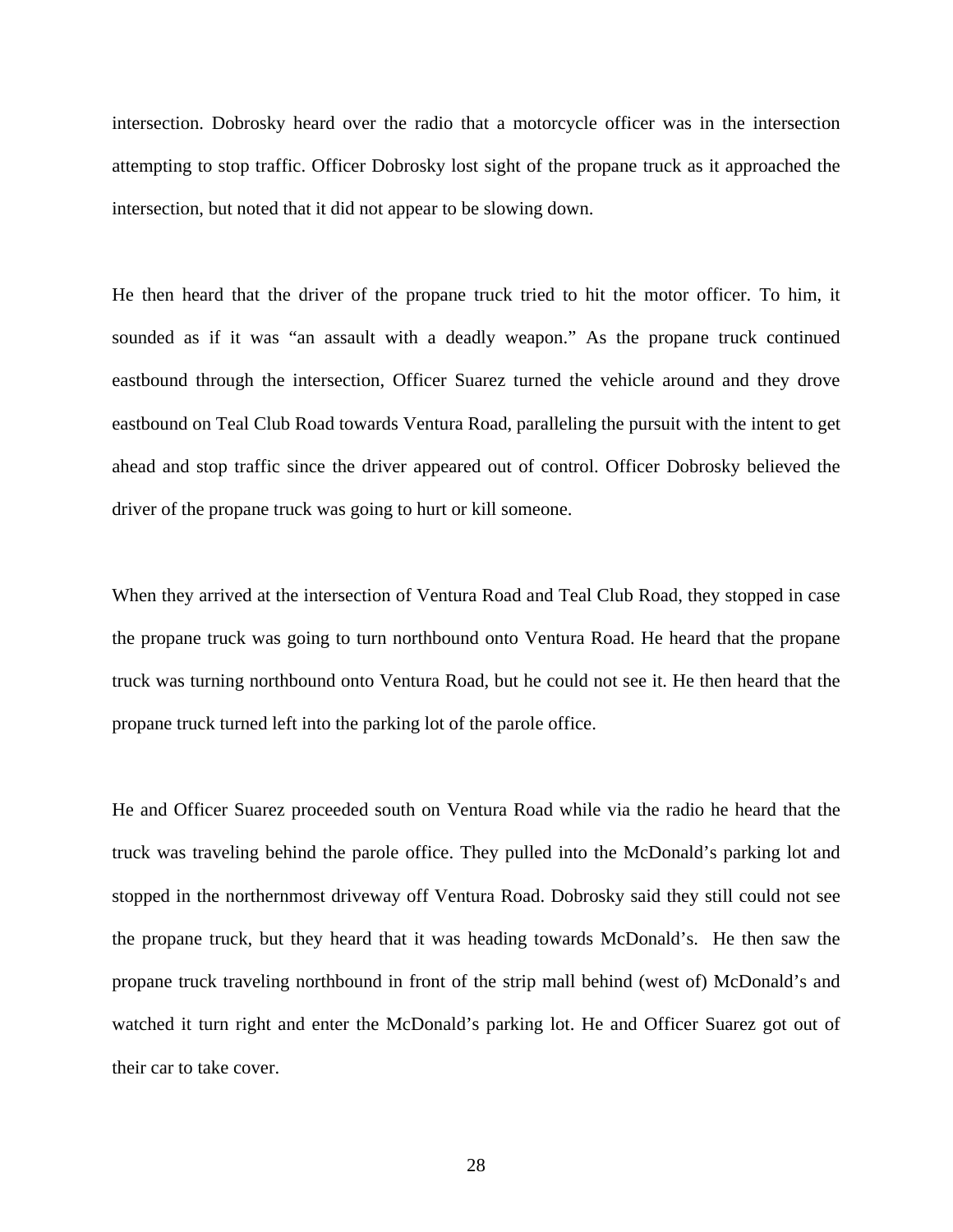intersection. Dobrosky heard over the radio that a motorcycle officer was in the intersection attempting to stop traffic. Officer Dobrosky lost sight of the propane truck as it approached the intersection, but noted that it did not appear to be slowing down.

He then heard that the driver of the propane truck tried to hit the motor officer. To him, it sounded as if it was "an assault with a deadly weapon." As the propane truck continued eastbound through the intersection, Officer Suarez turned the vehicle around and they drove eastbound on Teal Club Road towards Ventura Road, paralleling the pursuit with the intent to get ahead and stop traffic since the driver appeared out of control. Officer Dobrosky believed the driver of the propane truck was going to hurt or kill someone.

When they arrived at the intersection of Ventura Road and Teal Club Road, they stopped in case the propane truck was going to turn northbound onto Ventura Road. He heard that the propane truck was turning northbound onto Ventura Road, but he could not see it. He then heard that the propane truck turned left into the parking lot of the parole office.

He and Officer Suarez proceeded south on Ventura Road while via the radio he heard that the truck was traveling behind the parole office. They pulled into the McDonald's parking lot and stopped in the northernmost driveway off Ventura Road. Dobrosky said they still could not see the propane truck, but they heard that it was heading towards McDonald's. He then saw the propane truck traveling northbound in front of the strip mall behind (west of) McDonald's and watched it turn right and enter the McDonald's parking lot. He and Officer Suarez got out of their car to take cover.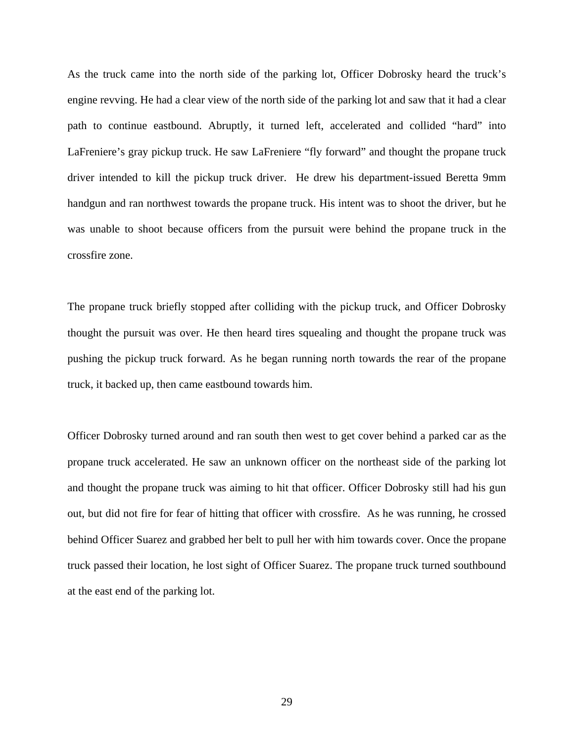As the truck came into the north side of the parking lot, Officer Dobrosky heard the truck's engine revving. He had a clear view of the north side of the parking lot and saw that it had a clear path to continue eastbound. Abruptly, it turned left, accelerated and collided "hard" into LaFreniere's gray pickup truck. He saw LaFreniere "fly forward" and thought the propane truck driver intended to kill the pickup truck driver. He drew his department-issued Beretta 9mm handgun and ran northwest towards the propane truck. His intent was to shoot the driver, but he was unable to shoot because officers from the pursuit were behind the propane truck in the crossfire zone.

The propane truck briefly stopped after colliding with the pickup truck, and Officer Dobrosky thought the pursuit was over. He then heard tires squealing and thought the propane truck was pushing the pickup truck forward. As he began running north towards the rear of the propane truck, it backed up, then came eastbound towards him.

Officer Dobrosky turned around and ran south then west to get cover behind a parked car as the propane truck accelerated. He saw an unknown officer on the northeast side of the parking lot and thought the propane truck was aiming to hit that officer. Officer Dobrosky still had his gun out, but did not fire for fear of hitting that officer with crossfire. As he was running, he crossed behind Officer Suarez and grabbed her belt to pull her with him towards cover. Once the propane truck passed their location, he lost sight of Officer Suarez. The propane truck turned southbound at the east end of the parking lot.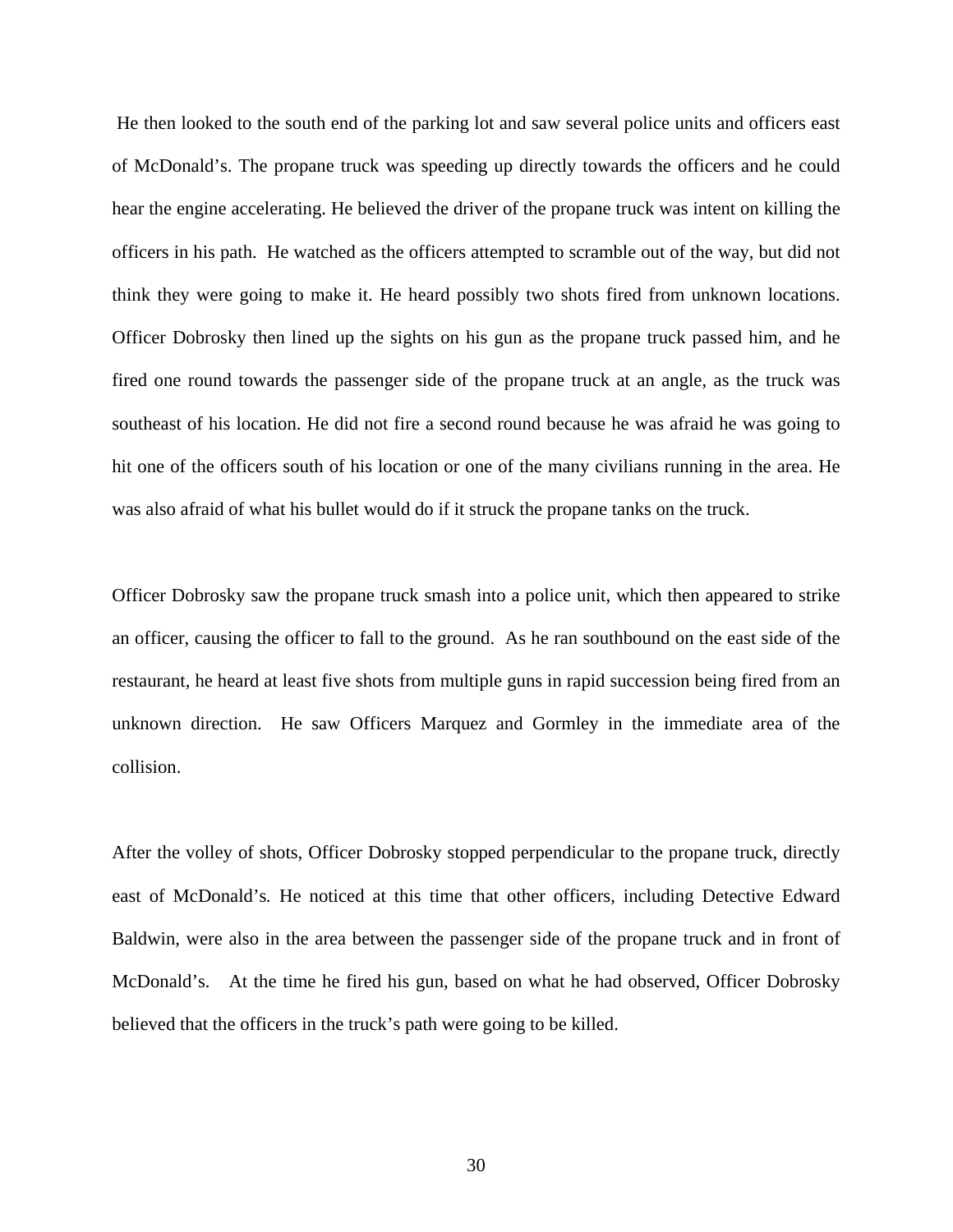He then looked to the south end of the parking lot and saw several police units and officers east of McDonald's. The propane truck was speeding up directly towards the officers and he could hear the engine accelerating. He believed the driver of the propane truck was intent on killing the officers in his path. He watched as the officers attempted to scramble out of the way, but did not think they were going to make it. He heard possibly two shots fired from unknown locations. Officer Dobrosky then lined up the sights on his gun as the propane truck passed him, and he fired one round towards the passenger side of the propane truck at an angle, as the truck was southeast of his location. He did not fire a second round because he was afraid he was going to hit one of the officers south of his location or one of the many civilians running in the area. He was also afraid of what his bullet would do if it struck the propane tanks on the truck.

Officer Dobrosky saw the propane truck smash into a police unit, which then appeared to strike an officer, causing the officer to fall to the ground. As he ran southbound on the east side of the restaurant, he heard at least five shots from multiple guns in rapid succession being fired from an unknown direction. He saw Officers Marquez and Gormley in the immediate area of the collision.

After the volley of shots, Officer Dobrosky stopped perpendicular to the propane truck, directly east of McDonald's. He noticed at this time that other officers, including Detective Edward Baldwin, were also in the area between the passenger side of the propane truck and in front of McDonald's. At the time he fired his gun, based on what he had observed, Officer Dobrosky believed that the officers in the truck's path were going to be killed.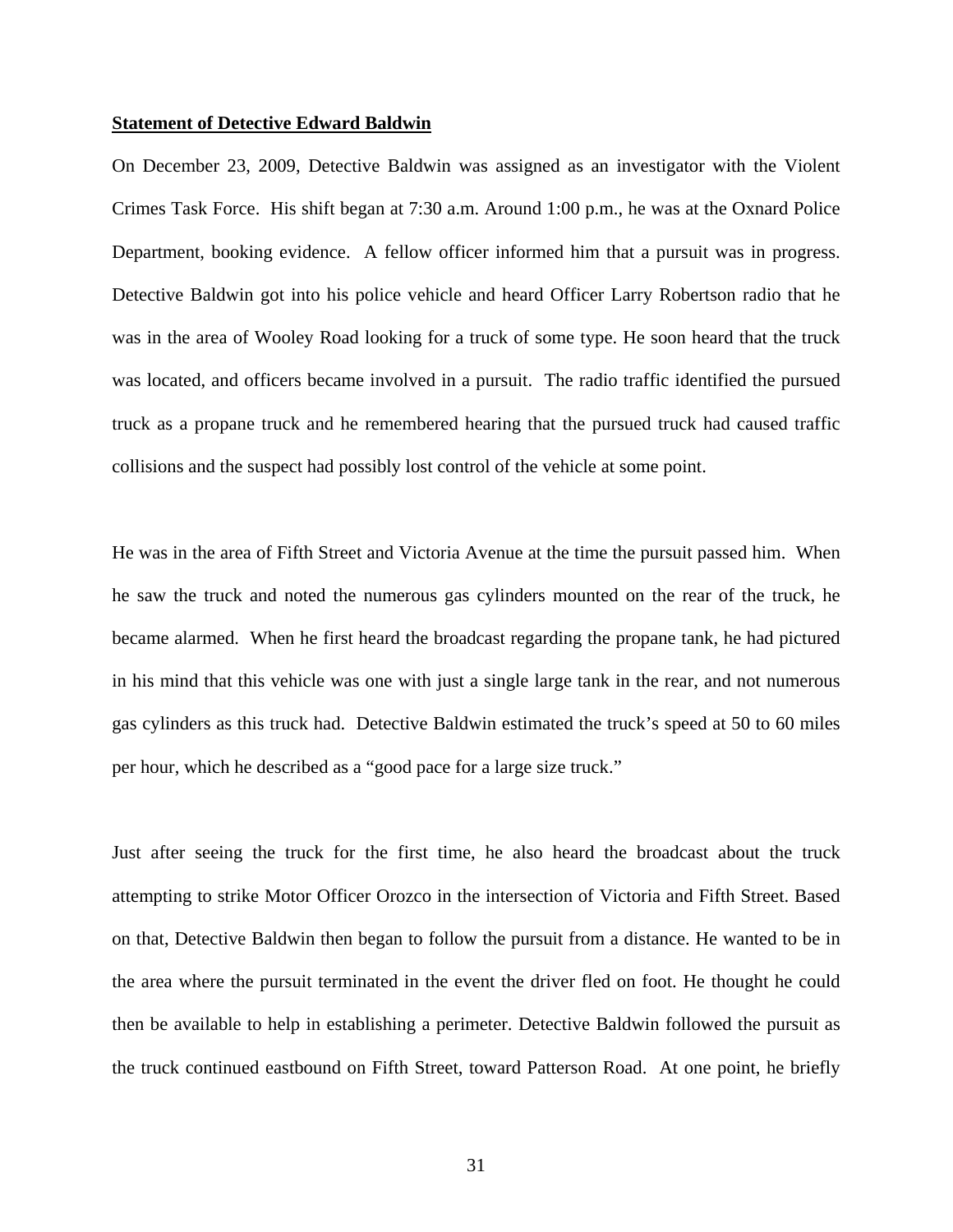**Statement of Detective Edward Baldwin**

On December 23, 2009, Detective Baldwin was assigned as an investigator with the Violent Crimes Task Force. His shift began at 7:30 a.m. Around 1:00 p.m., he was at the Oxnard Police Department, booking evidence. A fellow officer informed him that a pursuit was in progress. Detective Baldwin got into his police vehicle and heard Officer Larry Robertson radio that he was in the area of Wooley Road looking for a truck of some type. He soon heard that the truck was located, and officers became involved in a pursuit. The radio traffic identified the pursued truck as a propane truck and he remembered hearing that the pursued truck had caused traffic collisions and the suspect had possibly lost control of the vehicle at some point.

He was in the area of Fifth Street and Victoria Avenue at the time the pursuit passed him. When he saw the truck and noted the numerous gas cylinders mounted on the rear of the truck, he became alarmed. When he first heard the broadcast regarding the propane tank, he had pictured in his mind that this vehicle was one with just a single large tank in the rear, and not numerous gas cylinders as this truck had. Detective Baldwin estimated the truck's speed at 50 to 60 miles per hour, which he described as a "good pace for a large size truck."

Just after seeing the truck for the first time, he also heard the broadcast about the truck attempting to strike Motor Officer Orozco in the intersection of Victoria and Fifth Street. Based on that, Detective Baldwin then began to follow the pursuit from a distance. He wanted to be in the area where the pursuit terminated in the event the driver fled on foot. He thought he could then be available to help in establishing a perimeter. Detective Baldwin followed the pursuit as the truck continued eastbound on Fifth Street, toward Patterson Road. At one point, he briefly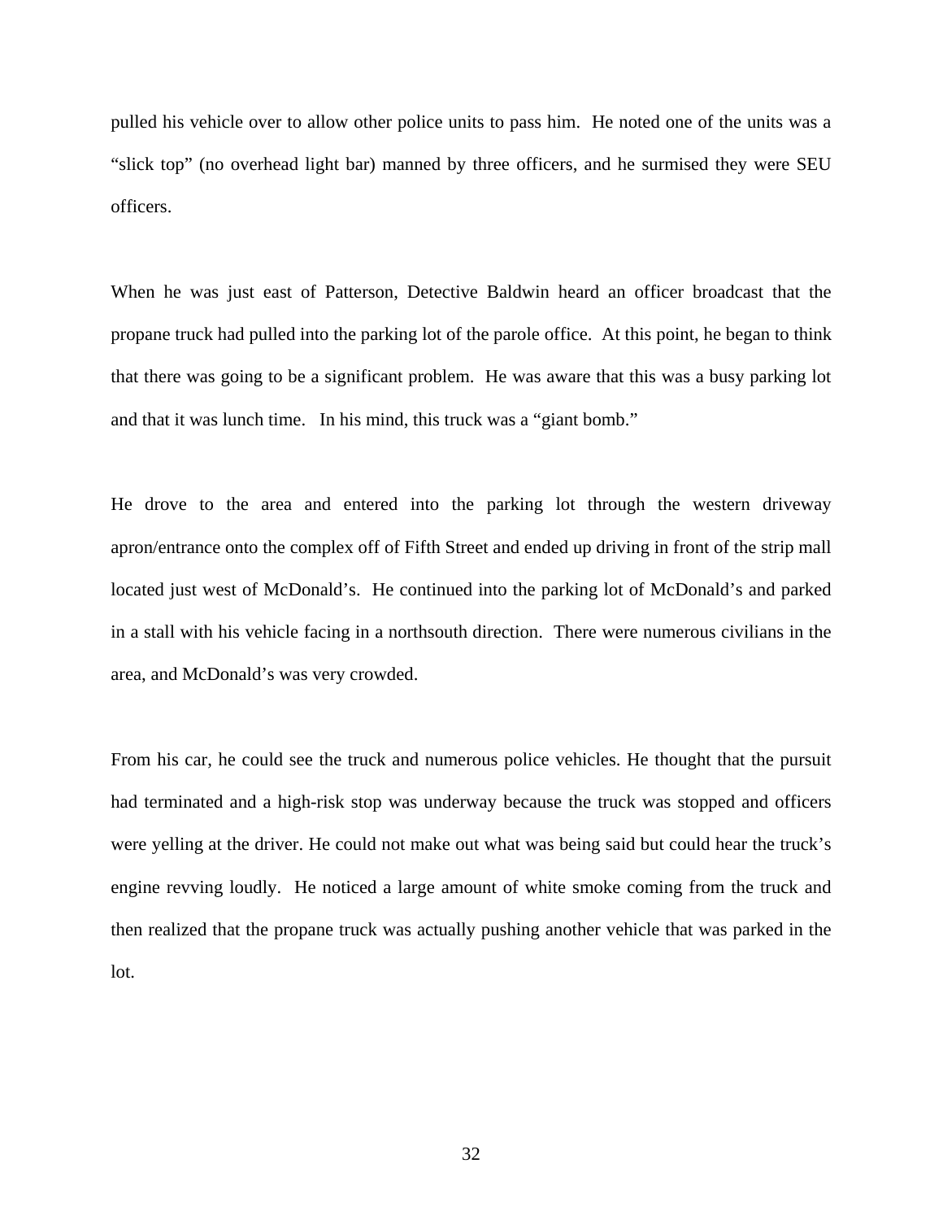pulled his vehicle over to allow other police units to pass him. He noted one of the units was a "slick top" (no overhead light bar) manned by three officers, and he surmised they were SEU officers.

When he was just east of Patterson, Detective Baldwin heard an officer broadcast that the propane truck had pulled into the parking lot of the parole office. At this point, he began to think that there was going to be a significant problem. He was aware that this was a busy parking lot and that it was lunch time. In his mind, this truck was a "giant bomb."

He drove to the area and entered into the parking lot through the western driveway apron/entrance onto the complex off of Fifth Street and ended up driving in front of the strip mall located just west of McDonald's. He continued into the parking lot of McDonald's and parked in a stall with his vehicle facing in a northsouth direction. There were numerous civilians in the area, and McDonald's was very crowded.

From his car, he could see the truck and numerous police vehicles. He thought that the pursuit had terminated and a high-risk stop was underway because the truck was stopped and officers were yelling at the driver. He could not make out what was being said but could hear the truck's engine revving loudly. He noticed a large amount of white smoke coming from the truck and then realized that the propane truck was actually pushing another vehicle that was parked in the lot.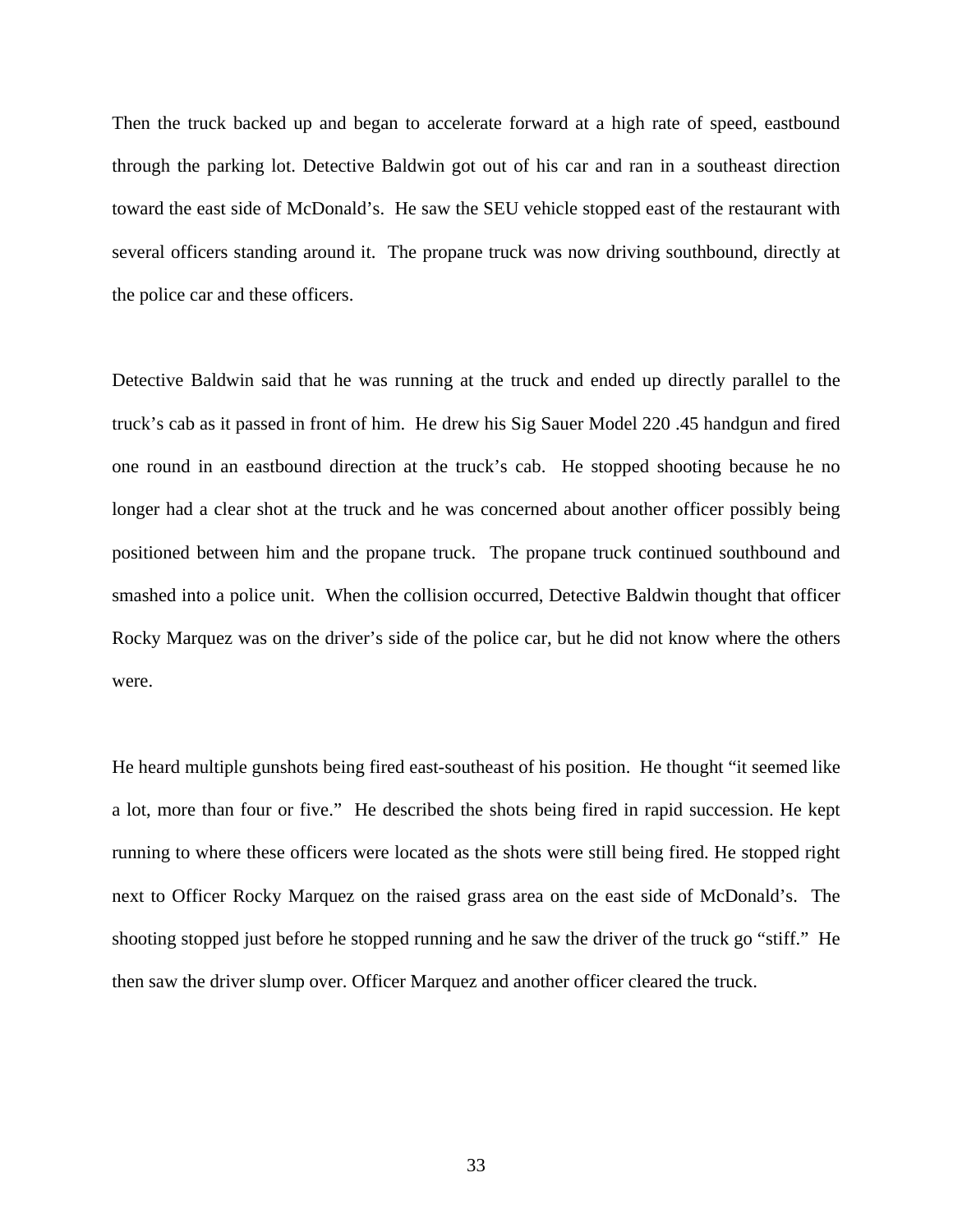Then the truck backed up and began to accelerate forward at a high rate of speed, eastbound through the parking lot. Detective Baldwin got out of his car and ran in a southeast direction toward the east side of McDonald's. He saw the SEU vehicle stopped east of the restaurant with several officers standing around it. The propane truck was now driving southbound, directly at the police car and these officers.

Detective Baldwin said that he was running at the truck and ended up directly parallel to the truck's cab as it passed in front of him. He drew his Sig Sauer Model 220 .45 handgun and fired one round in an eastbound direction at the truck's cab. He stopped shooting because he no longer had a clear shot at the truck and he was concerned about another officer possibly being positioned between him and the propane truck. The propane truck continued southbound and smashed into a police unit. When the collision occurred, Detective Baldwin thought that officer Rocky Marquez was on the driver's side of the police car, but he did not know where the others were.

He heard multiple gunshots being fired east-southeast of his position. He thought "it seemed like a lot, more than four or five." He described the shots being fired in rapid succession. He kept running to where these officers were located as the shots were still being fired. He stopped right next to Officer Rocky Marquez on the raised grass area on the east side of McDonald's. The shooting stopped just before he stopped running and he saw the driver of the truck go "stiff." He then saw the driver slump over. Officer Marquez and another officer cleared the truck.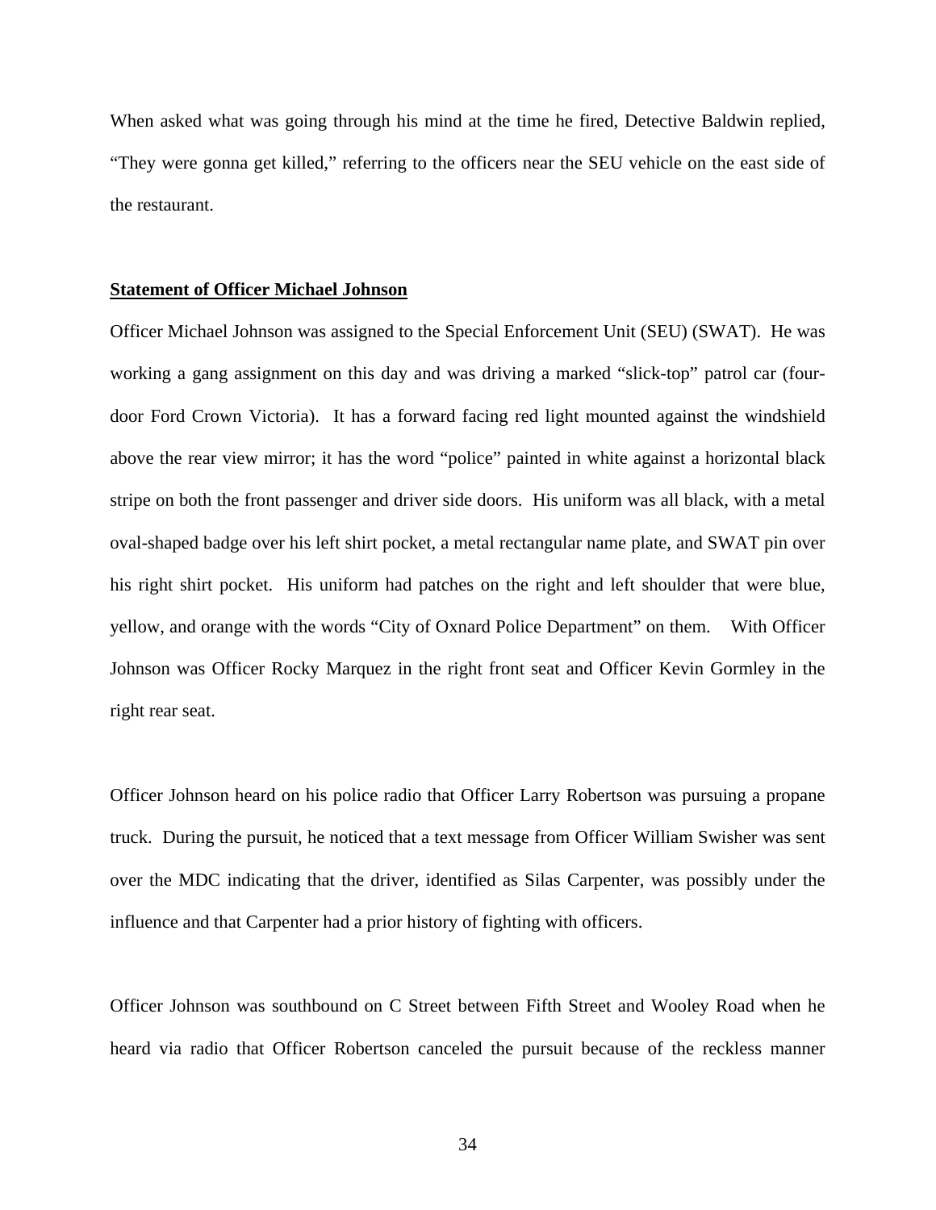When asked what was going through his mind at the time he fired, Detective Baldwin replied, "They were gonna get killed," referring to the officers near the SEU vehicle on the east side of the restaurant.

**Statement of Officer Michael Johnson**

Officer Michael Johnson was assigned to the Special Enforcement Unit (SEU) (SWAT). He was working a gang assignment on this day and was driving a marked "slick-top" patrol car (four-door Ford Crown Victoria). It has a forward facing red light mounted against the windshield above the rear view mirror; it has the word "police" painted in white against a horizontal black stripe on both the front passenger and driver side doors. His uniform was all black, with a metal oval-shaped badge over his left shirt pocket, a metal rectangular name plate, and SWAT pin over his right shirt pocket. His uniform had patches on the right and left shoulder that were blue, yellow, and orange with the words "City of Oxnard Police Department" on them. With Officer Johnson was Officer Rocky Marquez in the right front seat and Officer Kevin Gormley in the right rear seat.

Officer Johnson heard on his police radio that Officer Larry Robertson was pursuing a propane truck. During the pursuit, he noticed that a text message from Officer William Swisher was sent over the MDC indicating that the driver, identified as Silas Carpenter, was possibly under the influence and that Carpenter had a prior history of fighting with officers.

Officer Johnson was southbound on C Street between Fifth Street and Wooley Road when he heard via radio that Officer Robertson canceled the pursuit because of the reckless manner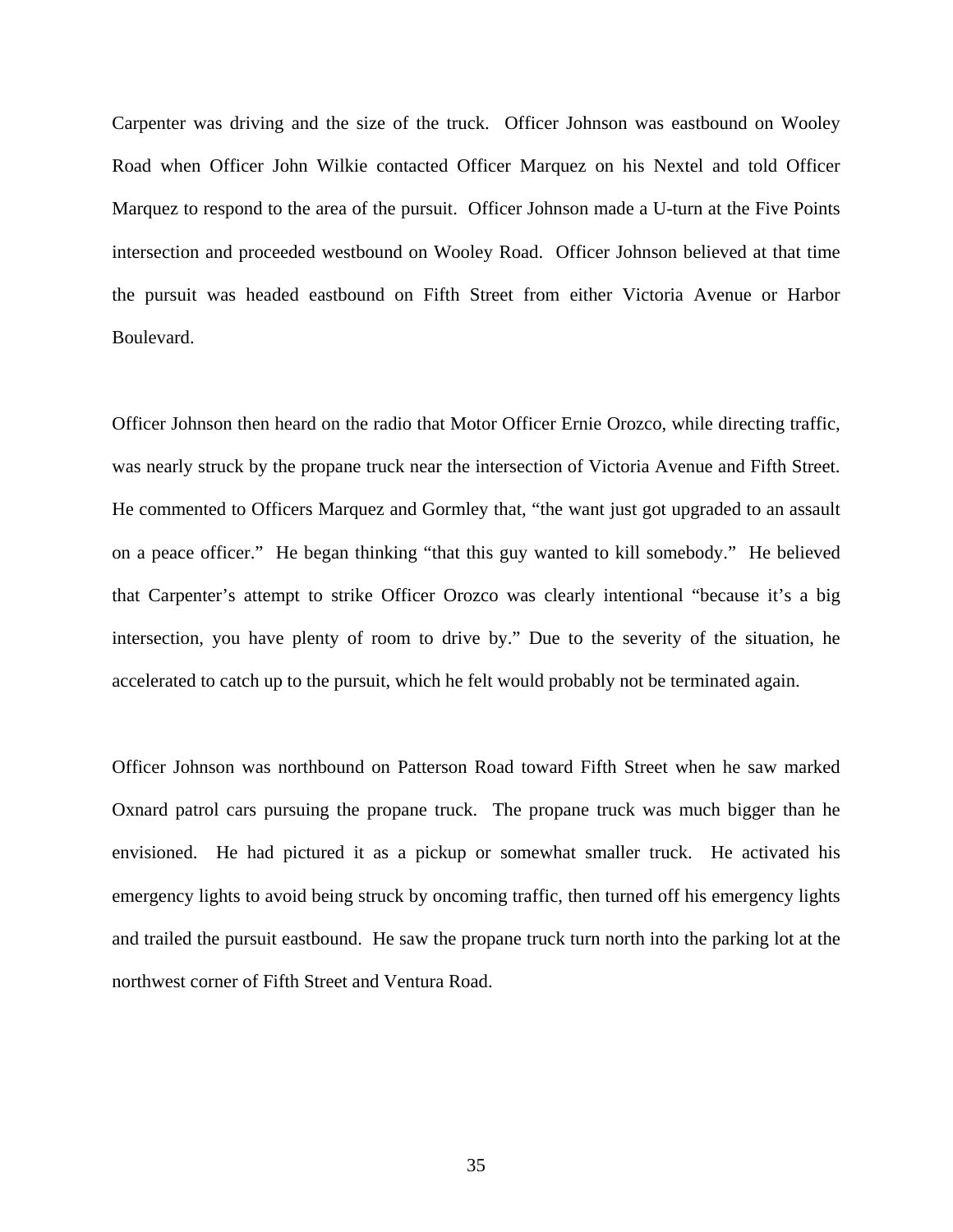Carpenter was driving and the size of the truck. Officer Johnson was eastbound on Wooley Road when Officer John Wilkie contacted Officer Marquez on his Nextel and told Officer Marquez to respond to the area of the pursuit. Officer Johnson made a U-turn at the Five Points intersection and proceeded westbound on Wooley Road. Officer Johnson believed at that time the pursuit was headed eastbound on Fifth Street from either Victoria Avenue or Harbor Boulevard.

Officer Johnson then heard on the radio that Motor Officer Ernie Orozco, while directing traffic, was nearly struck by the propane truck near the intersection of Victoria Avenue and Fifth Street. He commented to Officers Marquez and Gormley that, "the want just got upgraded to an assault on a peace officer." He began thinking "that this guy wanted to kill somebody." He believed that Carpenter's attempt to strike Officer Orozco was clearly intentional "because it's a big intersection, you have plenty of room to drive by." Due to the severity of the situation, he accelerated to catch up to the pursuit, which he felt would probably not be terminated again.

Officer Johnson was northbound on Patterson Road toward Fifth Street when he saw marked Oxnard patrol cars pursuing the propane truck. The propane truck was much bigger than he envisioned. He had pictured it as a pickup or somewhat smaller truck. He activated his emergency lights to avoid being struck by oncoming traffic, then turned off his emergency lights and trailed the pursuit eastbound. He saw the propane truck turn north into the parking lot at the northwest corner of Fifth Street and Ventura Road.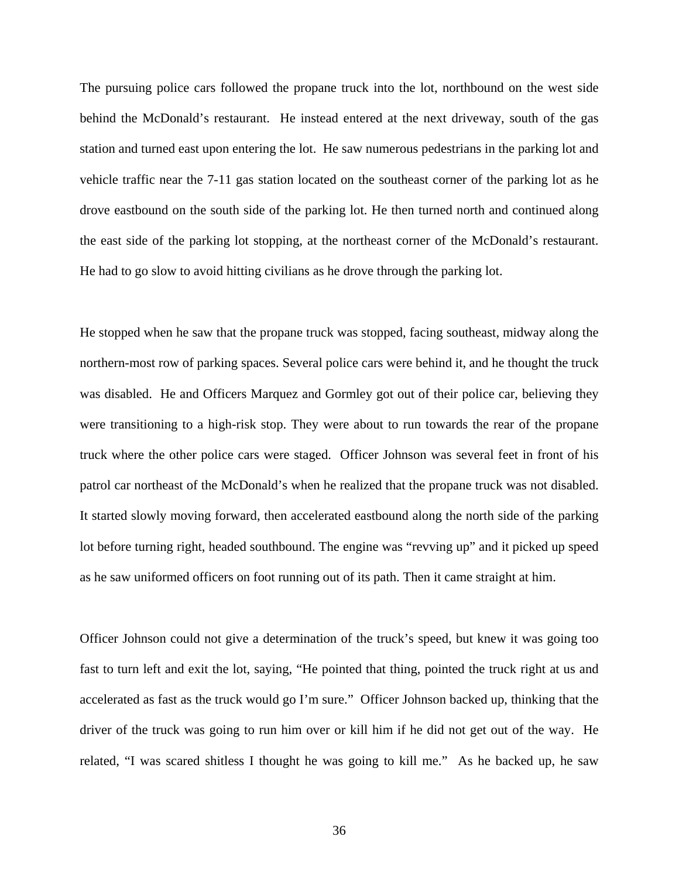The pursuing police cars followed the propane truck into the lot, northbound on the west side behind the McDonald's restaurant. He instead entered at the next driveway, south of the gas station and turned east upon entering the lot. He saw numerous pedestrians in the parking lot and vehicle traffic near the 7-11 gas station located on the southeast corner of the parking lot as he drove eastbound on the south side of the parking lot. He then turned north and continued along the east side of the parking lot stopping, at the northeast corner of the McDonald's restaurant. He had to go slow to avoid hitting civilians as he drove through the parking lot.

He stopped when he saw that the propane truck was stopped, facing southeast, midway along the northern-most row of parking spaces. Several police cars were behind it, and he thought the truck was disabled. He and Officers Marquez and Gormley got out of their police car, believing they were transitioning to a high-risk stop. They were about to run towards the rear of the propane truck where the other police cars were staged. Officer Johnson was several feet in front of his patrol car northeast of the McDonald's when he realized that the propane truck was not disabled. It started slowly moving forward, then accelerated eastbound along the north side of the parking lot before turning right, headed southbound. The engine was "revving up" and it picked up speed as he saw uniformed officers on foot running out of its path. Then it came straight at him.

Officer Johnson could not give a determination of the truck's speed, but knew it was going too fast to turn left and exit the lot, saying, "He pointed that thing, pointed the truck right at us and accelerated as fast as the truck would go I'm sure." Officer Johnson backed up, thinking that the driver of the truck was going to run him over or kill him if he did not get out of the way. He related, "I was scared shitless I thought he was going to kill me." As he backed up, he saw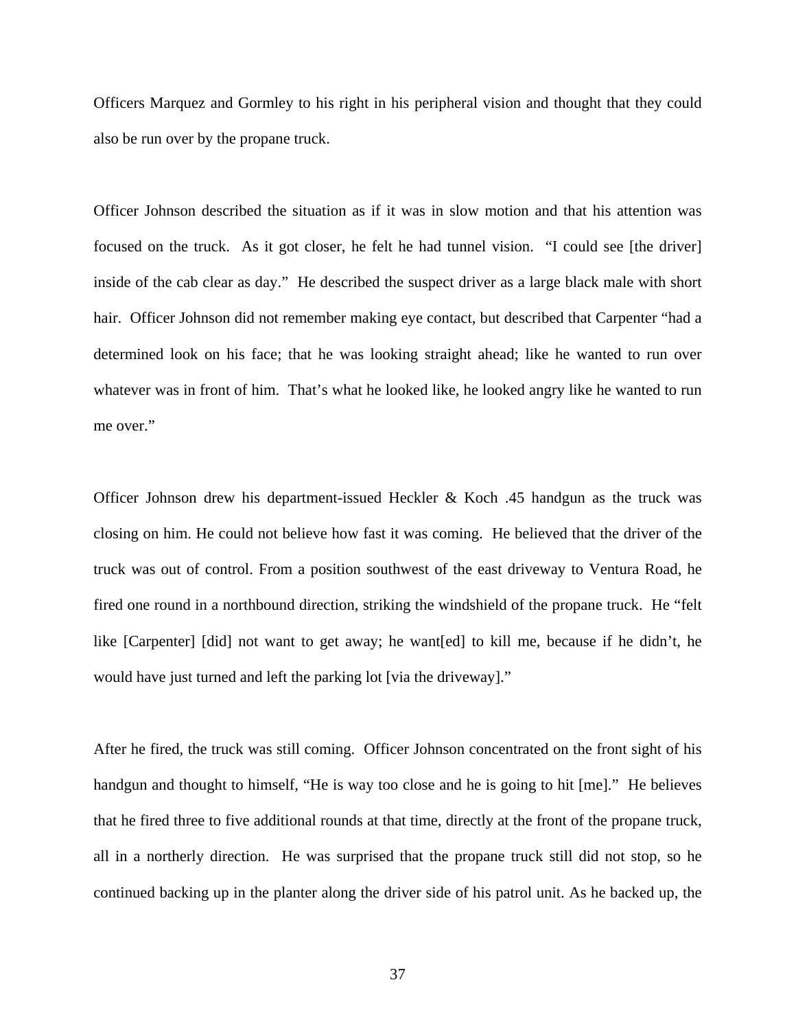Officers Marquez and Gormley to his right in his peripheral vision and thought that they could also be run over by the propane truck.

Officer Johnson described the situation as if it was in slow motion and that his attention was focused on the truck. As it got closer, he felt he had tunnel vision. "I could see [the driver] inside of the cab clear as day." He described the suspect driver as a large black male with short hair. Officer Johnson did not remember making eye contact, but described that Carpenter "had a determined look on his face; that he was looking straight ahead; like he wanted to run over whatever was in front of him. That's what he looked like, he looked angry like he wanted to run me over."

Officer Johnson drew his department-issued Heckler & Koch .45 handgun as the truck was closing on him. He could not believe how fast it was coming. He believed that the driver of the truck was out of control. From a position southwest of the east driveway to Ventura Road, he fired one round in a northbound direction, striking the windshield of the propane truck. He "felt like [Carpenter] [did] not want to get away; he want[ed] to kill me, because if he didn't, he would have just turned and left the parking lot [via the driveway]."

After he fired, the truck was still coming. Officer Johnson concentrated on the front sight of his handgun and thought to himself, "He is way too close and he is going to hit [me]." He believes that he fired three to five additional rounds at that time, directly at the front of the propane truck, all in a northerly direction. He was surprised that the propane truck still did not stop, so he continued backing up in the planter along the driver side of his patrol unit. As he backed up, the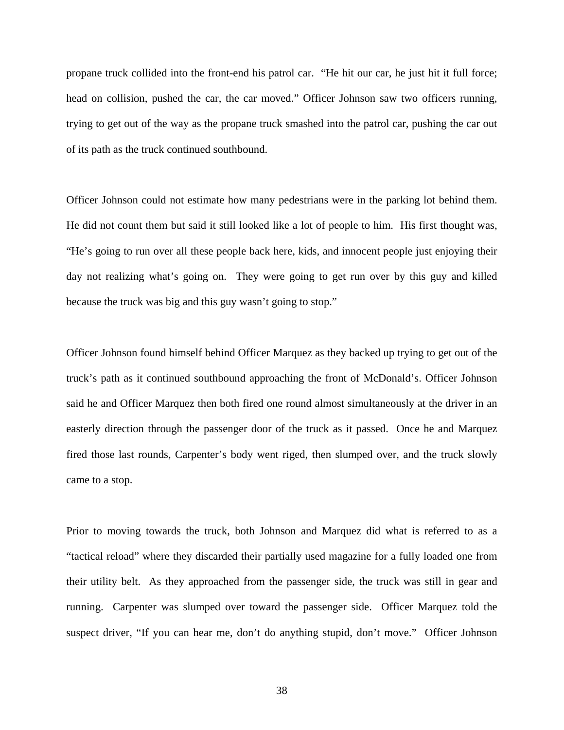propane truck collided into the front-end his patrol car. "He hit our car, he just hit it full force; head on collision, pushed the car, the car moved." Officer Johnson saw two officers running, trying to get out of the way as the propane truck smashed into the patrol car, pushing the car out of its path as the truck continued southbound.

Officer Johnson could not estimate how many pedestrians were in the parking lot behind them. He did not count them but said it still looked like a lot of people to him. His first thought was, "He's going to run over all these people back here, kids, and innocent people just enjoying their day not realizing what's going on. They were going to get run over by this guy and killed because the truck was big and this guy wasn't going to stop."

Officer Johnson found himself behind Officer Marquez as they backed up trying to get out of the truck's path as it continued southbound approaching the front of McDonald's. Officer Johnson said he and Officer Marquez then both fired one round almost simultaneously at the driver in an easterly direction through the passenger door of the truck as it passed. Once he and Marquez fired those last rounds, Carpenter's body went riged, then slumped over, and the truck slowly came to a stop.

Prior to moving towards the truck, both Johnson and Marquez did what is referred to as a "tactical reload" where they discarded their partially used magazine for a fully loaded one from their utility belt. As they approached from the passenger side, the truck was still in gear and running. Carpenter was slumped over toward the passenger side. Officer Marquez told the suspect driver, "If you can hear me, don't do anything stupid, don't move." Officer Johnson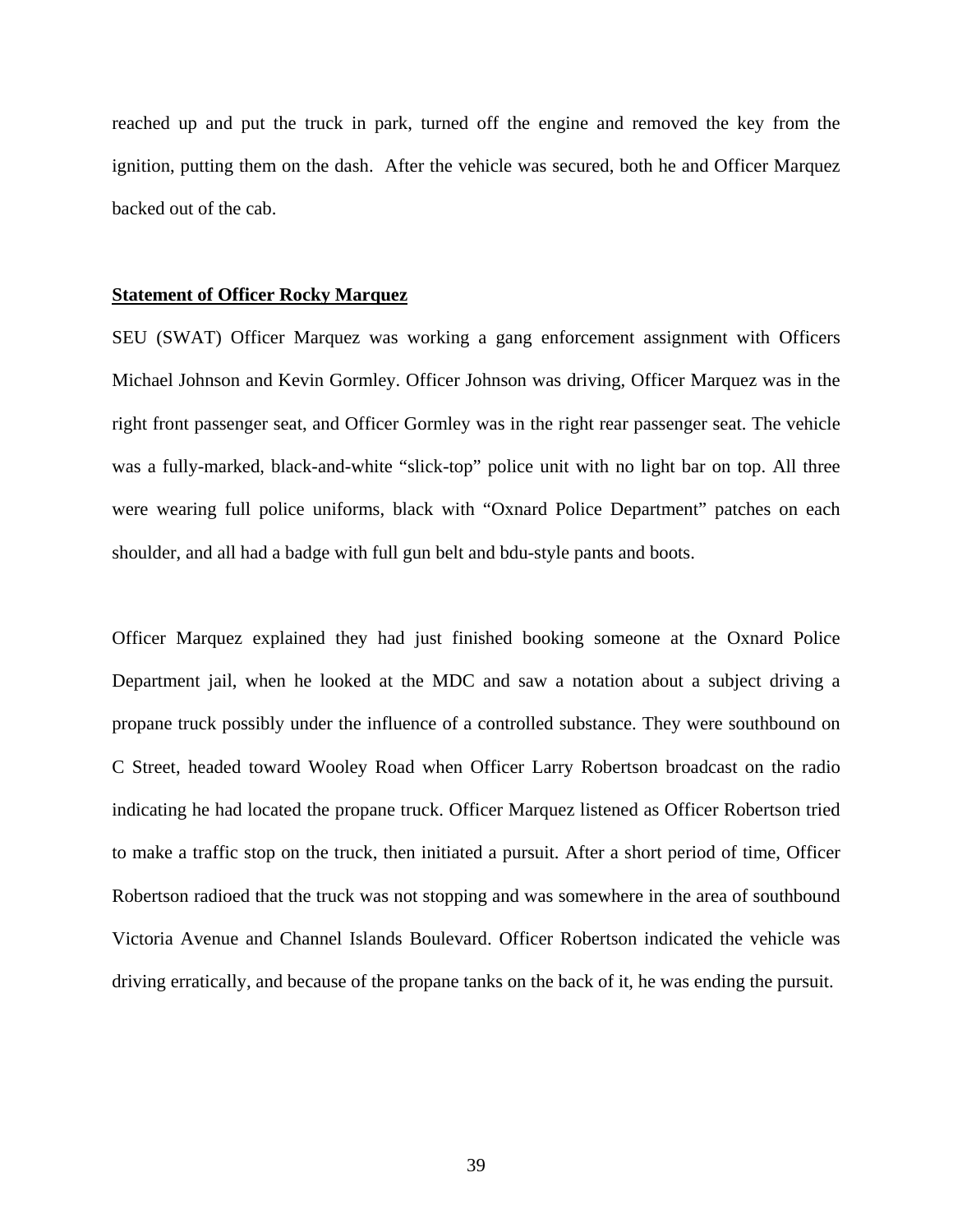reached up and put the truck in park, turned off the engine and removed the key from the ignition, putting them on the dash. After the vehicle was secured, both he and Officer Marquez backed out of the cab.

**Statement of Officer Rocky Marquez**

SEU (SWAT) Officer Marquez was working a gang enforcement assignment with Officers Michael Johnson and Kevin Gormley. Officer Johnson was driving, Officer Marquez was in the right front passenger seat, and Officer Gormley was in the right rear passenger seat. The vehicle was a fully-marked, black-and-white "slick-top" police unit with no light bar on top. All three were wearing full police uniforms, black with "Oxnard Police Department" patches on each shoulder, and all had a badge with full gun belt and bdu-style pants and boots.

Officer Marquez explained they had just finished booking someone at the Oxnard Police Department jail, when he looked at the MDC and saw a notation about a subject driving a propane truck possibly under the influence of a controlled substance. They were southbound on C Street, headed toward Wooley Road when Officer Larry Robertson broadcast on the radio indicating he had located the propane truck. Officer Marquez listened as Officer Robertson tried to make a traffic stop on the truck, then initiated a pursuit. After a short period of time, Officer Robertson radioed that the truck was not stopping and was somewhere in the area of southbound Victoria Avenue and Channel Islands Boulevard. Officer Robertson indicated the vehicle was driving erratically, and because of the propane tanks on the back of it, he was ending the pursuit.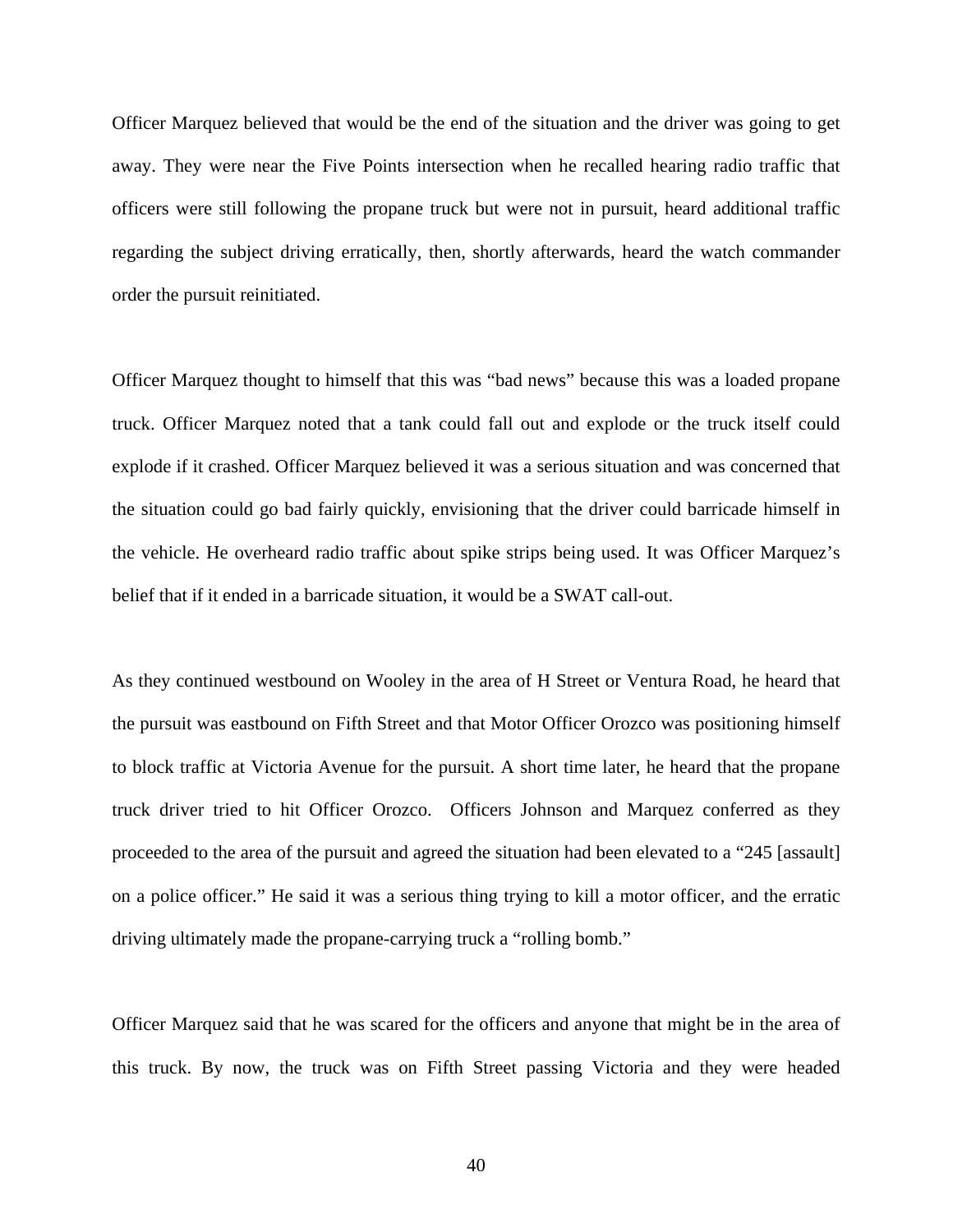Officer Marquez believed that would be the end of the situation and the driver was going to get away. They were near the Five Points intersection when he recalled hearing radio traffic that officers were still following the propane truck but were not in pursuit, heard additional traffic regarding the subject driving erratically, then, shortly afterwards, heard the watch commander order the pursuit reinitiated.

Officer Marquez thought to himself that this was "bad news" because this was a loaded propane truck. Officer Marquez noted that a tank could fall out and explode or the truck itself could explode if it crashed. Officer Marquez believed it was a serious situation and was concerned that the situation could go bad fairly quickly, envisioning that the driver could barricade himself in the vehicle. He overheard radio traffic about spike strips being used. It was Officer Marquez's belief that if it ended in a barricade situation, it would be a SWAT call-out.

As they continued westbound on Wooley in the area of H Street or Ventura Road, he heard that the pursuit was eastbound on Fifth Street and that Motor Officer Orozco was positioning himself to block traffic at Victoria Avenue for the pursuit. A short time later, he heard that the propane truck driver tried to hit Officer Orozco. Officers Johnson and Marquez conferred as they proceeded to the area of the pursuit and agreed the situation had been elevated to a "245 [assault] on a police officer." He said it was a serious thing trying to kill a motor officer, and the erratic driving ultimately made the propane-carrying truck a "rolling bomb."

Officer Marquez said that he was scared for the officers and anyone that might be in the area of this truck. By now, the truck was on Fifth Street passing Victoria and they were headed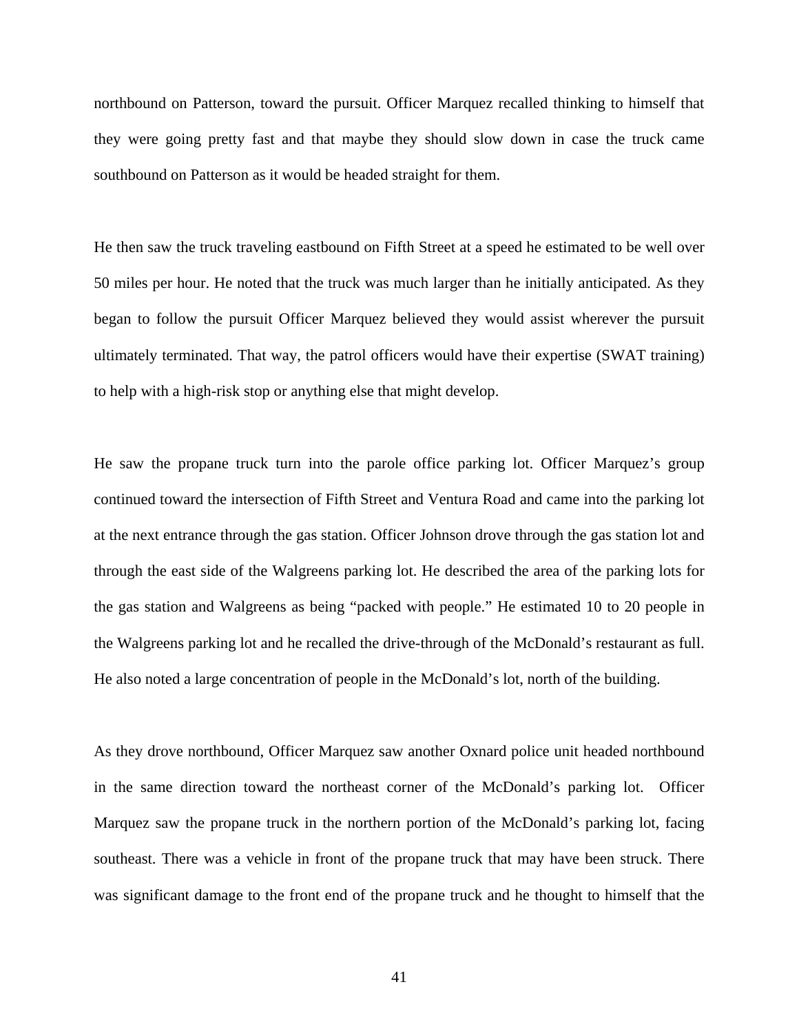northbound on Patterson, toward the pursuit. Officer Marquez recalled thinking to himself that they were going pretty fast and that maybe they should slow down in case the truck came southbound on Patterson as it would be headed straight for them.

He then saw the truck traveling eastbound on Fifth Street at a speed he estimated to be well over 50 miles per hour. He noted that the truck was much larger than he initially anticipated. As they began to follow the pursuit Officer Marquez believed they would assist wherever the pursuit ultimately terminated. That way, the patrol officers would have their expertise (SWAT training) to help with a high-risk stop or anything else that might develop.

He saw the propane truck turn into the parole office parking lot. Officer Marquez's group continued toward the intersection of Fifth Street and Ventura Road and came into the parking lot at the next entrance through the gas station. Officer Johnson drove through the gas station lot and through the east side of the Walgreens parking lot. He described the area of the parking lots for the gas station and Walgreens as being "packed with people." He estimated 10 to 20 people in the Walgreens parking lot and he recalled the drive-through of the McDonald's restaurant as full. He also noted a large concentration of people in the McDonald's lot, north of the building.

As they drove northbound, Officer Marquez saw another Oxnard police unit headed northbound in the same direction toward the northeast corner of the McDonald's parking lot. Officer Marquez saw the propane truck in the northern portion of the McDonald's parking lot, facing southeast. There was a vehicle in front of the propane truck that may have been struck. There was significant damage to the front end of the propane truck and he thought to himself that the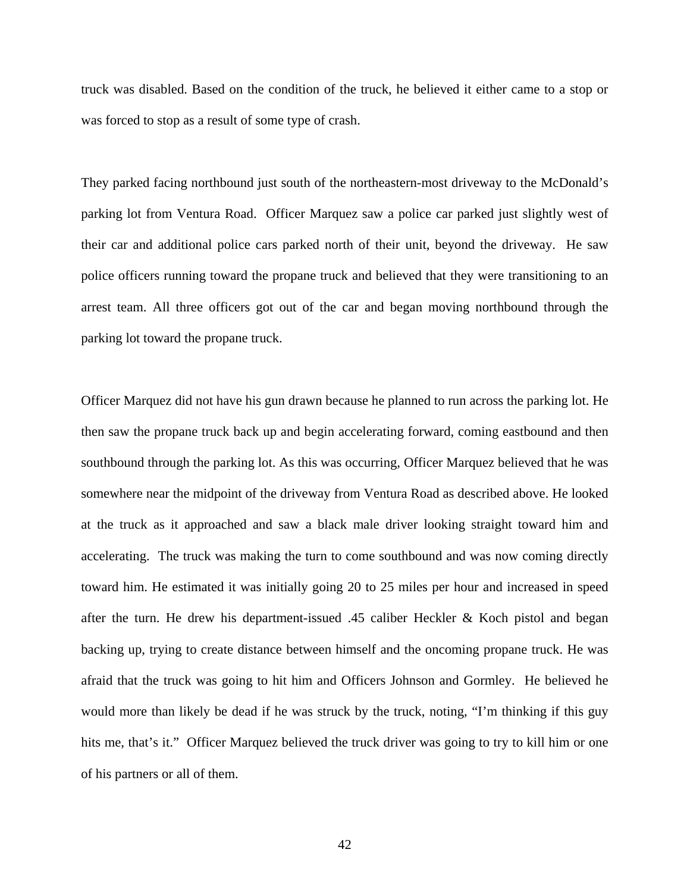truck was disabled. Based on the condition of the truck, he believed it either came to a stop or was forced to stop as a result of some type of crash.

They parked facing northbound just south of the northeastern-most driveway to the McDonald's parking lot from Ventura Road. Officer Marquez saw a police car parked just slightly west of their car and additional police cars parked north of their unit, beyond the driveway. He saw police officers running toward the propane truck and believed that they were transitioning to an arrest team. All three officers got out of the car and began moving northbound through the parking lot toward the propane truck.

Officer Marquez did not have his gun drawn because he planned to run across the parking lot. He then saw the propane truck back up and begin accelerating forward, coming eastbound and then southbound through the parking lot. As this was occurring, Officer Marquez believed that he was somewhere near the midpoint of the driveway from Ventura Road as described above. He looked at the truck as it approached and saw a black male driver looking straight toward him and accelerating. The truck was making the turn to come southbound and was now coming directly toward him. He estimated it was initially going 20 to 25 miles per hour and increased in speed after the turn. He drew his department-issued .45 caliber Heckler & Koch pistol and began backing up, trying to create distance between himself and the oncoming propane truck. He was afraid that the truck was going to hit him and Officers Johnson and Gormley. He believed he would more than likely be dead if he was struck by the truck, noting, "I'm thinking if this guy hits me, that's it." Officer Marquez believed the truck driver was going to try to kill him or one of his partners or all of them.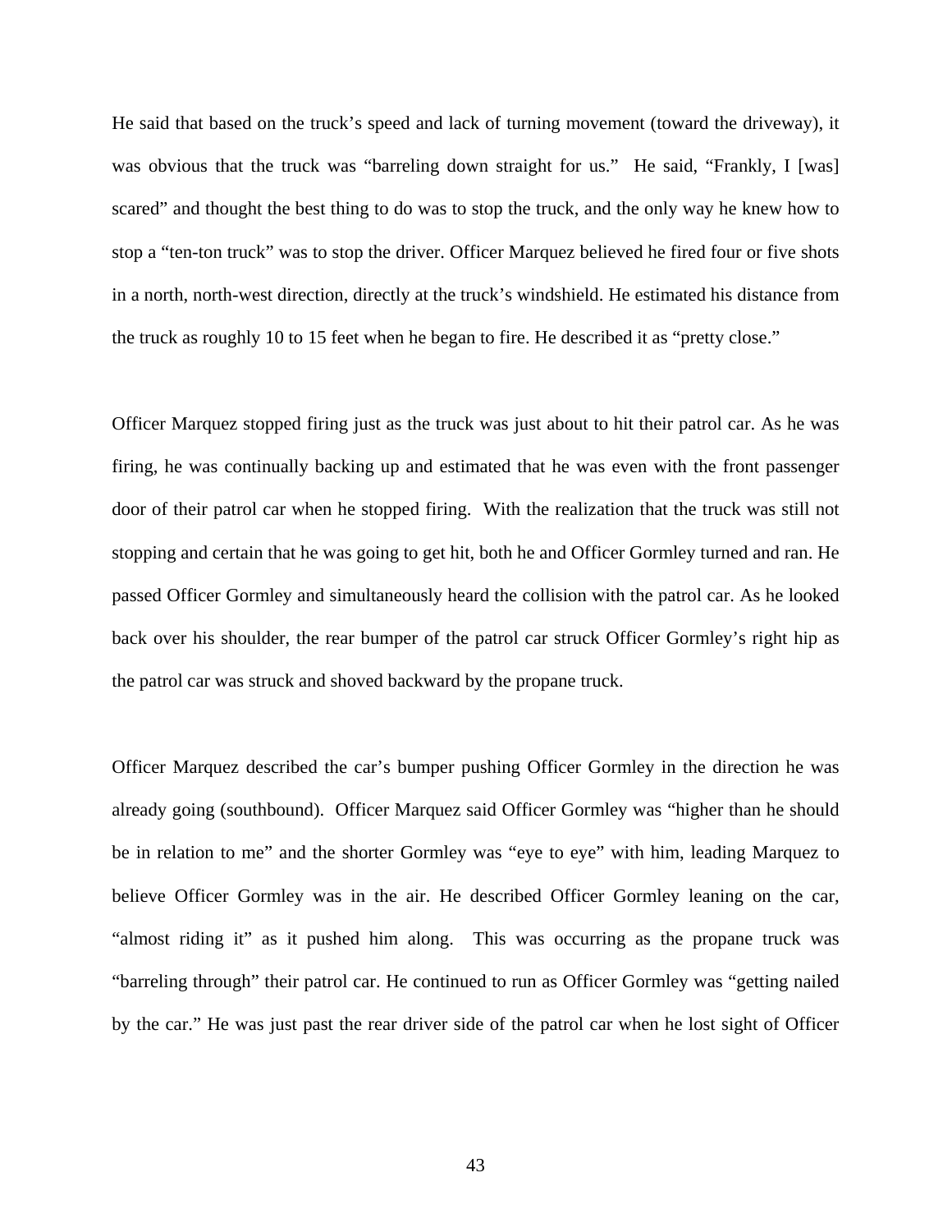He said that based on the truck's speed and lack of turning movement (toward the driveway), it was obvious that the truck was "barreling down straight for us." He said, "Frankly, I [was] scared" and thought the best thing to do was to stop the truck, and the only way he knew how to stop a "ten-ton truck" was to stop the driver. Officer Marquez believed he fired four or five shots in a north, north-west direction, directly at the truck's windshield. He estimated his distance from the truck as roughly 10 to 15 feet when he began to fire. He described it as "pretty close."

Officer Marquez stopped firing just as the truck was just about to hit their patrol car. As he was firing, he was continually backing up and estimated that he was even with the front passenger door of their patrol car when he stopped firing. With the realization that the truck was still not stopping and certain that he was going to get hit, both he and Officer Gormley turned and ran. He passed Officer Gormley and simultaneously heard the collision with the patrol car. As he looked back over his shoulder, the rear bumper of the patrol car struck Officer Gormley's right hip as the patrol car was struck and shoved backward by the propane truck.

Officer Marquez described the car's bumper pushing Officer Gormley in the direction he was already going (southbound). Officer Marquez said Officer Gormley was "higher than he should be in relation to me" and the shorter Gormley was "eye to eye" with him, leading Marquez to believe Officer Gormley was in the air. He described Officer Gormley leaning on the car, "almost riding it" as it pushed him along. This was occurring as the propane truck was "barreling through" their patrol car. He continued to run as Officer Gormley was "getting nailed by the car." He was just past the rear driver side of the patrol car when he lost sight of Officer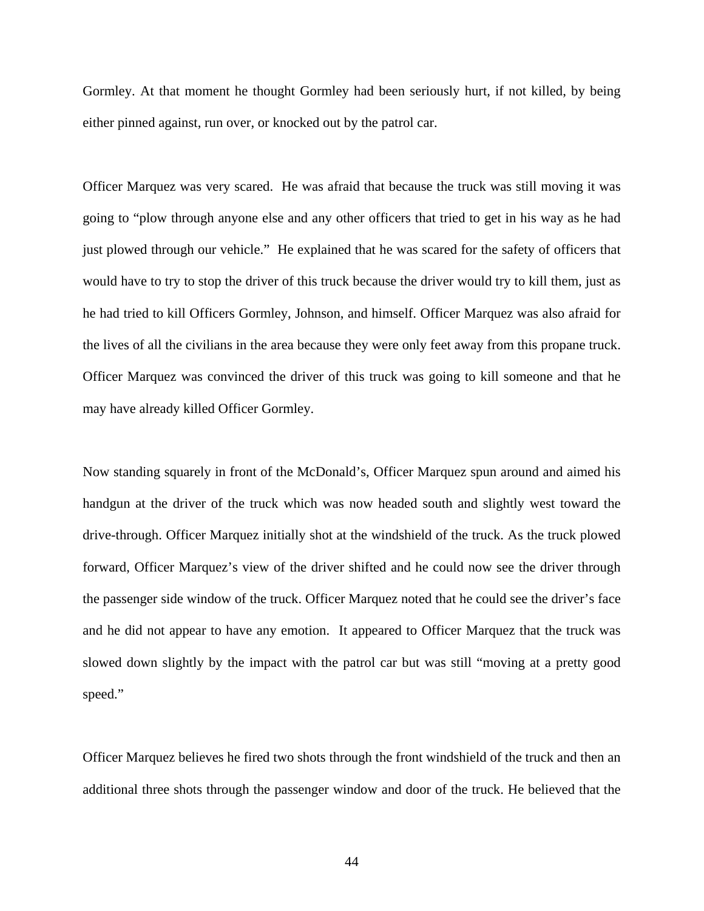Gormley. At that moment he thought Gormley had been seriously hurt, if not killed, by being either pinned against, run over, or knocked out by the patrol car.

Officer Marquez was very scared. He was afraid that because the truck was still moving it was going to "plow through anyone else and any other officers that tried to get in his way as he had just plowed through our vehicle." He explained that he was scared for the safety of officers that would have to try to stop the driver of this truck because the driver would try to kill them, just as he had tried to kill Officers Gormley, Johnson, and himself. Officer Marquez was also afraid for the lives of all the civilians in the area because they were only feet away from this propane truck. Officer Marquez was convinced the driver of this truck was going to kill someone and that he may have already killed Officer Gormley.

Now standing squarely in front of the McDonald's, Officer Marquez spun around and aimed his handgun at the driver of the truck which was now headed south and slightly west toward the drive-through. Officer Marquez initially shot at the windshield of the truck. As the truck plowed forward, Officer Marquez's view of the driver shifted and he could now see the driver through the passenger side window of the truck. Officer Marquez noted that he could see the driver's face and he did not appear to have any emotion. It appeared to Officer Marquez that the truck was slowed down slightly by the impact with the patrol car but was still "moving at a pretty good speed."

Officer Marquez believes he fired two shots through the front windshield of the truck and then an additional three shots through the passenger window and door of the truck. He believed that the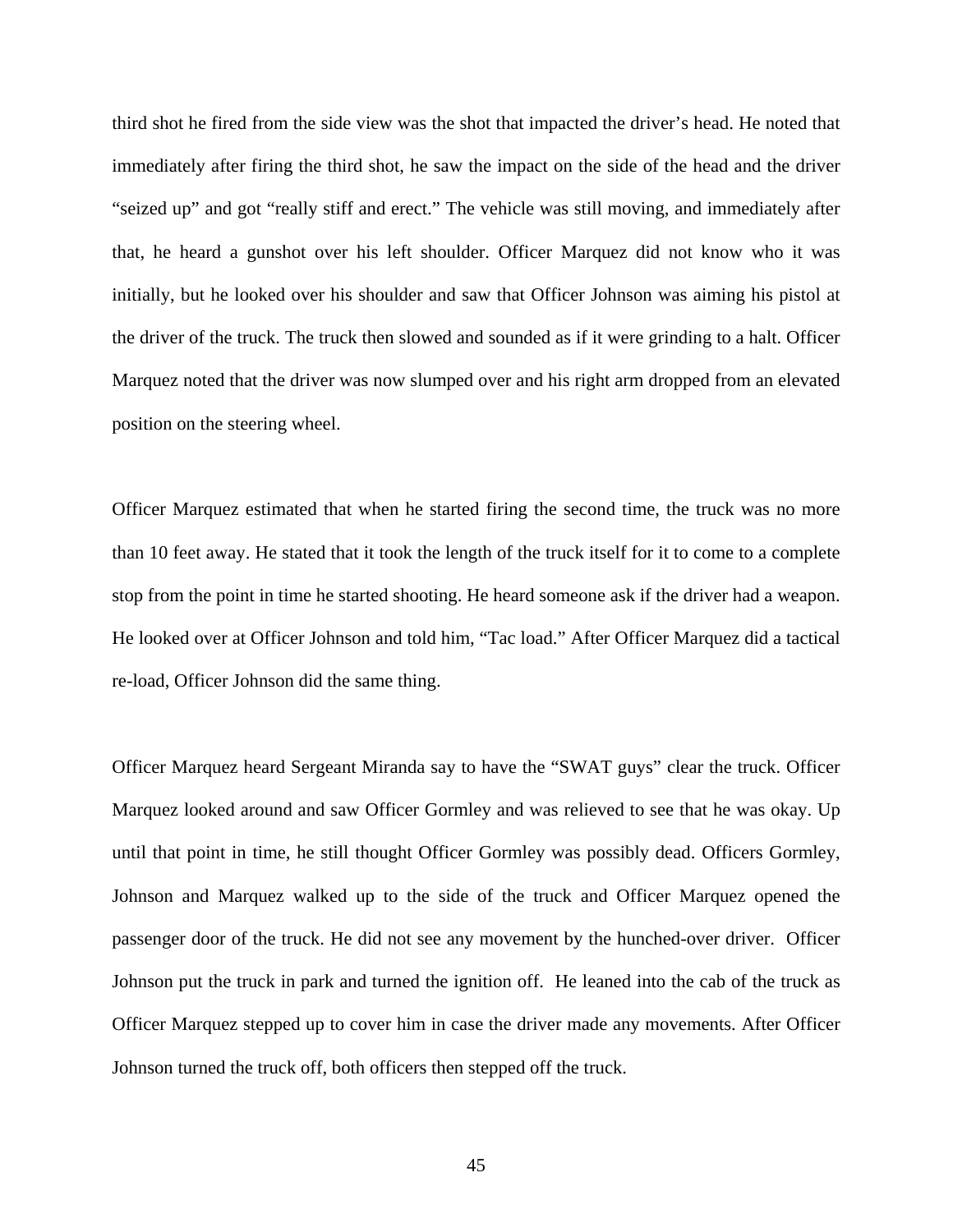third shot he fired from the side view was the shot that impacted the driver's head. He noted that immediately after firing the third shot, he saw the impact on the side of the head and the driver "seized up" and got "really stiff and erect." The vehicle was still moving, and immediately after that, he heard a gunshot over his left shoulder. Officer Marquez did not know who it was initially, but he looked over his shoulder and saw that Officer Johnson was aiming his pistol at the driver of the truck. The truck then slowed and sounded as if it were grinding to a halt. Officer Marquez noted that the driver was now slumped over and his right arm dropped from an elevated position on the steering wheel.

Officer Marquez estimated that when he started firing the second time, the truck was no more than 10 feet away. He stated that it took the length of the truck itself for it to come to a complete stop from the point in time he started shooting. He heard someone ask if the driver had a weapon. He looked over at Officer Johnson and told him, "Tac load." After Officer Marquez did a tactical re-load, Officer Johnson did the same thing.

Officer Marquez heard Sergeant Miranda say to have the "SWAT guys" clear the truck. Officer Marquez looked around and saw Officer Gormley and was relieved to see that he was okay. Up until that point in time, he still thought Officer Gormley was possibly dead. Officers Gormley, Johnson and Marquez walked up to the side of the truck and Officer Marquez opened the passenger door of the truck. He did not see any movement by the hunched-over driver. Officer Johnson put the truck in park and turned the ignition off. He leaned into the cab of the truck as Officer Marquez stepped up to cover him in case the driver made any movements. After Officer Johnson turned the truck off, both officers then stepped off the truck.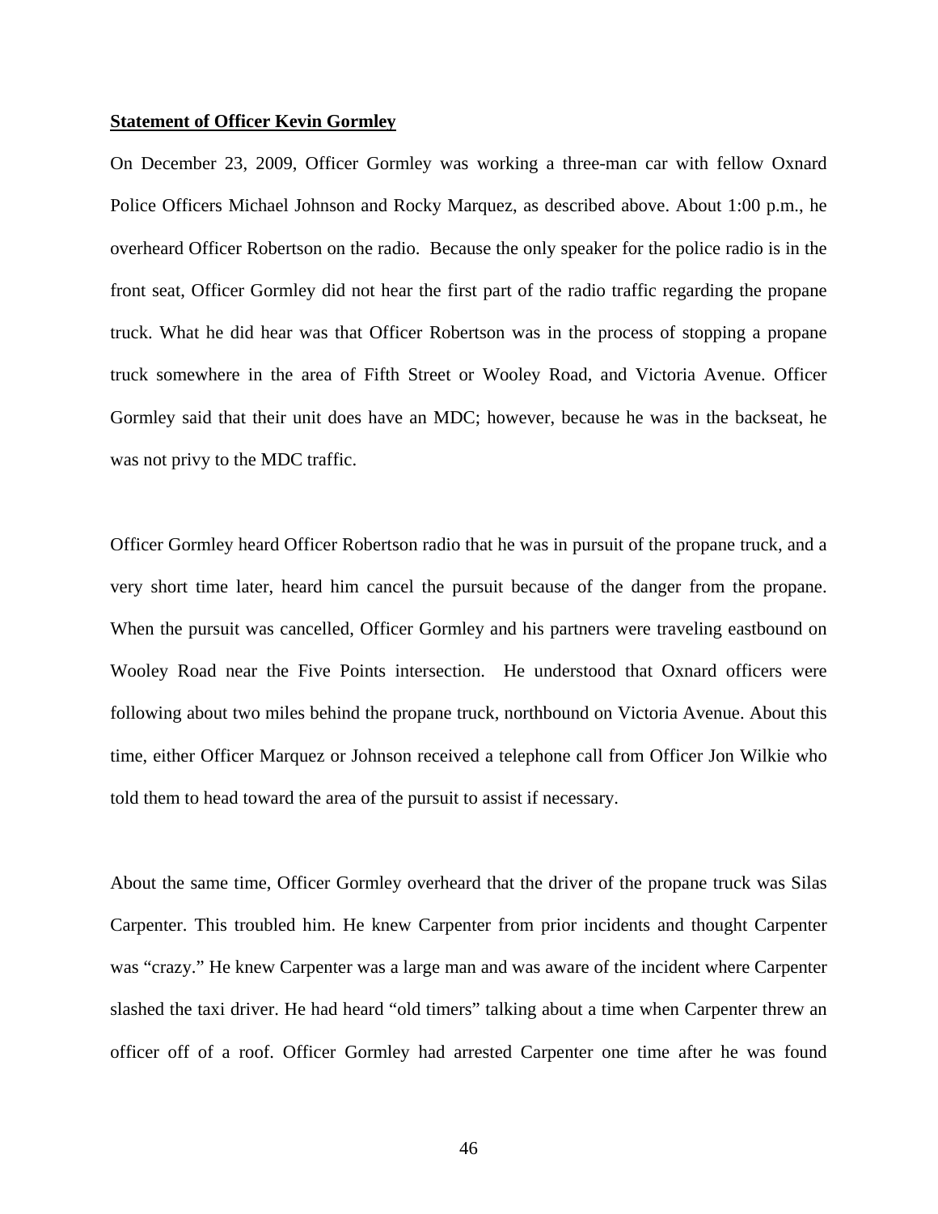**Statement of Officer Kevin Gormley**

On December 23, 2009, Officer Gormley was working a three-man car with fellow Oxnard Police Officers Michael Johnson and Rocky Marquez, as described above. About 1:00 p.m., he overheard Officer Robertson on the radio. Because the only speaker for the police radio is in the front seat, Officer Gormley did not hear the first part of the radio traffic regarding the propane truck. What he did hear was that Officer Robertson was in the process of stopping a propane truck somewhere in the area of Fifth Street or Wooley Road, and Victoria Avenue. Officer Gormley said that their unit does have an MDC; however, because he was in the backseat, he was not privy to the MDC traffic.

Officer Gormley heard Officer Robertson radio that he was in pursuit of the propane truck, and a very short time later, heard him cancel the pursuit because of the danger from the propane. When the pursuit was cancelled, Officer Gormley and his partners were traveling eastbound on Wooley Road near the Five Points intersection. He understood that Oxnard officers were following about two miles behind the propane truck, northbound on Victoria Avenue. About this time, either Officer Marquez or Johnson received a telephone call from Officer Jon Wilkie who told them to head toward the area of the pursuit to assist if necessary.

About the same time, Officer Gormley overheard that the driver of the propane truck was Silas Carpenter. This troubled him. He knew Carpenter from prior incidents and thought Carpenter was "crazy." He knew Carpenter was a large man and was aware of the incident where Carpenter slashed the taxi driver. He had heard "old timers" talking about a time when Carpenter threw an officer off of a roof. Officer Gormley had arrested Carpenter one time after he was found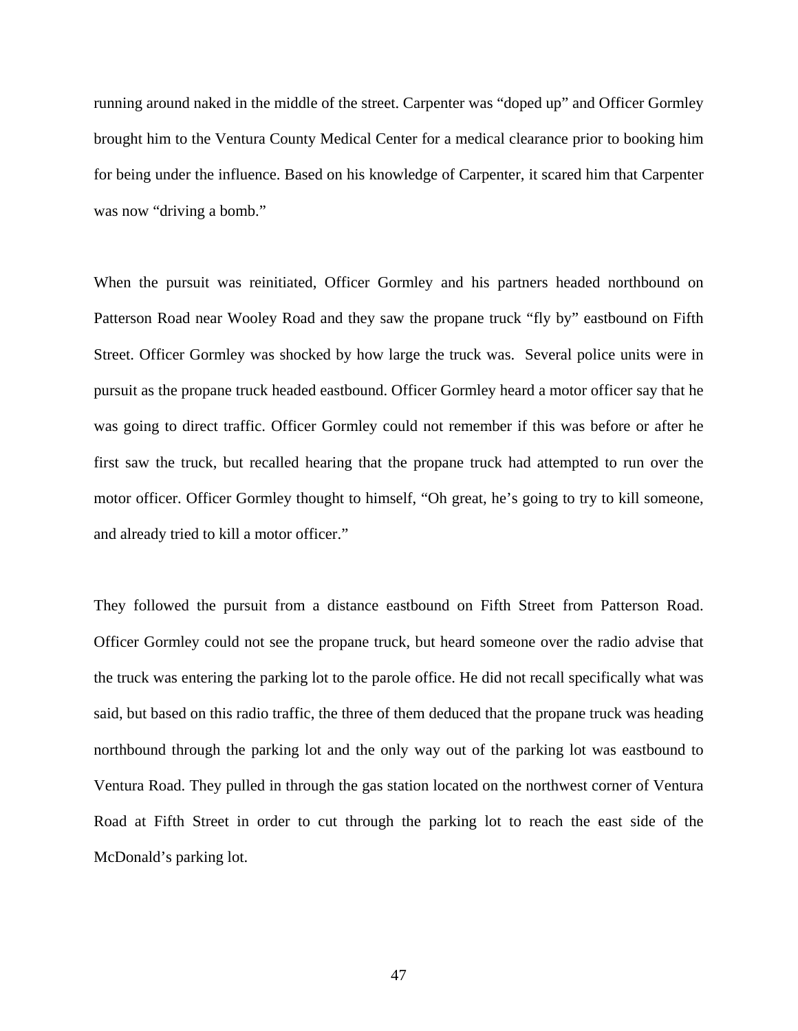running around naked in the middle of the street. Carpenter was "doped up" and Officer Gormley brought him to the Ventura County Medical Center for a medical clearance prior to booking him for being under the influence. Based on his knowledge of Carpenter, it scared him that Carpenter was now "driving a bomb."

When the pursuit was reinitiated, Officer Gormley and his partners headed northbound on Patterson Road near Wooley Road and they saw the propane truck "fly by" eastbound on Fifth Street. Officer Gormley was shocked by how large the truck was. Several police units were in pursuit as the propane truck headed eastbound. Officer Gormley heard a motor officer say that he was going to direct traffic. Officer Gormley could not remember if this was before or after he first saw the truck, but recalled hearing that the propane truck had attempted to run over the motor officer. Officer Gormley thought to himself, "Oh great, he's going to try to kill someone, and already tried to kill a motor officer."

They followed the pursuit from a distance eastbound on Fifth Street from Patterson Road. Officer Gormley could not see the propane truck, but heard someone over the radio advise that the truck was entering the parking lot to the parole office. He did not recall specifically what was said, but based on this radio traffic, the three of them deduced that the propane truck was heading northbound through the parking lot and the only way out of the parking lot was eastbound to Ventura Road. They pulled in through the gas station located on the northwest corner of Ventura Road at Fifth Street in order to cut through the parking lot to reach the east side of the McDonald's parking lot.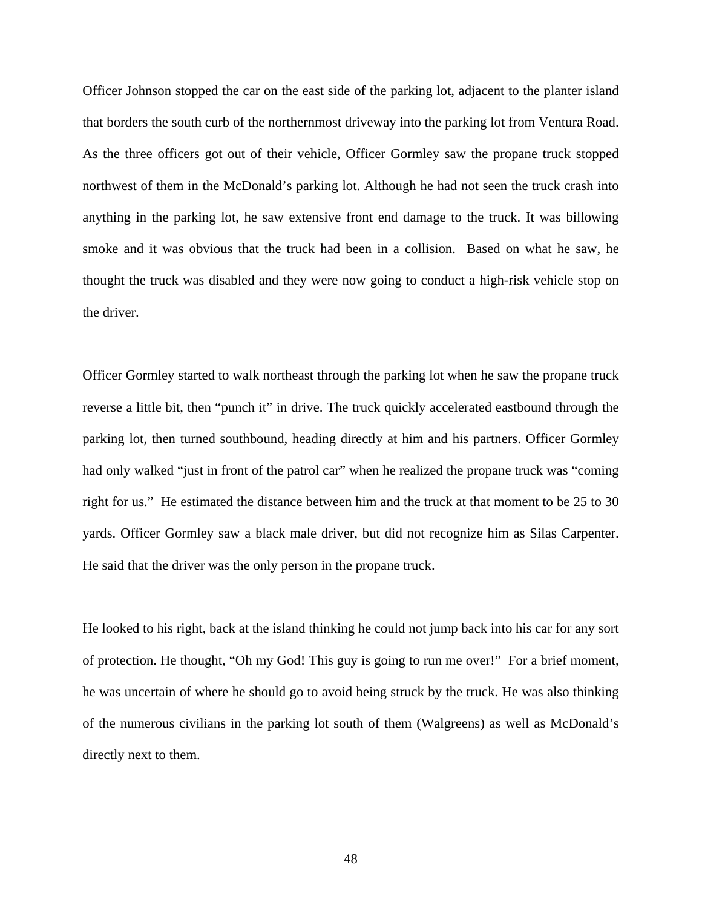Officer Johnson stopped the car on the east side of the parking lot, adjacent to the planter island that borders the south curb of the northernmost driveway into the parking lot from Ventura Road. As the three officers got out of their vehicle, Officer Gormley saw the propane truck stopped northwest of them in the McDonald's parking lot. Although he had not seen the truck crash into anything in the parking lot, he saw extensive front end damage to the truck. It was billowing smoke and it was obvious that the truck had been in a collision. Based on what he saw, he thought the truck was disabled and they were now going to conduct a high-risk vehicle stop on the driver.

Officer Gormley started to walk northeast through the parking lot when he saw the propane truck reverse a little bit, then "punch it" in drive. The truck quickly accelerated eastbound through the parking lot, then turned southbound, heading directly at him and his partners. Officer Gormley had only walked "just in front of the patrol car" when he realized the propane truck was "coming right for us." He estimated the distance between him and the truck at that moment to be 25 to 30 yards. Officer Gormley saw a black male driver, but did not recognize him as Silas Carpenter. He said that the driver was the only person in the propane truck.

He looked to his right, back at the island thinking he could not jump back into his car for any sort of protection. He thought, "Oh my God! This guy is going to run me over!" For a brief moment, he was uncertain of where he should go to avoid being struck by the truck. He was also thinking of the numerous civilians in the parking lot south of them (Walgreens) as well as McDonald's directly next to them.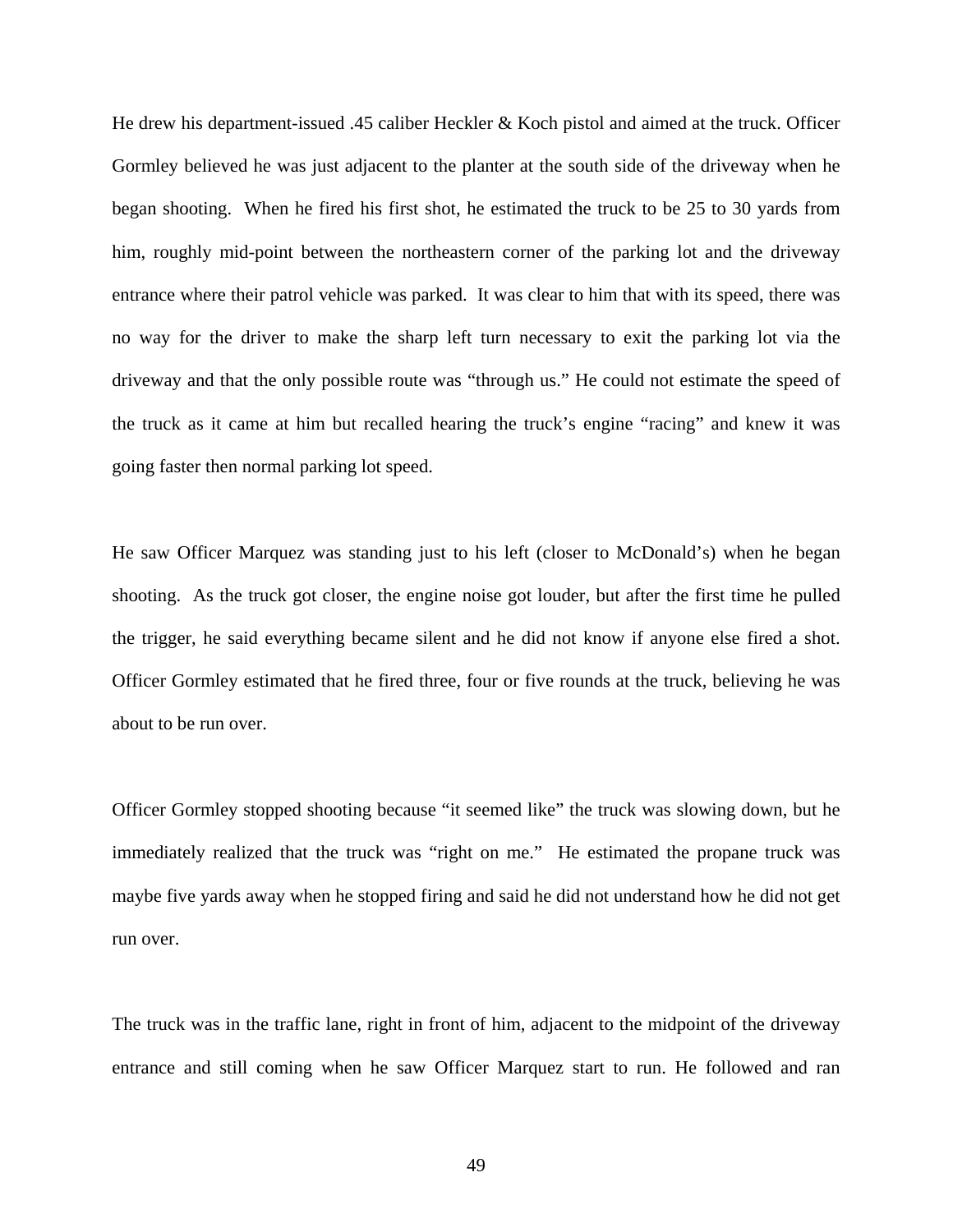He drew his department-issued .45 caliber Heckler & Koch pistol and aimed at the truck. Officer Gormley believed he was just adjacent to the planter at the south side of the driveway when he began shooting. When he fired his first shot, he estimated the truck to be 25 to 30 yards from him, roughly mid-point between the northeastern corner of the parking lot and the driveway entrance where their patrol vehicle was parked. It was clear to him that with its speed, there was no way for the driver to make the sharp left turn necessary to exit the parking lot via the driveway and that the only possible route was "through us." He could not estimate the speed of the truck as it came at him but recalled hearing the truck's engine "racing" and knew it was going faster then normal parking lot speed.

He saw Officer Marquez was standing just to his left (closer to McDonald's) when he began shooting. As the truck got closer, the engine noise got louder, but after the first time he pulled the trigger, he said everything became silent and he did not know if anyone else fired a shot. Officer Gormley estimated that he fired three, four or five rounds at the truck, believing he was about to be run over.

Officer Gormley stopped shooting because "it seemed like" the truck was slowing down, but he immediately realized that the truck was "right on me." He estimated the propane truck was maybe five yards away when he stopped firing and said he did not understand how he did not get run over.

The truck was in the traffic lane, right in front of him, adjacent to the midpoint of the driveway entrance and still coming when he saw Officer Marquez start to run. He followed and ran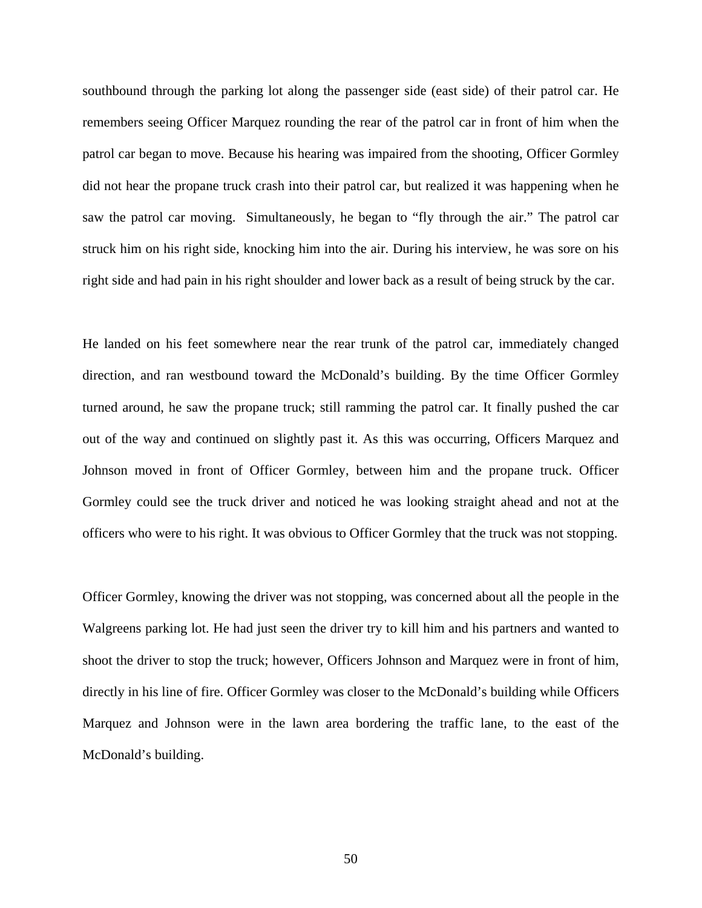southbound through the parking lot along the passenger side (east side) of their patrol car. He remembers seeing Officer Marquez rounding the rear of the patrol car in front of him when the patrol car began to move. Because his hearing was impaired from the shooting, Officer Gormley did not hear the propane truck crash into their patrol car, but realized it was happening when he saw the patrol car moving. Simultaneously, he began to "fly through the air." The patrol car struck him on his right side, knocking him into the air. During his interview, he was sore on his right side and had pain in his right shoulder and lower back as a result of being struck by the car.

He landed on his feet somewhere near the rear trunk of the patrol car, immediately changed direction, and ran westbound toward the McDonald's building. By the time Officer Gormley turned around, he saw the propane truck; still ramming the patrol car. It finally pushed the car out of the way and continued on slightly past it. As this was occurring, Officers Marquez and Johnson moved in front of Officer Gormley, between him and the propane truck. Officer Gormley could see the truck driver and noticed he was looking straight ahead and not at the officers who were to his right. It was obvious to Officer Gormley that the truck was not stopping.

Officer Gormley, knowing the driver was not stopping, was concerned about all the people in the Walgreens parking lot. He had just seen the driver try to kill him and his partners and wanted to shoot the driver to stop the truck; however, Officers Johnson and Marquez were in front of him, directly in his line of fire. Officer Gormley was closer to the McDonald's building while Officers Marquez and Johnson were in the lawn area bordering the traffic lane, to the east of the McDonald's building.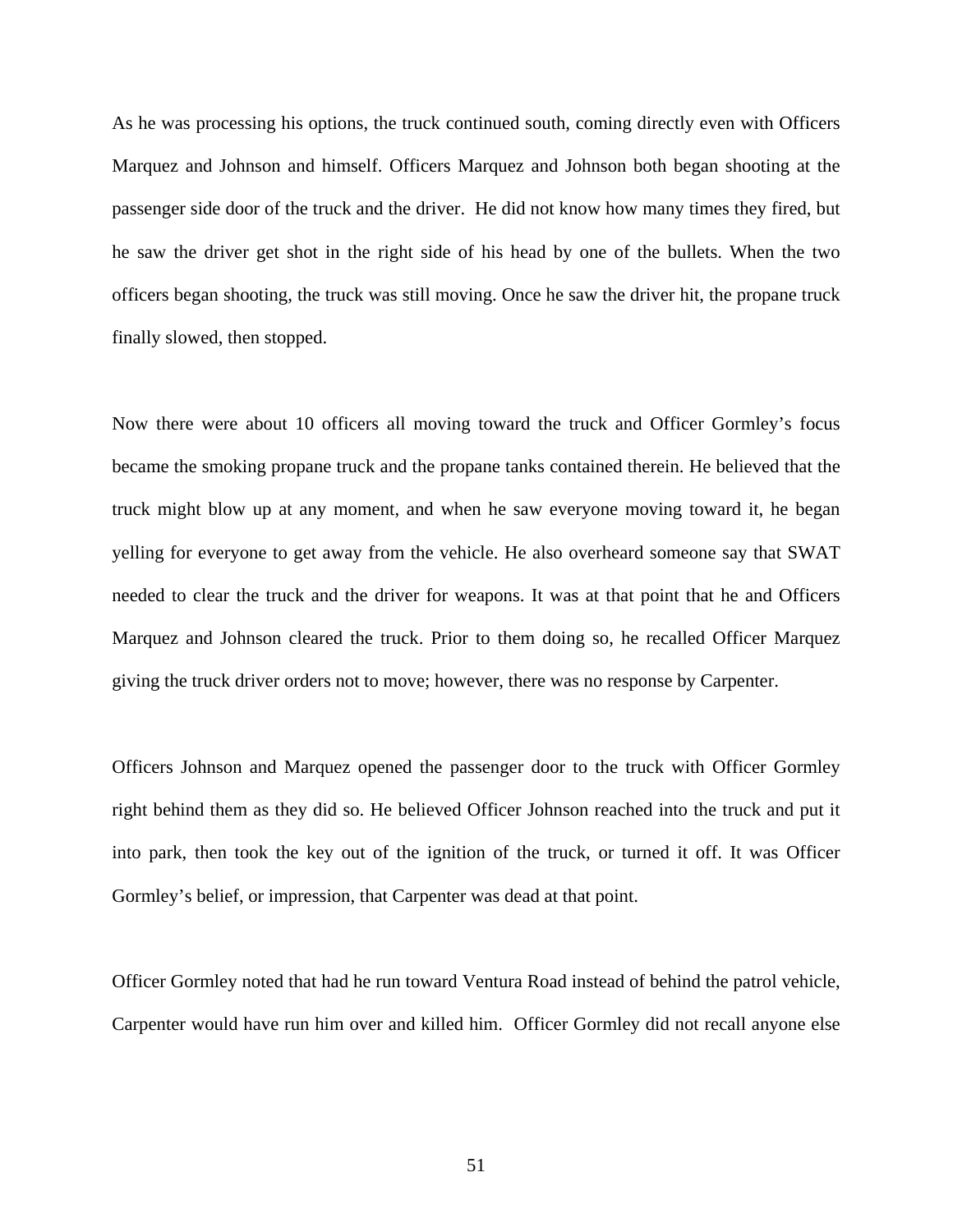As he was processing his options, the truck continued south, coming directly even with Officers Marquez and Johnson and himself. Officers Marquez and Johnson both began shooting at the passenger side door of the truck and the driver. He did not know how many times they fired, but he saw the driver get shot in the right side of his head by one of the bullets. When the two officers began shooting, the truck was still moving. Once he saw the driver hit, the propane truck finally slowed, then stopped.

Now there were about 10 officers all moving toward the truck and Officer Gormley's focus became the smoking propane truck and the propane tanks contained therein. He believed that the truck might blow up at any moment, and when he saw everyone moving toward it, he began yelling for everyone to get away from the vehicle. He also overheard someone say that SWAT needed to clear the truck and the driver for weapons. It was at that point that he and Officers Marquez and Johnson cleared the truck. Prior to them doing so, he recalled Officer Marquez giving the truck driver orders not to move; however, there was no response by Carpenter.

Officers Johnson and Marquez opened the passenger door to the truck with Officer Gormley right behind them as they did so. He believed Officer Johnson reached into the truck and put it into park, then took the key out of the ignition of the truck, or turned it off. It was Officer Gormley's belief, or impression, that Carpenter was dead at that point.

Officer Gormley noted that had he run toward Ventura Road instead of behind the patrol vehicle, Carpenter would have run him over and killed him. Officer Gormley did not recall anyone else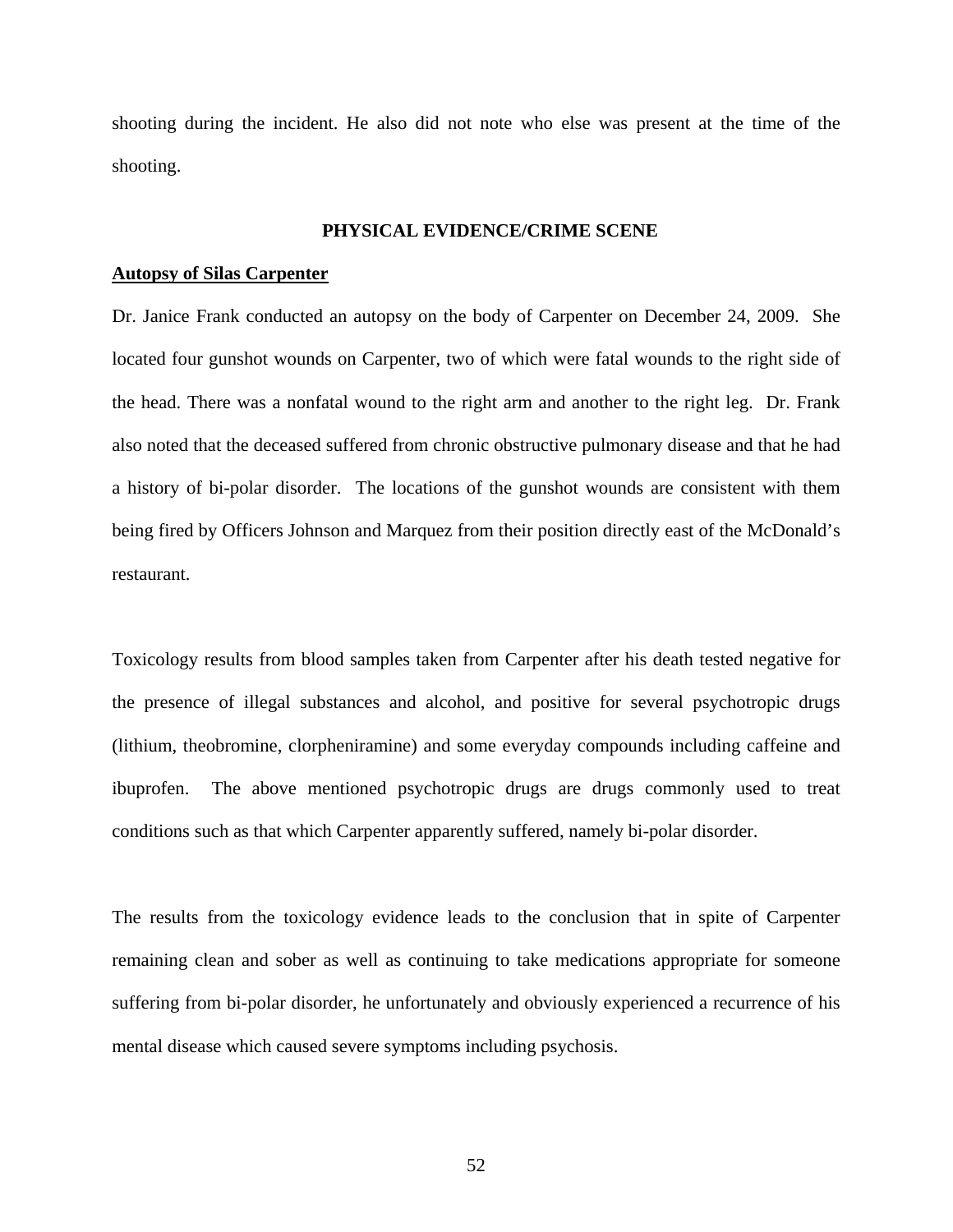shooting during the incident. He also did not note who else was present at the time of the shooting.

## PHYSICAL EVIDENCE/CRIME SCENE

**Autopsy of Silas Carpenter**

Dr. Janice Frank conducted an autopsy on the body of Carpenter on December 24, 2009. She located four gunshot wounds on Carpenter, two of which were fatal wounds to the right side of the head. There was a nonfatal wound to the right arm and another to the right leg. Dr. Frank also noted that the deceased suffered from chronic obstructive pulmonary disease and that he had a history of bi-polar disorder. The locations of the gunshot wounds are consistent with them being fired by Officers Johnson and Marquez from their position directly east of the McDonald's restaurant.

Toxicology results from blood samples taken from Carpenter after his death tested negative for the presence of illegal substances and alcohol, and positive for several psychotropic drugs (lithium, theobromine, clorpheniramine) and some everyday compounds including caffeine and ibuprofen. The above mentioned psychotropic drugs are drugs commonly used to treat conditions such as that which Carpenter apparently suffered, namely bi-polar disorder.

The results from the toxicology evidence leads to the conclusion that in spite of Carpenter remaining clean and sober as well as continuing to take medications appropriate for someone suffering from bi-polar disorder, he unfortunately and obviously experienced a recurrence of his mental disease which caused severe symptoms including psychosis.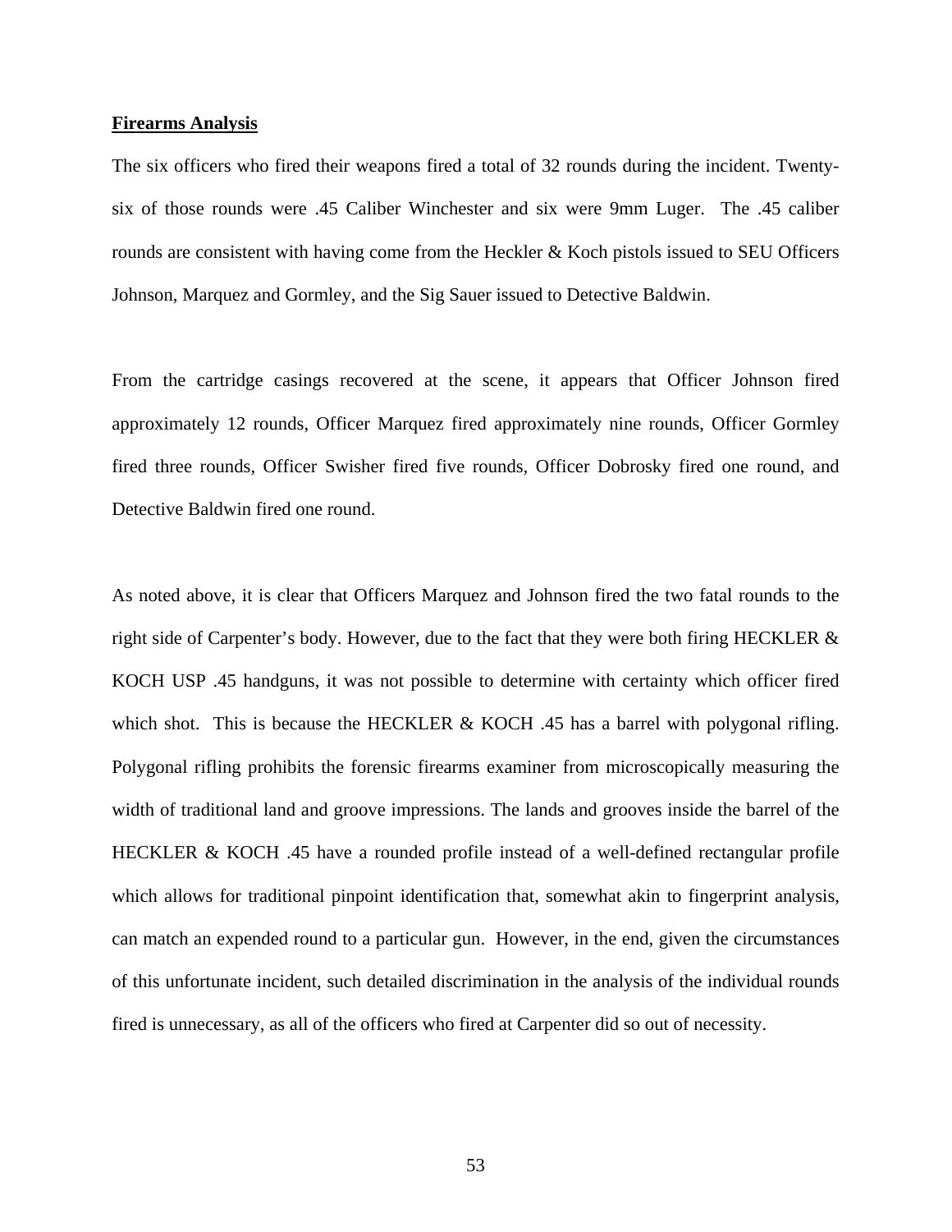**Firearms Analysis**

The six officers who fired their weapons fired a total of 32 rounds during the incident. Twenty-six of those rounds were .45 Caliber Winchester and six were 9mm Luger. The .45 caliber rounds are consistent with having come from the Heckler & Koch pistols issued to SEU Officers Johnson, Marquez and Gormley, and the Sig Sauer issued to Detective Baldwin.

From the cartridge casings recovered at the scene, it appears that Officer Johnson fired approximately 12 rounds, Officer Marquez fired approximately nine rounds, Officer Gormley fired three rounds, Officer Swisher fired five rounds, Officer Dobrosky fired one round, and Detective Baldwin fired one round.

As noted above, it is clear that Officers Marquez and Johnson fired the two fatal rounds to the right side of Carpenter's body. However, due to the fact that they were both firing HECKLER & KOCH USP .45 handguns, it was not possible to determine with certainty which officer fired which shot. This is because the HECKLER & KOCH .45 has a barrel with polygonal rifling. Polygonal rifling prohibits the forensic firearms examiner from microscopically measuring the width of traditional land and groove impressions. The lands and grooves inside the barrel of the HECKLER & KOCH .45 have a rounded profile instead of a well-defined rectangular profile which allows for traditional pinpoint identification that, somewhat akin to fingerprint analysis, can match an expended round to a particular gun. However, in the end, given the circumstances of this unfortunate incident, such detailed discrimination in the analysis of the individual rounds fired is unnecessary, as all of the officers who fired at Carpenter did so out of necessity.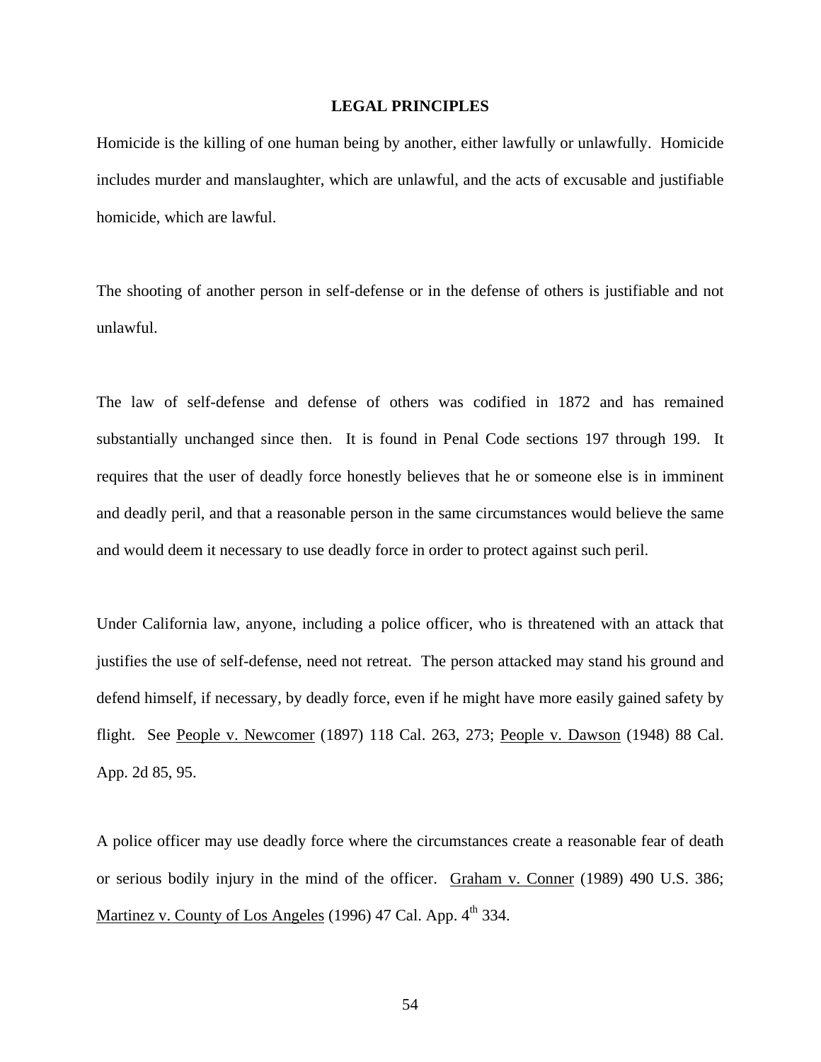## LEGAL PRINCIPLES

Homicide is the killing of one human being by another, either lawfully or unlawfully. Homicide includes murder and manslaughter, which are unlawful, and the acts of excusable and justifiable homicide, which are lawful.

The shooting of another person in self-defense or in the defense of others is justifiable and not unlawful.

The law of self-defense and defense of others was codified in 1872 and has remained substantially unchanged since then. It is found in Penal Code sections 197 through 199. It requires that the user of deadly force honestly believes that he or someone else is in imminent and deadly peril, and that a reasonable person in the same circumstances would believe the same and would deem it necessary to use deadly force in order to protect against such peril.

Under California law, anyone, including a police officer, who is threatened with an attack that justifies the use of self-defense, need not retreat. The person attacked may stand his ground and defend himself, if necessary, by deadly force, even if he might have more easily gained safety by flight. See People v. Newcomer (1897) 118 Cal. 263, 273; People v. Dawson (1948) 88 Cal. App. 2d 85, 95.

A police officer may use deadly force where the circumstances create a reasonable fear of death or serious bodily injury in the mind of the officer. Graham v. Conner (1989) 490 U.S. 386; Martinez v. County of Los Angeles (1996) 47 Cal. App. 4th 334.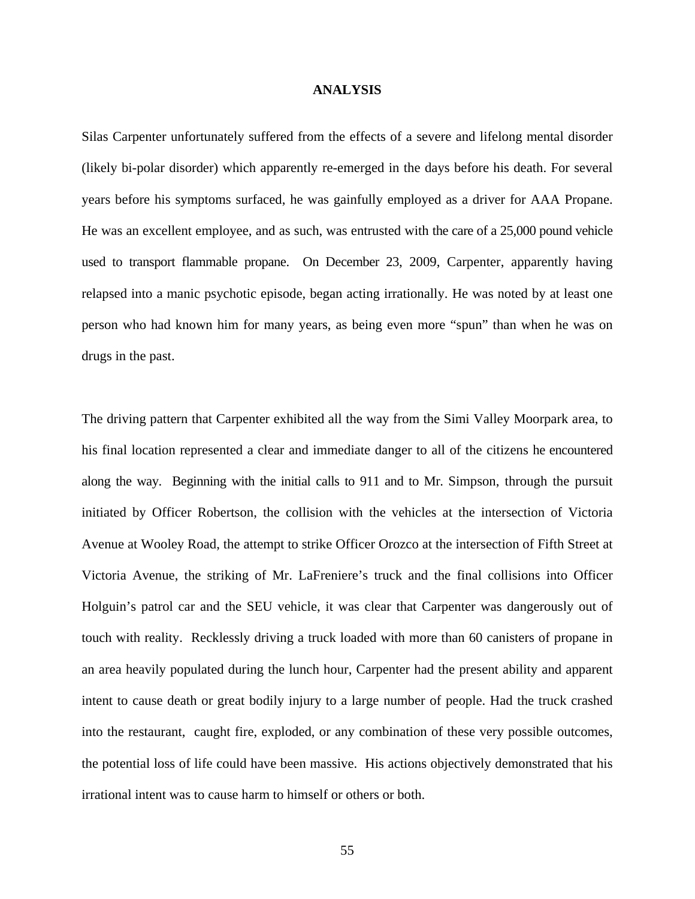## ANALYSIS

Silas Carpenter unfortunately suffered from the effects of a severe and lifelong mental disorder (likely bi-polar disorder) which apparently re-emerged in the days before his death. For several years before his symptoms surfaced, he was gainfully employed as a driver for AAA Propane. He was an excellent employee, and as such, was entrusted with the care of a 25,000 pound vehicle used to transport flammable propane. On December 23, 2009, Carpenter, apparently having relapsed into a manic psychotic episode, began acting irrationally. He was noted by at least one person who had known him for many years, as being even more "spun" than when he was on drugs in the past.

The driving pattern that Carpenter exhibited all the way from the Simi Valley Moorpark area, to his final location represented a clear and immediate danger to all of the citizens he encountered along the way. Beginning with the initial calls to 911 and to Mr. Simpson, through the pursuit initiated by Officer Robertson, the collision with the vehicles at the intersection of Victoria Avenue at Wooley Road, the attempt to strike Officer Orozco at the intersection of Fifth Street at Victoria Avenue, the striking of Mr. LaFreniere's truck and the final collisions into Officer Holguin's patrol car and the SEU vehicle, it was clear that Carpenter was dangerously out of touch with reality. Recklessly driving a truck loaded with more than 60 canisters of propane in an area heavily populated during the lunch hour, Carpenter had the present ability and apparent intent to cause death or great bodily injury to a large number of people. Had the truck crashed into the restaurant, caught fire, exploded, or any combination of these very possible outcomes, the potential loss of life could have been massive. His actions objectively demonstrated that his irrational intent was to cause harm to himself or others or both.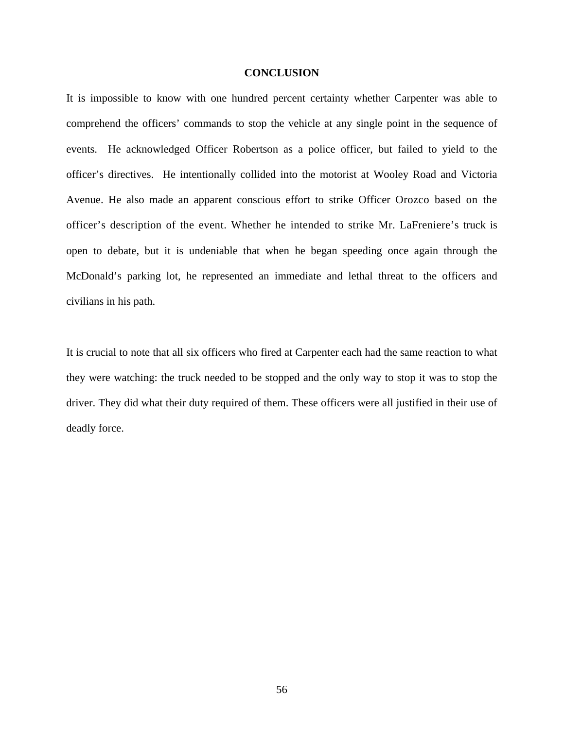## CONCLUSION

It is impossible to know with one hundred percent certainty whether Carpenter was able to comprehend the officers' commands to stop the vehicle at any single point in the sequence of events. He acknowledged Officer Robertson as a police officer, but failed to yield to the officer's directives. He intentionally collided into the motorist at Wooley Road and Victoria Avenue. He also made an apparent conscious effort to strike Officer Orozco based on the officer's description of the event. Whether he intended to strike Mr. LaFreniere's truck is open to debate, but it is undeniable that when he began speeding once again through the McDonald's parking lot, he represented an immediate and lethal threat to the officers and civilians in his path.

It is crucial to note that all six officers who fired at Carpenter each had the same reaction to what they were watching: the truck needed to be stopped and the only way to stop it was to stop the driver. They did what their duty required of them. These officers were all justified in their use of deadly force.